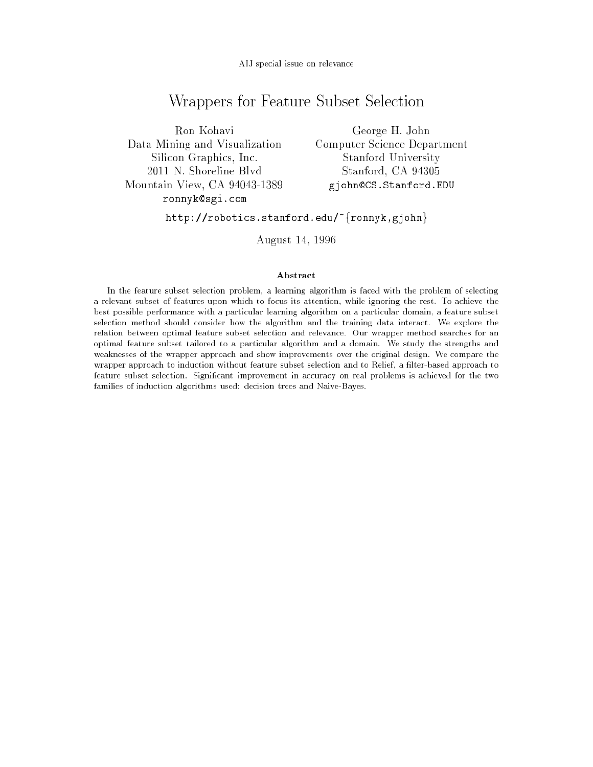AIJ special issue on relevance

# Wrappers for Feature Subset Selection

Ron Kohavi
Data Mining and Visualization
Silicon Graphics, Inc.
2011 N. Shoreline Blvd
Mountain View, CA 94043-1389
ronnyk@sgi.com

George H. John
Computer Science Department
Stanford University
Stanford, CA 94305
gjohn@CS.Stanford.EDU

http://robotics.stanford.edu/~{ronnyk,gjohn}

August 14, 1996

### Abstract

In the feature subset selection problem, a learning algorithm is faced with the problem of selecting a relevant subset of features upon which to focus its attention, while ignoring the rest. To achieve the best possible performance with a particular learning algorithm on a particular domain, a feature subset selection method should consider how the algorithm and the training data interact. We explore the relation between optimal feature subset selection and relevance. Our wrapper method searches for an optimal feature subset tailored to a particular algorithm and a domain. We study the strengths and weaknesses of the wrapper approach and show improvements over the original design. We compare the wrapper approach to induction without feature subset selection and to Relief, a filter-based approach to feature subset selection. Significant improvement in accuracy on real problems is achieved for the two families of induction algorithms used: decision trees and Naive-Bayes.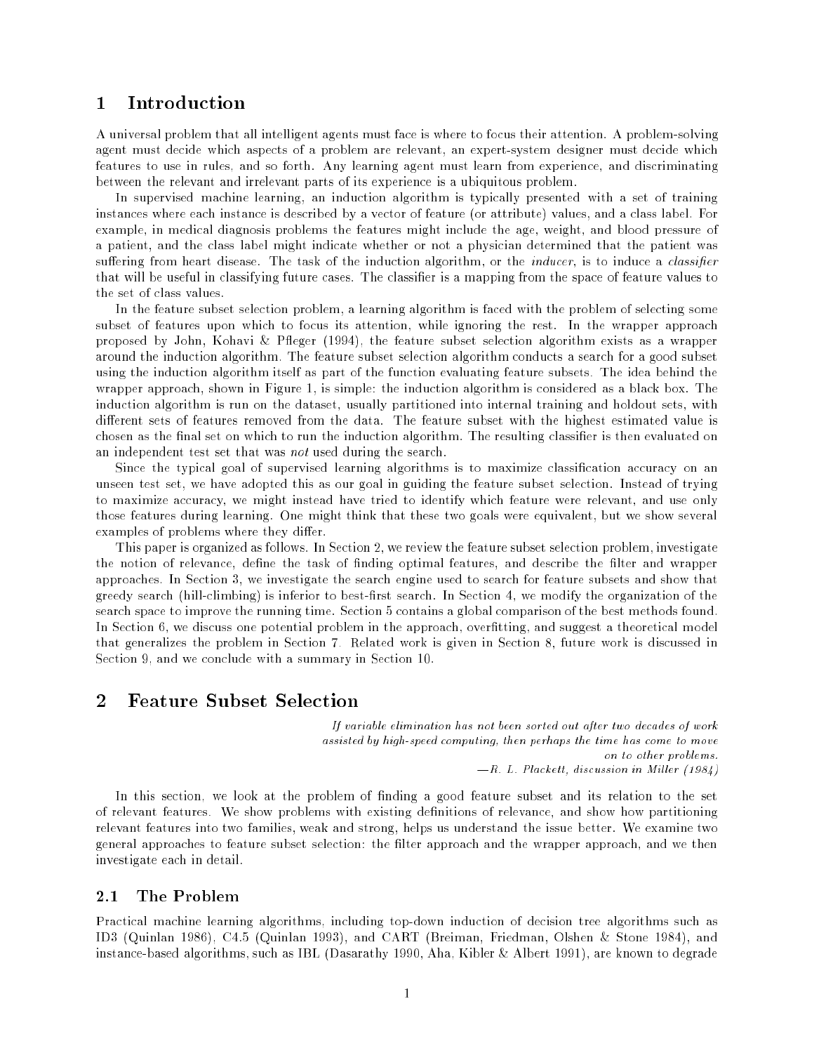# 1 Introduction

A universal problem that all intelligent agents must face is where to focus their attention. A problem-solving agent must decide which aspects of a problem are relevant, an expert-system designer must decide which features to use in rules, and so forth. Any learning agent must learn from experience, and discriminating between the relevant and irrelevant parts of its experience is a ubiquitous problem.

In supervised machine learning, an induction algorithm is typically presented with a set of training instances where each instance is described by a vector of feature (or attribute) values, and a class label. For example, in medical diagnosis problems the features might include the age, weight, and blood pressure of a patient, and the class label might indicate whether or not a physician determined that the patient was suffering from heart disease. The task of the induction algorithm, or the *inducer*, is to induce a *classifier* that will be useful in classifying future cases. The classifier is a mapping from the space of feature values to the set of class values.

In the feature subset selection problem, a learning algorithm is faced with the problem of selecting some subset of features upon which to focus its attention, while ignoring the rest. In the wrapper approach proposed by John, Kohavi & Pfleger (1994), the feature subset selection algorithm exists as a wrapper around the induction algorithm. The feature subset selection algorithm conducts a search for a good subset using the induction algorithm itself as part of the function evaluating feature subsets. The idea behind the wrapper approach, shown in Figure 1, is simple: the induction algorithm is considered as a black box. The induction algorithm is run on the dataset, usually partitioned into internal training and holdout sets, with different sets of features removed from the data. The feature subset with the highest estimated value is chosen as the final set on which to run the induction algorithm. The resulting classifier is then evaluated on an independent test set that was *not* used during the search.

Since the typical goal of supervised learning algorithms is to maximize classification accuracy on an unseen test set, we have adopted this as our goal in guiding the feature subset selection. Instead of trying to maximize accuracy, we might instead have tried to identify which feature were relevant, and use only those features during learning. One might think that these two goals were equivalent, but we show several examples of problems where they differ.

This paper is organized as follows. In Section 2, we review the feature subset selection problem, investigate the notion of relevance, define the task of finding optimal features, and describe the filter and wrapper approaches. In Section 3, we investigate the search engine used to search for feature subsets and show that greedy search (hill-climbing) is inferior to best-first search. In Section 4, we modify the organization of the search space to improve the running time. Section 5 contains a global comparison of the best methods found. In Section 6, we discuss one potential problem in the approach, overfitting, and suggest a theoretical model that generalizes the problem in Section 7. Related work is given in Section 8, future work is discussed in Section 9, and we conclude with a summary in Section 10.

# 2 Feature Subset Selection

*If variable elimination has not been sorted out after two decades of work assisted by high-speed computing, then perhaps the time has come to move on to other problems.*
*—R. L. Plackett, discussion in Miller (1984)*

In this section, we look at the problem of finding a good feature subset and its relation to the set of relevant features. We show problems with existing definitions of relevance, and show how partitioning relevant features into two families, weak and strong, helps us understand the issue better. We examine two general approaches to feature subset selection: the filter approach and the wrapper approach, and we then investigate each in detail.

## 2.1 The Problem

Practical machine learning algorithms, including top-down induction of decision tree algorithms such as ID3 (Quinlan 1986), C4.5 (Quinlan 1993), and CART (Breiman, Friedman, Olshen & Stone 1984), and instance-based algorithms, such as IBL (Dasarathy 1990, Aha, Kibler & Albert 1991), are known to degrade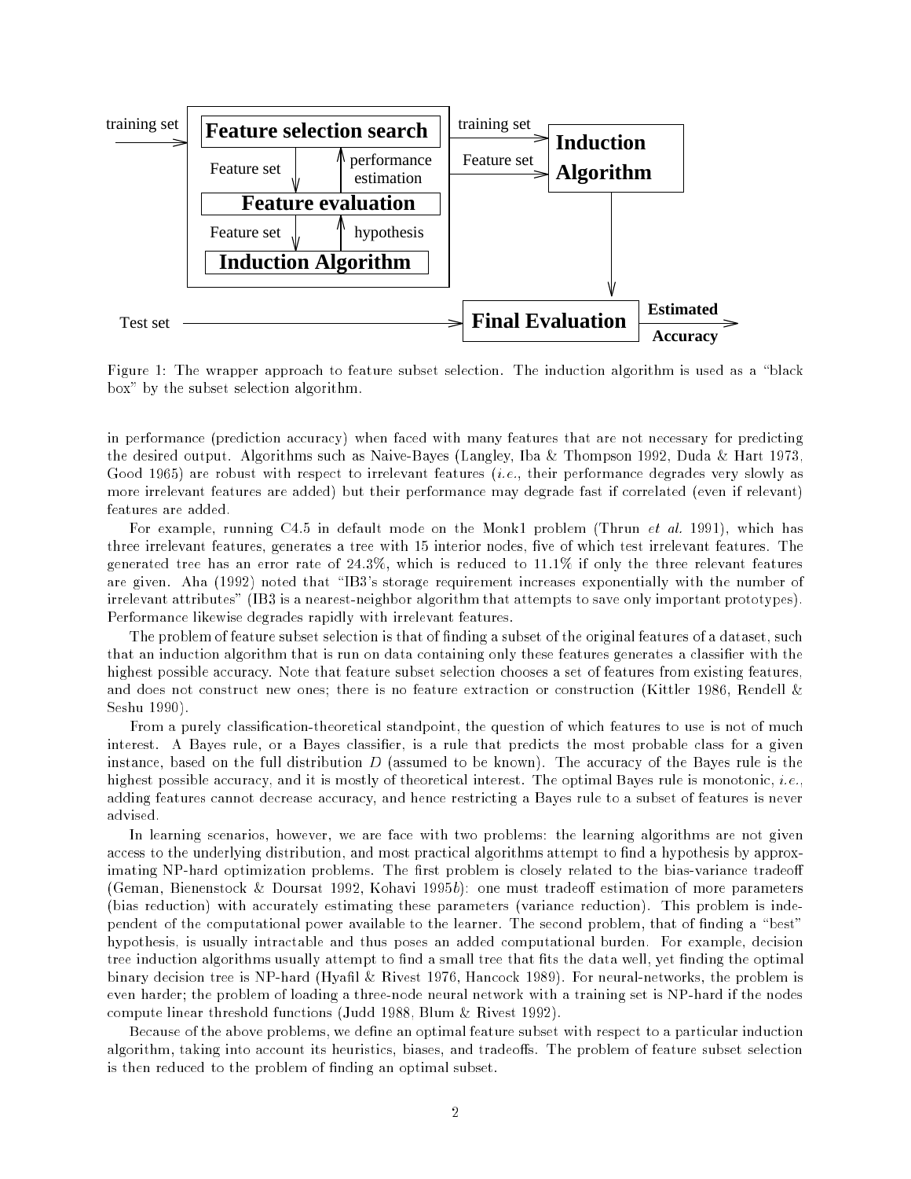Figure 1: The wrapper approach to feature subset selection. The induction algorithm is used as a "black box" by the subset selection algorithm.

in performance (prediction accuracy) when faced with many features that are not necessary for predicting the desired output. Algorithms such as Naive-Bayes (Langley, Iba & Thompson 1992, Duda & Hart 1973, Good 1965) are robust with respect to irrelevant features (*i.e.*, their performance degrades very slowly as more irrelevant features are added) but their performance may degrade fast if correlated (even if relevant) features are added.

For example, running C4.5 in default mode on the Monk1 problem (Thrun *et al.* 1991), which has three irrelevant features, generates a tree with 15 interior nodes, five of which test irrelevant features. The generated tree has an error rate of 24.3%, which is reduced to 11.1% if only the three relevant features are given. Aha (1992) noted that "IB3's storage requirement increases exponentially with the number of irrelevant attributes" (IB3 is a nearest-neighbor algorithm that attempts to save only important prototypes). Performance likewise degrades rapidly with irrelevant features.

The problem of feature subset selection is that of finding a subset of the original features of a dataset, such that an induction algorithm that is run on data containing only these features generates a classifier with the highest possible accuracy. Note that feature subset selection chooses a set of features from existing features, and does not construct new ones; there is no feature extraction or construction (Kittler 1986, Rendell & Seshu 1990).

From a purely classification-theoretical standpoint, the question of which features to use is not of much interest. A Bayes rule, or a Bayes classifier, is a rule that predicts the most probable class for a given instance, based on the full distribution $D$ (assumed to be known). The accuracy of the Bayes rule is the highest possible accuracy, and it is mostly of theoretical interest. The optimal Bayes rule is monotonic, *i.e.*, adding features cannot decrease accuracy, and hence restricting a Bayes rule to a subset of features is never advised.

In learning scenarios, however, we are face with two problems: the learning algorithms are not given access to the underlying distribution, and most practical algorithms attempt to find a hypothesis by approximating NP-hard optimization problems. The first problem is closely related to the bias-variance tradeoff (Geman, Bienenstock & Doursat 1992, Kohavi 1995*b*): one must tradeoff estimation of more parameters (bias reduction) with accurately estimating these parameters (variance reduction). This problem is independent of the computational power available to the learner. The second problem, that of finding a "best" hypothesis, is usually intractable and thus poses an added computational burden. For example, decision tree induction algorithms usually attempt to find a small tree that fits the data well, yet finding the optimal binary decision tree is NP-hard (Hyafil & Rivest 1976, Hancock 1989). For neural-networks, the problem is even harder; the problem of loading a three-node neural network with a training set is NP-hard if the nodes compute linear threshold functions (Judd 1988, Blum & Rivest 1992).

Because of the above problems, we define an optimal feature subset with respect to a particular induction algorithm, taking into account its heuristics, biases, and tradeoffs. The problem of feature subset selection is then reduced to the problem of finding an optimal subset.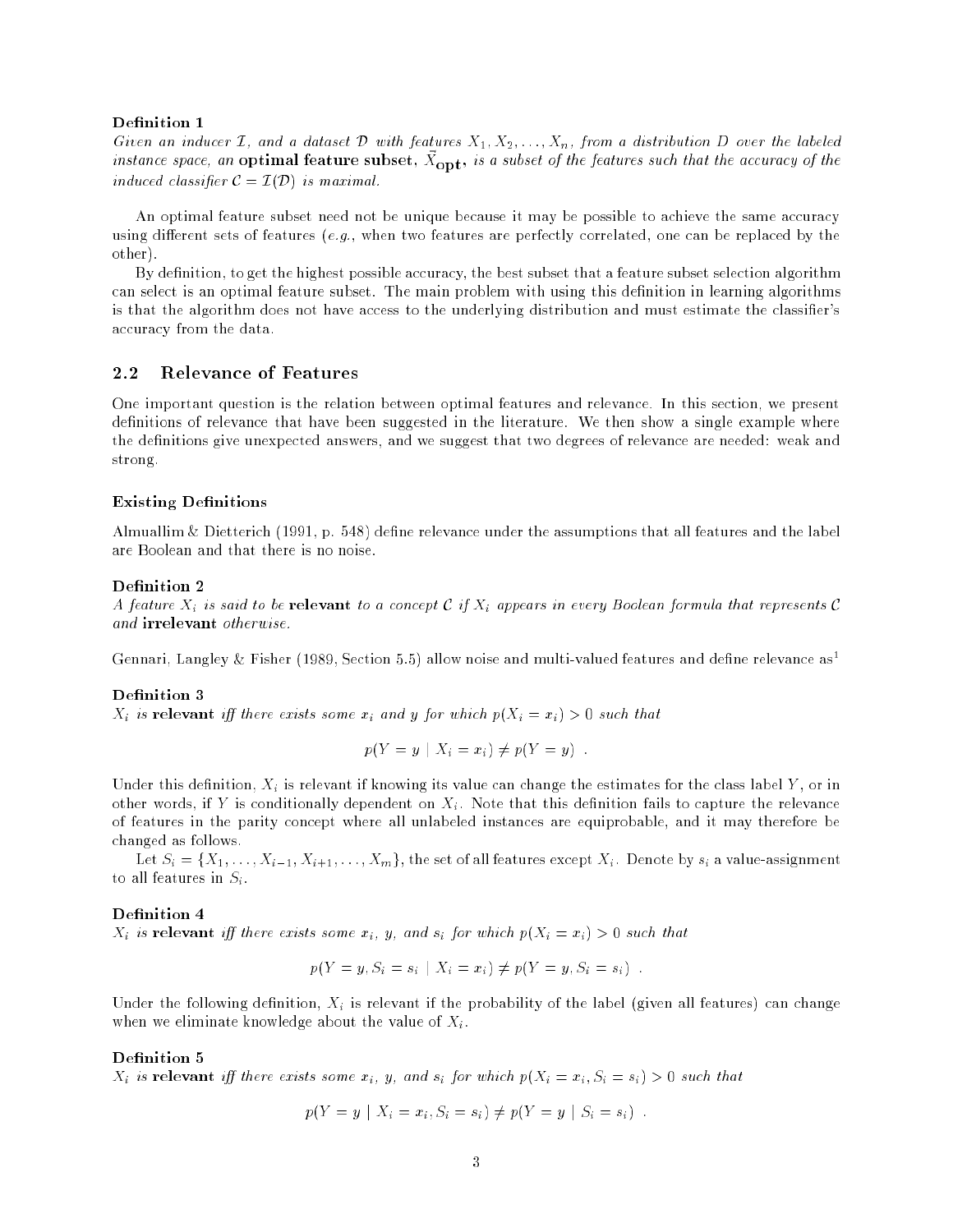**Definition 1**
*Given an inducer $\mathcal{I}$, and a dataset $\mathcal{D}$ with features $X_1, X_2, \ldots, X_n$, from a distribution $D$ over the labeled instance space, an* **optimal feature subset**, $\vec{X}_{\mathbf{opt}}$, *is a subset of the features such that the accuracy of the induced classifier $\mathcal{C} = \mathcal{I}(\mathcal{D})$ is maximal.*

An optimal feature subset need not be unique because it may be possible to achieve the same accuracy using different sets of features (*e.g.*, when two features are perfectly correlated, one can be replaced by the other).

By definition, to get the highest possible accuracy, the best subset that a feature subset selection algorithm can select is an optimal feature subset. The main problem with using this definition in learning algorithms is that the algorithm does not have access to the underlying distribution and must estimate the classifier's accuracy from the data.

## 2.2 Relevance of Features

One important question is the relation between optimal features and relevance. In this section, we present definitions of relevance that have been suggested in the literature. We then show a single example where the definitions give unexpected answers, and we suggest that two degrees of relevance are needed: weak and strong.

### Existing Definitions

Almuallim & Dietterich (1991, p. 548) define relevance under the assumptions that all features and the label are Boolean and that there is no noise.

**Definition 2**
*A feature $X_i$ is said to be* **relevant** *to a concept $\mathcal{C}$ if $X_i$ appears in every Boolean formula that represents $\mathcal{C}$ and* **irrelevant** *otherwise.*

Gennari, Langley & Fisher (1989, Section 5.5) allow noise and multi-valued features and define relevance as[1]

**Definition 3**
*$X_i$ is* **relevant** *iff there exists some $x_i$ and $y$ for which $p(X_i = x_i) > 0$ such that*

$$p(Y = y \mid X_i = x_i) \neq p(Y = y) .$$

Under this definition, $X_i$ is relevant if knowing its value can change the estimates for the class label $Y$, or in other words, if $Y$ is conditionally dependent on $X_i$. Note that this definition fails to capture the relevance of features in the parity concept where all unlabeled instances are equiprobable, and it may therefore be changed as follows.

Let $S_i = \{X_1, \ldots, X_{i-1}, X_{i+1}, \ldots, X_m\}$, the set of all features except $X_i$. Denote by $s_i$ a value-assignment to all features in $S_i$.

**Definition 4**
*$X_i$ is* **relevant** *iff there exists some $x_i$, $y$, and $s_i$ for which $p(X_i = x_i) > 0$ such that*

$$p(Y = y, S_i = s_i \mid X_i = x_i) \neq p(Y = y, S_i = s_i) .$$

Under the following definition, $X_i$ is relevant if the probability of the label (given all features) can change when we eliminate knowledge about the value of $X_i$.

**Definition 5**
*$X_i$ is* **relevant** *iff there exists some $x_i$, $y$, and $s_i$ for which $p(X_i = x_i, S_i = s_i) > 0$ such that*

$$p(Y = y \mid X_i = x_i, S_i = s_i) \neq p(Y = y \mid S_i = s_i) .$$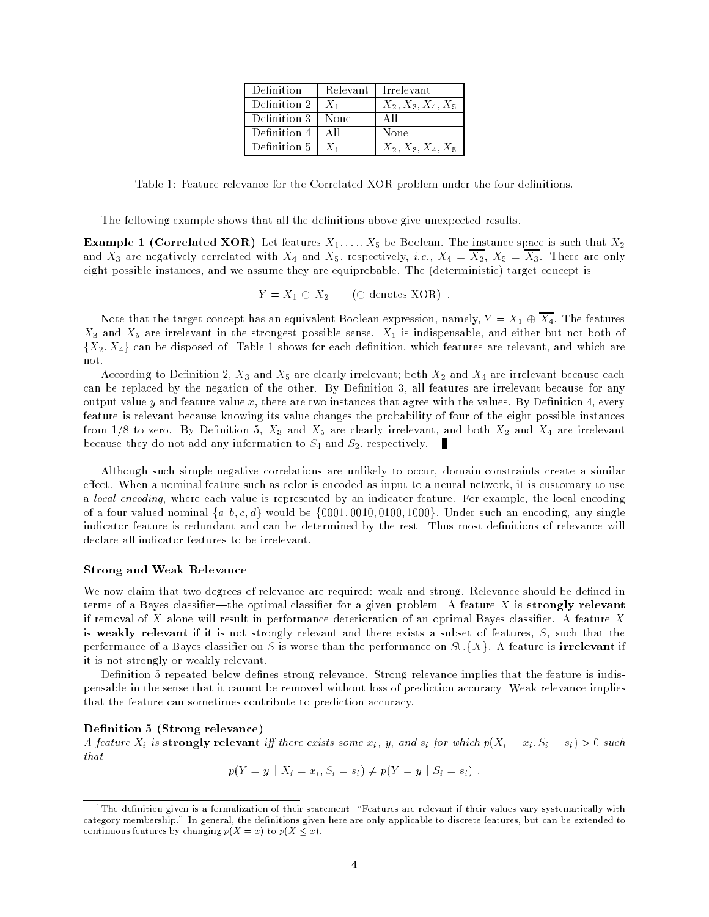| Definition | Relevant | Irrelevant |
|---|---|---|
| Definition 2 | $X_1$ | $X_2, X_3, X_4, X_5$ |
| Definition 3 | None | All |
| Definition 4 | All | None |
| Definition 5 | $X_1$ | $X_2, X_3, X_4, X_5$ |

Table 1: Feature relevance for the Correlated XOR problem under the four definitions.

The following example shows that all the definitions above give unexpected results.

**Example 1 (Correlated XOR)** Let features $X_1, \ldots, X_5$ be Boolean. The instance space is such that $X_2$ and $X_3$ are negatively correlated with $X_4$ and $X_5$, respectively, *i.e.*, $X_4 = \overline{X_2}$, $X_5 = \overline{X_3}$. There are only eight possible instances, and we assume they are equiprobable. The (deterministic) target concept is

$$Y = X_1 \oplus X_2 \qquad (\oplus \text{ denotes XOR}) \ .$$

Note that the target concept has an equivalent Boolean expression, namely, $Y = X_1 \oplus \overline{X_4}$. The features $X_3$ and $X_5$ are irrelevant in the strongest possible sense. $X_1$ is indispensable, and either but not both of $\{X_2, X_4\}$ can be disposed of. Table 1 shows for each definition, which features are relevant, and which are not.

According to Definition 2, $X_3$ and $X_5$ are clearly irrelevant; both $X_2$ and $X_4$ are irrelevant because each can be replaced by the negation of the other. By Definition 3, all features are irrelevant because for any output value $y$ and feature value $x$, there are two instances that agree with the values. By Definition 4, every feature is relevant because knowing its value changes the probability of four of the eight possible instances from 1/8 to zero. By Definition 5, $X_3$ and $X_5$ are clearly irrelevant, and both $X_2$ and $X_4$ are irrelevant because they do not add any information to $S_4$ and $S_2$, respectively. ∎

Although such simple negative correlations are unlikely to occur, domain constraints create a similar effect. When a nominal feature such as color is encoded as input to a neural network, it is customary to use a *local encoding*, where each value is represented by an indicator feature. For example, the local encoding of a four-valued nominal $\{a, b, c, d\}$ would be $\{0001, 0010, 0100, 1000\}$. Under such an encoding, any single indicator feature is redundant and can be determined by the rest. Thus most definitions of relevance will declare all indicator features to be irrelevant.

### Strong and Weak Relevance

We now claim that two degrees of relevance are required: weak and strong. Relevance should be defined in terms of a Bayes classifier—the optimal classifier for a given problem. A feature $X$ is **strongly relevant** if removal of $X$ alone will result in performance deterioration of an optimal Bayes classifier. A feature $X$ is **weakly relevant** if it is not strongly relevant and there exists a subset of features, $S$, such that the performance of a Bayes classifier on $S$ is worse than the performance on $S \cup \{X\}$. A feature is **irrelevant** if it is not strongly or weakly relevant.

Definition 5 repeated below defines strong relevance. Strong relevance implies that the feature is indispensable in the sense that it cannot be removed without loss of prediction accuracy. Weak relevance implies that the feature can sometimes contribute to prediction accuracy.

**Definition 5 (Strong relevance)**
*A feature $X_i$ is* **strongly relevant** *iff there exists some $x_i$, $y$, and $s_i$ for which $p(X_i = x_i, S_i = s_i) > 0$ such that*

$$p(Y = y \mid X_i = x_i, S_i = s_i) \neq p(Y = y \mid S_i = s_i) \ .$$

[1]The definition given is a formalization of their statement: "Features are relevant if their values vary systematically with category membership." In general, the definitions given here are only applicable to discrete features, but can be extended to continuous features by changing $p(X = x)$ to $p(X \leq x)$.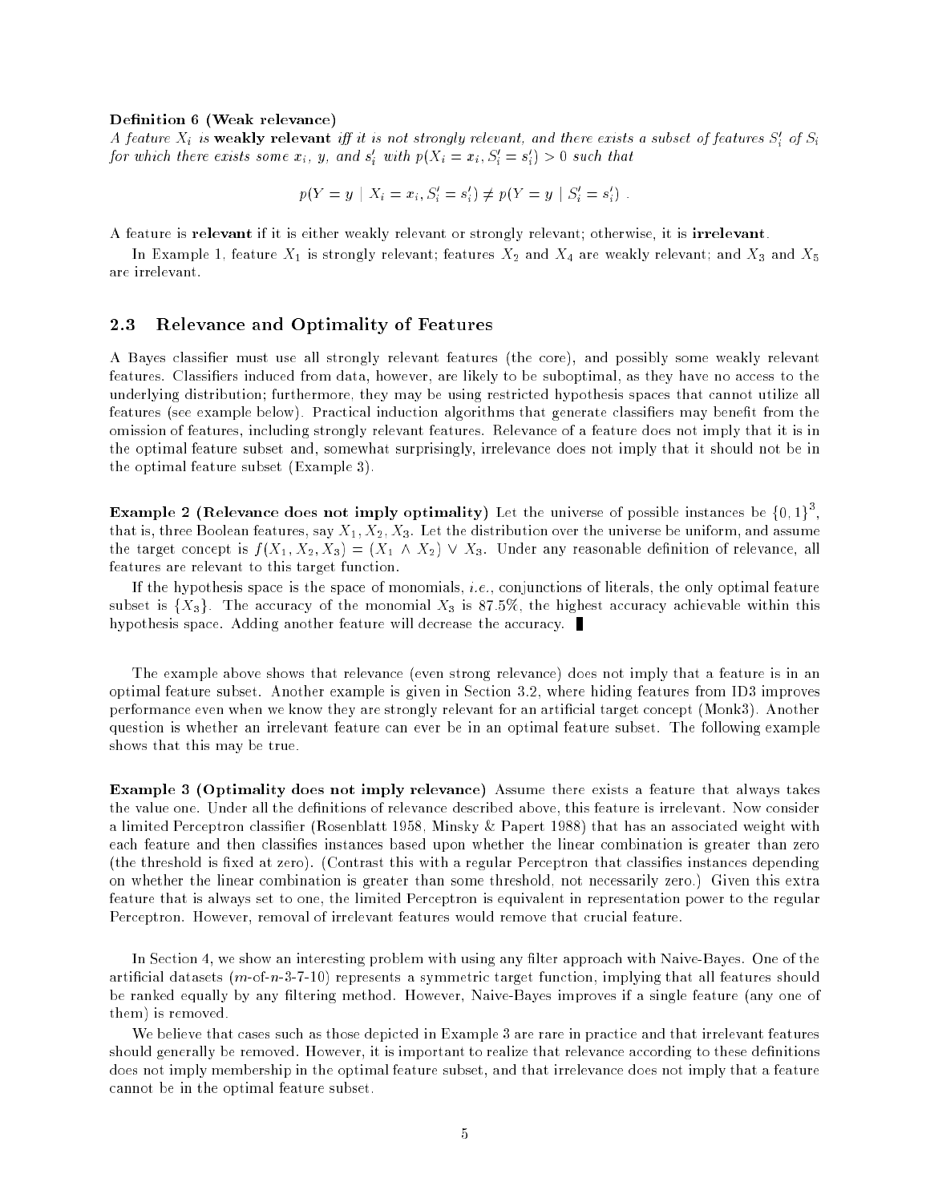**Definition 6 (Weak relevance)**
*A feature $X_i$ is* **weakly relevant** *iff it is not strongly relevant, and there exists a subset of features $S'_i$ of $S_i$ for which there exists some $x_i$, $y$, and $s'_i$ with $p(X_i = x_i, S'_i = s'_i) > 0$ such that*

$$p(Y = y \mid X_i = x_i, S'_i = s'_i) \neq p(Y = y \mid S'_i = s'_i) \ .$$

A feature is **relevant** if it is either weakly relevant or strongly relevant; otherwise, it is **irrelevant**.

In Example 1, feature $X_1$ is strongly relevant; features $X_2$ and $X_4$ are weakly relevant; and $X_3$ and $X_5$ are irrelevant.

## 2.3 Relevance and Optimality of Features

A Bayes classifier must use all strongly relevant features (the core), and possibly some weakly relevant features. Classifiers induced from data, however, are likely to be suboptimal, as they have no access to the underlying distribution; furthermore, they may be using restricted hypothesis spaces that cannot utilize all features (see example below). Practical induction algorithms that generate classifiers may benefit from the omission of features, including strongly relevant features. Relevance of a feature does not imply that it is in the optimal feature subset and, somewhat surprisingly, irrelevance does not imply that it should not be in the optimal feature subset (Example 3).

**Example 2 (Relevance does not imply optimality)** Let the universe of possible instances be $\{0, 1\}^3$, that is, three Boolean features, say $X_1, X_2, X_3$. Let the distribution over the universe be uniform, and assume the target concept is $f(X_1, X_2, X_3) = (X_1 \wedge X_2) \vee X_3$. Under any reasonable definition of relevance, all features are relevant to this target function.

If the hypothesis space is the space of monomials, *i.e.*, conjunctions of literals, the only optimal feature subset is $\{X_3\}$. The accuracy of the monomial $X_3$ is 87.5%, the highest accuracy achievable within this hypothesis space. Adding another feature will decrease the accuracy. ■

The example above shows that relevance (even strong relevance) does not imply that a feature is in an optimal feature subset. Another example is given in Section 3.2, where hiding features from ID3 improves performance even when we know they are strongly relevant for an artificial target concept (Monk3). Another question is whether an irrelevant feature can ever be in an optimal feature subset. The following example shows that this may be true.

**Example 3 (Optimality does not imply relevance)** Assume there exists a feature that always takes the value one. Under all the definitions of relevance described above, this feature is irrelevant. Now consider a limited Perceptron classifier (Rosenblatt 1958, Minsky & Papert 1988) that has an associated weight with each feature and then classifies instances based upon whether the linear combination is greater than zero (the threshold is fixed at zero). (Contrast this with a regular Perceptron that classifies instances depending on whether the linear combination is greater than some threshold, not necessarily zero.) Given this extra feature that is always set to one, the limited Perceptron is equivalent in representation power to the regular Perceptron. However, removal of irrelevant features would remove that crucial feature.

In Section 4, we show an interesting problem with using any filter approach with Naive-Bayes. One of the artificial datasets ($m$-of-$n$-3-7-10) represents a symmetric target function, implying that all features should be ranked equally by any filtering method. However, Naive-Bayes improves if a single feature (any one of them) is removed.

We believe that cases such as those depicted in Example 3 are rare in practice and that irrelevant features should generally be removed. However, it is important to realize that relevance according to these definitions does not imply membership in the optimal feature subset, and that irrelevance does not imply that a feature cannot be in the optimal feature subset.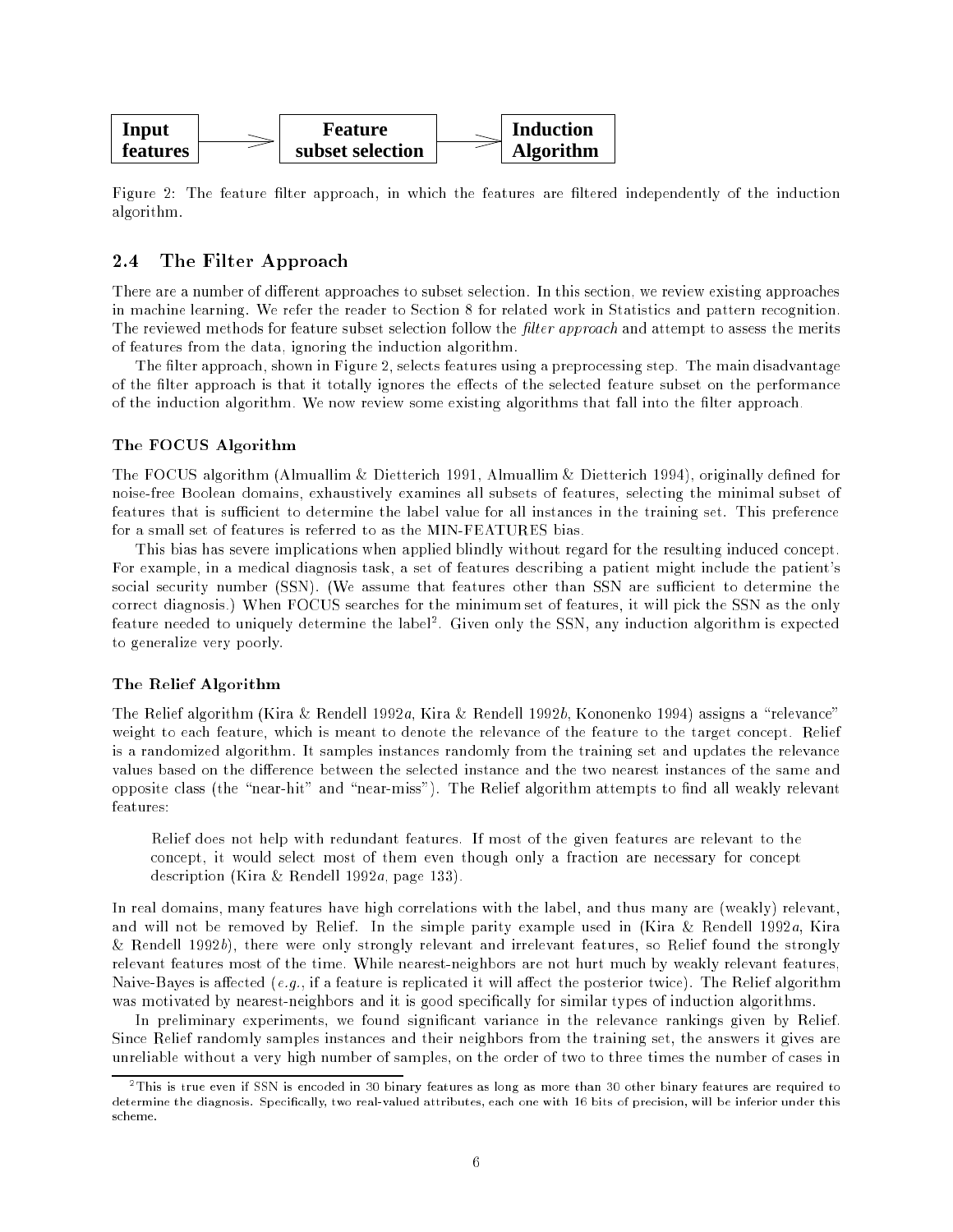Input features → Feature subset selection → Induction Algorithm

Figure 2: The feature filter approach, in which the features are filtered independently of the induction algorithm.

## 2.4 The Filter Approach

There are a number of different approaches to subset selection. In this section, we review existing approaches in machine learning. We refer the reader to Section 8 for related work in Statistics and pattern recognition. The reviewed methods for feature subset selection follow the *filter approach* and attempt to assess the merits of features from the data, ignoring the induction algorithm.

The filter approach, shown in Figure 2, selects features using a preprocessing step. The main disadvantage of the filter approach is that it totally ignores the effects of the selected feature subset on the performance of the induction algorithm. We now review some existing algorithms that fall into the filter approach.

#### The FOCUS Algorithm

The FOCUS algorithm (Almuallim & Dietterich 1991, Almuallim & Dietterich 1994), originally defined for noise-free Boolean domains, exhaustively examines all subsets of features, selecting the minimal subset of features that is sufficient to determine the label value for all instances in the training set. This preference for a small set of features is referred to as the MIN-FEATURES bias.

This bias has severe implications when applied blindly without regard for the resulting induced concept. For example, in a medical diagnosis task, a set of features describing a patient might include the patient's social security number (SSN). (We assume that features other than SSN are sufficient to determine the correct diagnosis.) When FOCUS searches for the minimum set of features, it will pick the SSN as the only feature needed to uniquely determine the label[2]. Given only the SSN, any induction algorithm is expected to generalize very poorly.

#### The Relief Algorithm

The Relief algorithm (Kira & Rendell 1992*a*, Kira & Rendell 1992*b*, Kononenko 1994) assigns a "relevance" weight to each feature, which is meant to denote the relevance of the feature to the target concept. Relief is a randomized algorithm. It samples instances randomly from the training set and updates the relevance values based on the difference between the selected instance and the two nearest instances of the same and opposite class (the "near-hit" and "near-miss"). The Relief algorithm attempts to find all weakly relevant features:

> Relief does not help with redundant features. If most of the given features are relevant to the concept, it would select most of them even though only a fraction are necessary for concept description (Kira & Rendell 1992*a*, page 133).

In real domains, many features have high correlations with the label, and thus many are (weakly) relevant, and will not be removed by Relief. In the simple parity example used in (Kira & Rendell 1992*a*, Kira & Rendell 1992*b*), there were only strongly relevant and irrelevant features, so Relief found the strongly relevant features most of the time. While nearest-neighbors are not hurt much by weakly relevant features, Naive-Bayes is affected (*e.g.*, if a feature is replicated it will affect the posterior twice). The Relief algorithm was motivated by nearest-neighbors and it is good specifically for similar types of induction algorithms.

In preliminary experiments, we found significant variance in the relevance rankings given by Relief. Since Relief randomly samples instances and their neighbors from the training set, the answers it gives are unreliable without a very high number of samples, on the order of two to three times the number of cases in

[2] This is true even if SSN is encoded in 30 binary features as long as more than 30 other binary features are required to determine the diagnosis. Specifically, two real-valued attributes, each one with 16 bits of precision, will be inferior under this scheme.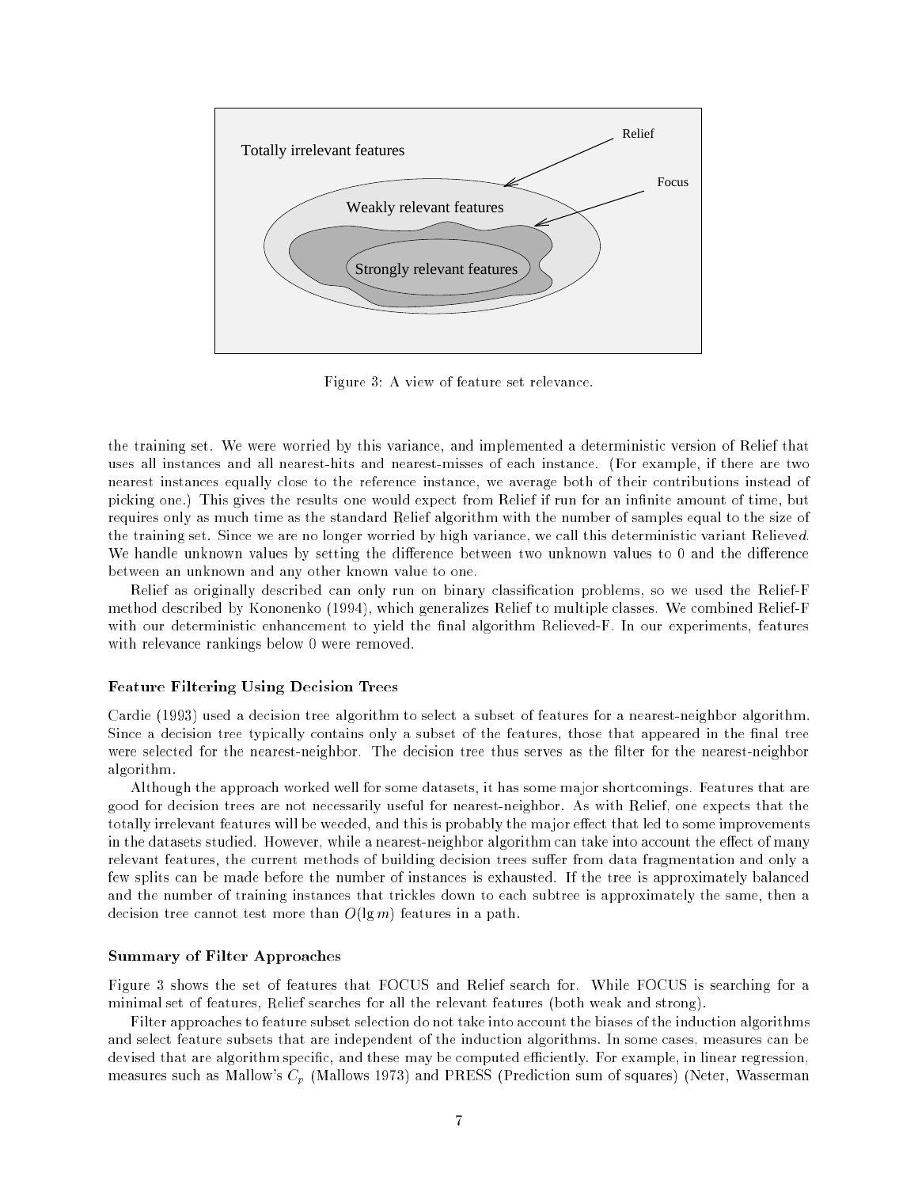Figure 3: A view of feature set relevance.

the training set. We were worried by this variance, and implemented a deterministic version of Relief that uses all instances and all nearest-hits and nearest-misses of each instance. (For example, if there are two nearest instances equally close to the reference instance, we average both of their contributions instead of picking one.) This gives the results one would expect from Relief if run for an infinite amount of time, but requires only as much time as the standard Relief algorithm with the number of samples equal to the size of the training set. Since we are no longer worried by high variance, we call this deterministic variant Reliev*ed*. We handle unknown values by setting the difference between two unknown values to 0 and the difference between an unknown and any other known value to one.

Relief as originally described can only run on binary classification problems, so we used the Relief-F method described by Kononenko (1994), which generalizes Relief to multiple classes. We combined Relief-F with our deterministic enhancement to yield the final algorithm Relieved-F. In our experiments, features with relevance rankings below 0 were removed.

### Feature Filtering Using Decision Trees

Cardie (1993) used a decision tree algorithm to select a subset of features for a nearest-neighbor algorithm. Since a decision tree typically contains only a subset of the features, those that appeared in the final tree were selected for the nearest-neighbor. The decision tree thus serves as the filter for the nearest-neighbor algorithm.

Although the approach worked well for some datasets, it has some major shortcomings. Features that are good for decision trees are not necessarily useful for nearest-neighbor. As with Relief, one expects that the totally irrelevant features will be weeded, and this is probably the major effect that led to some improvements in the datasets studied. However, while a nearest-neighbor algorithm can take into account the effect of many relevant features, the current methods of building decision trees suffer from data fragmentation and only a few splits can be made before the number of instances is exhausted. If the tree is approximately balanced and the number of training instances that trickles down to each subtree is approximately the same, then a decision tree cannot test more than $O(\lg m)$ features in a path.

### Summary of Filter Approaches

Figure 3 shows the set of features that FOCUS and Relief search for. While FOCUS is searching for a minimal set of features, Relief searches for all the relevant features (both weak and strong).

Filter approaches to feature subset selection do not take into account the biases of the induction algorithms and select feature subsets that are independent of the induction algorithms. In some cases, measures can be devised that are algorithm specific, and these may be computed efficiently. For example, in linear regression, measures such as Mallow's $C_p$ (Mallows 1973) and PRESS (Prediction sum of squares) (Neter, Wasserman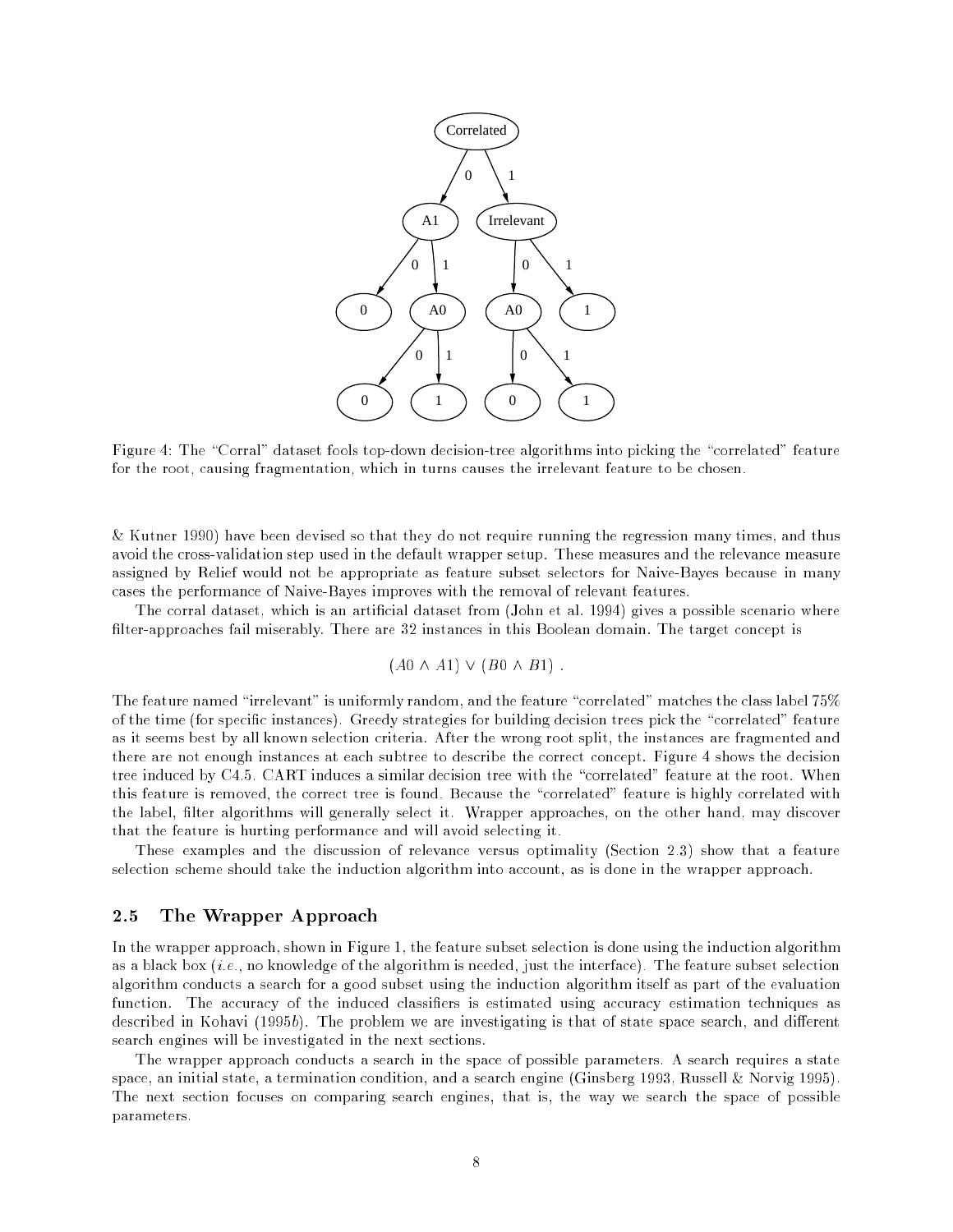Figure 4: The "Corral" dataset fools top-down decision-tree algorithms into picking the "correlated" feature for the root, causing fragmentation, which in turns causes the irrelevant feature to be chosen.

& Kutner 1990) have been devised so that they do not require running the regression many times, and thus avoid the cross-validation step used in the default wrapper setup. These measures and the relevance measure assigned by Relief would not be appropriate as feature subset selectors for Naive-Bayes because in many cases the performance of Naive-Bayes improves with the removal of relevant features.

The corral dataset, which is an artificial dataset from (John et al. 1994) gives a possible scenario where filter-approaches fail miserably. There are 32 instances in this Boolean domain. The target concept is

$$(A0 \wedge A1) \vee (B0 \wedge B1) .$$

The feature named "irrelevant" is uniformly random, and the feature "correlated" matches the class label 75% of the time (for specific instances). Greedy strategies for building decision trees pick the "correlated" feature as it seems best by all known selection criteria. After the wrong root split, the instances are fragmented and there are not enough instances at each subtree to describe the correct concept. Figure 4 shows the decision tree induced by C4.5. CART induces a similar decision tree with the "correlated" feature at the root. When this feature is removed, the correct tree is found. Because the "correlated" feature is highly correlated with the label, filter algorithms will generally select it. Wrapper approaches, on the other hand, may discover that the feature is hurting performance and will avoid selecting it.

These examples and the discussion of relevance versus optimality (Section 2.3) show that a feature selection scheme should take the induction algorithm into account, as is done in the wrapper approach.

## 2.5 The Wrapper Approach

In the wrapper approach, shown in Figure 1, the feature subset selection is done using the induction algorithm as a black box (*i.e.*, no knowledge of the algorithm is needed, just the interface). The feature subset selection algorithm conducts a search for a good subset using the induction algorithm itself as part of the evaluation function. The accuracy of the induced classifiers is estimated using accuracy estimation techniques as described in Kohavi (1995*b*). The problem we are investigating is that of state space search, and different search engines will be investigated in the next sections.

The wrapper approach conducts a search in the space of possible parameters. A search requires a state space, an initial state, a termination condition, and a search engine (Ginsberg 1993, Russell & Norvig 1995). The next section focuses on comparing search engines, that is, the way we search the space of possible parameters.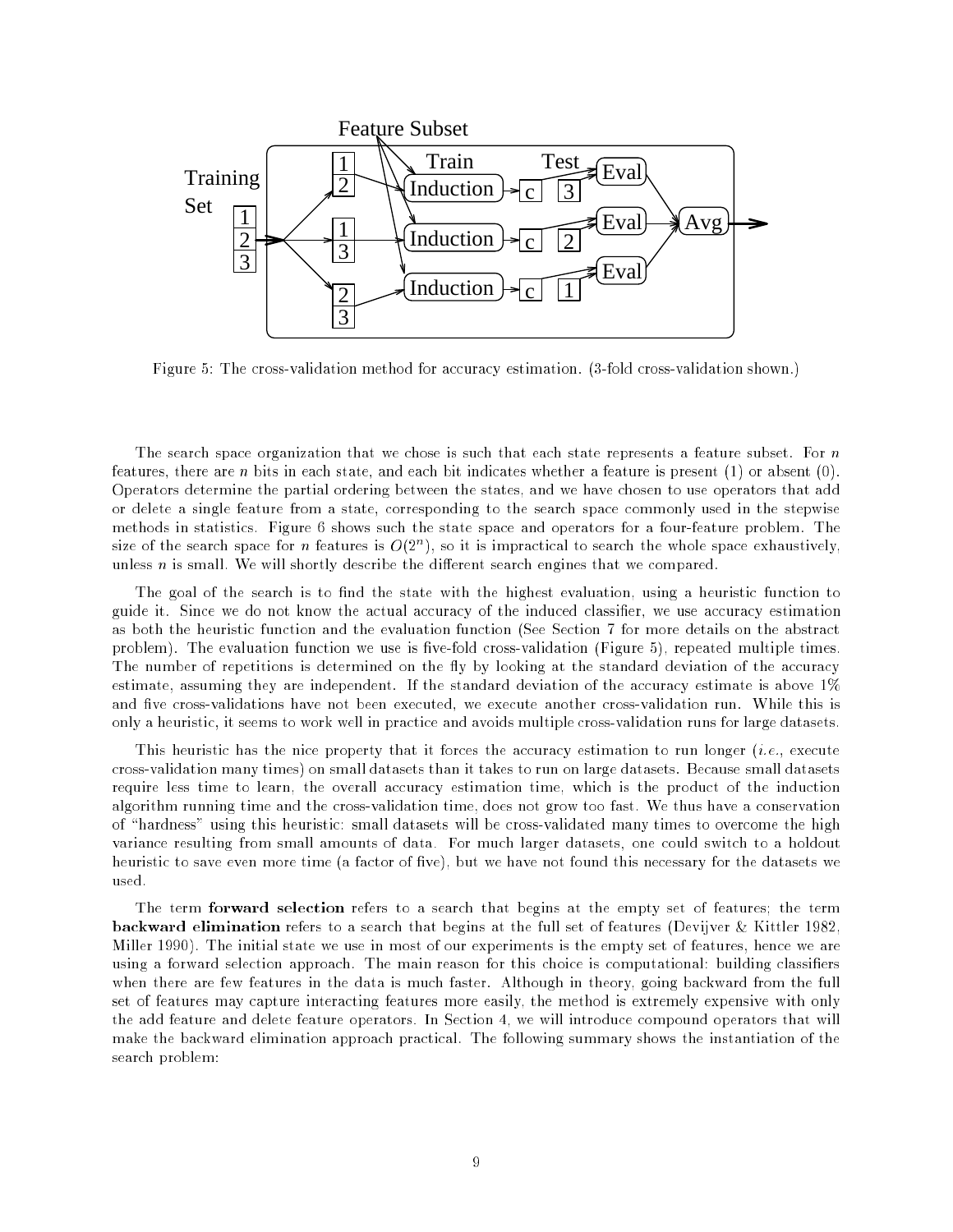Figure 5: The cross-validation method for accuracy estimation. (3-fold cross-validation shown.)

The search space organization that we chose is such that each state represents a feature subset. For $n$ features, there are $n$ bits in each state, and each bit indicates whether a feature is present (1) or absent (0). Operators determine the partial ordering between the states, and we have chosen to use operators that add or delete a single feature from a state, corresponding to the search space commonly used in the stepwise methods in statistics. Figure 6 shows such the state space and operators for a four-feature problem. The size of the search space for $n$ features is $O(2^n)$, so it is impractical to search the whole space exhaustively, unless $n$ is small. We will shortly describe the different search engines that we compared.

The goal of the search is to find the state with the highest evaluation, using a heuristic function to guide it. Since we do not know the actual accuracy of the induced classifier, we use accuracy estimation as both the heuristic function and the evaluation function (See Section 7 for more details on the abstract problem). The evaluation function we use is five-fold cross-validation (Figure 5), repeated multiple times. The number of repetitions is determined on the fly by looking at the standard deviation of the accuracy estimate, assuming they are independent. If the standard deviation of the accuracy estimate is above 1% and five cross-validations have not been executed, we execute another cross-validation run. While this is only a heuristic, it seems to work well in practice and avoids multiple cross-validation runs for large datasets.

This heuristic has the nice property that it forces the accuracy estimation to run longer (*i.e.*, execute cross-validation many times) on small datasets than it takes to run on large datasets. Because small datasets require less time to learn, the overall accuracy estimation time, which is the product of the induction algorithm running time and the cross-validation time, does not grow too fast. We thus have a conservation of "hardness" using this heuristic: small datasets will be cross-validated many times to overcome the high variance resulting from small amounts of data. For much larger datasets, one could switch to a holdout heuristic to save even more time (a factor of five), but we have not found this necessary for the datasets we used.

The term **forward selection** refers to a search that begins at the empty set of features; the term **backward elimination** refers to a search that begins at the full set of features (Devijver & Kittler 1982, Miller 1990). The initial state we use in most of our experiments is the empty set of features, hence we are using a forward selection approach. The main reason for this choice is computational: building classifiers when there are few features in the data is much faster. Although in theory, going backward from the full set of features may capture interacting features more easily, the method is extremely expensive with only the add feature and delete feature operators. In Section 4, we will introduce compound operators that will make the backward elimination approach practical. The following summary shows the instantiation of the search problem: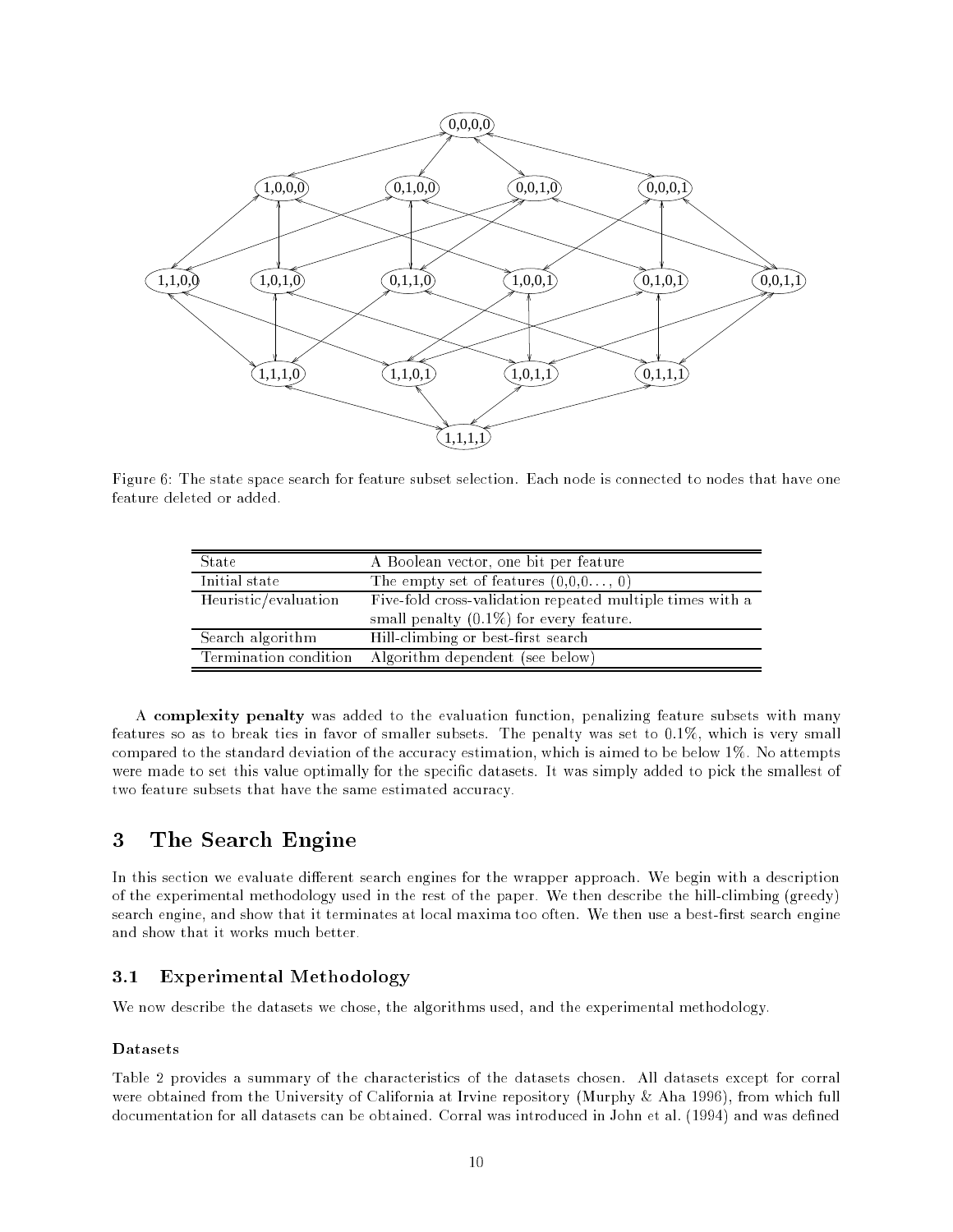Figure 6: The state space search for feature subset selection. Each node is connected to nodes that have one feature deleted or added.

| State | A Boolean vector, one bit per feature |
|---|---|
| Initial state | The empty set of features (0,0,0. . . , 0) |
| Heuristic/evaluation | Five-fold cross-validation repeated multiple times with a small penalty (0.1%) for every feature. |
| Search algorithm | Hill-climbing or best-first search |
| Termination condition | Algorithm dependent (see below) |

A **complexity penalty** was added to the evaluation function, penalizing feature subsets with many features so as to break ties in favor of smaller subsets. The penalty was set to 0.1%, which is very small compared to the standard deviation of the accuracy estimation, which is aimed to be below 1%. No attempts were made to set this value optimally for the specific datasets. It was simply added to pick the smallest of two feature subsets that have the same estimated accuracy.

# 3 The Search Engine

In this section we evaluate different search engines for the wrapper approach. We begin with a description of the experimental methodology used in the rest of the paper. We then describe the hill-climbing (greedy) search engine, and show that it terminates at local maxima too often. We then use a best-first search engine and show that it works much better.

## 3.1 Experimental Methodology

We now describe the datasets we chose, the algorithms used, and the experimental methodology.

#### Datasets

Table 2 provides a summary of the characteristics of the datasets chosen. All datasets except for corral were obtained from the University of California at Irvine repository (Murphy & Aha 1996), from which full documentation for all datasets can be obtained. Corral was introduced in John et al. (1994) and was defined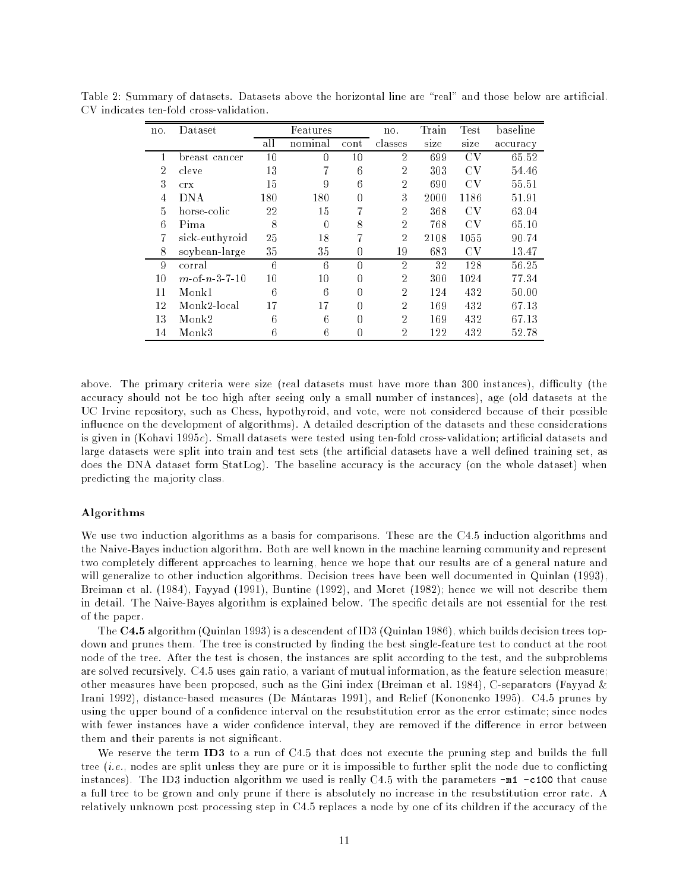Table 2: Summary of datasets. Datasets above the horizontal line are "real" and those below are artificial. CV indicates ten-fold cross-validation.

| no. | Dataset | Features | | | no. | Train | Test | baseline |
|---|---|---|---|---|---|---|---|---|
| | | all | nominal | cont | classes | size | size | accuracy |
| 1 | breast cancer | 10 | 0 | 10 | 2 | 699 | CV | 65.52 |
| 2 | cleve | 13 | 7 | 6 | 2 | 303 | CV | 54.46 |
| 3 | crx | 15 | 9 | 6 | 2 | 690 | CV | 55.51 |
| 4 | DNA | 180 | 180 | 0 | 3 | 2000 | 1186 | 51.91 |
| 5 | horse-colic | 22 | 15 | 7 | 2 | 368 | CV | 63.04 |
| 6 | Pima | 8 | 0 | 8 | 2 | 768 | CV | 65.10 |
| 7 | sick-euthyroid | 25 | 18 | 7 | 2 | 2108 | 1055 | 90.74 |
| 8 | soybean-large | 35 | 35 | 0 | 19 | 683 | CV | 13.47 |
| 9 | corral | 6 | 6 | 0 | 2 | 32 | 128 | 56.25 |
| 10 | $m$-of-$n$-3-7-10 | 10 | 10 | 0 | 2 | 300 | 1024 | 77.34 |
| 11 | Monk1 | 6 | 6 | 0 | 2 | 124 | 432 | 50.00 |
| 12 | Monk2-local | 17 | 17 | 0 | 2 | 169 | 432 | 67.13 |
| 13 | Monk2 | 6 | 6 | 0 | 2 | 169 | 432 | 67.13 |
| 14 | Monk3 | 6 | 6 | 0 | 2 | 122 | 432 | 52.78 |

above. The primary criteria were size (real datasets must have more than 300 instances), difficulty (the accuracy should not be too high after seeing only a small number of instances), age (old datasets at the UC Irvine repository, such as Chess, hypothyroid, and vote, were not considered because of their possible influence on the development of algorithms). A detailed description of the datasets and these considerations is given in (Kohavi 1995*c*). Small datasets were tested using ten-fold cross-validation; artificial datasets and large datasets were split into train and test sets (the artificial datasets have a well defined training set, as does the DNA dataset form StatLog). The baseline accuracy is the accuracy (on the whole dataset) when predicting the majority class.

### Algorithms

We use two induction algorithms as a basis for comparisons. These are the C4.5 induction algorithms and the Naive-Bayes induction algorithm. Both are well known in the machine learning community and represent two completely different approaches to learning, hence we hope that our results are of a general nature and will generalize to other induction algorithms. Decision trees have been well documented in Quinlan (1993), Breiman et al. (1984), Fayyad (1991), Buntine (1992), and Moret (1982); hence we will not describe them in detail. The Naive-Bayes algorithm is explained below. The specific details are not essential for the rest of the paper.

The **C4.5** algorithm (Quinlan 1993) is a descendent of ID3 (Quinlan 1986), which builds decision trees top-down and prunes them. The tree is constructed by finding the best single-feature test to conduct at the root node of the tree. After the test is chosen, the instances are split according to the test, and the subproblems are solved recursively. C4.5 uses gain ratio, a variant of mutual information, as the feature selection measure; other measures have been proposed, such as the Gini index (Breiman et al. 1984), C-separators (Fayyad & Irani 1992), distance-based measures (De Mántaras 1991), and Relief (Kononenko 1995). C4.5 prunes by using the upper bound of a confidence interval on the resubstitution error as the error estimate; since nodes with fewer instances have a wider confidence interval, they are removed if the difference in error between them and their parents is not significant.

We reserve the term **ID3** to a run of C4.5 that does not execute the pruning step and builds the full tree (*i.e.*, nodes are split unless they are pure or it is impossible to further split the node due to conflicting instances). The ID3 induction algorithm we used is really C4.5 with the parameters `-m1 -c100` that cause a full tree to be grown and only prune if there is absolutely no increase in the resubstitution error rate. A relatively unknown post processing step in C4.5 replaces a node by one of its children if the accuracy of the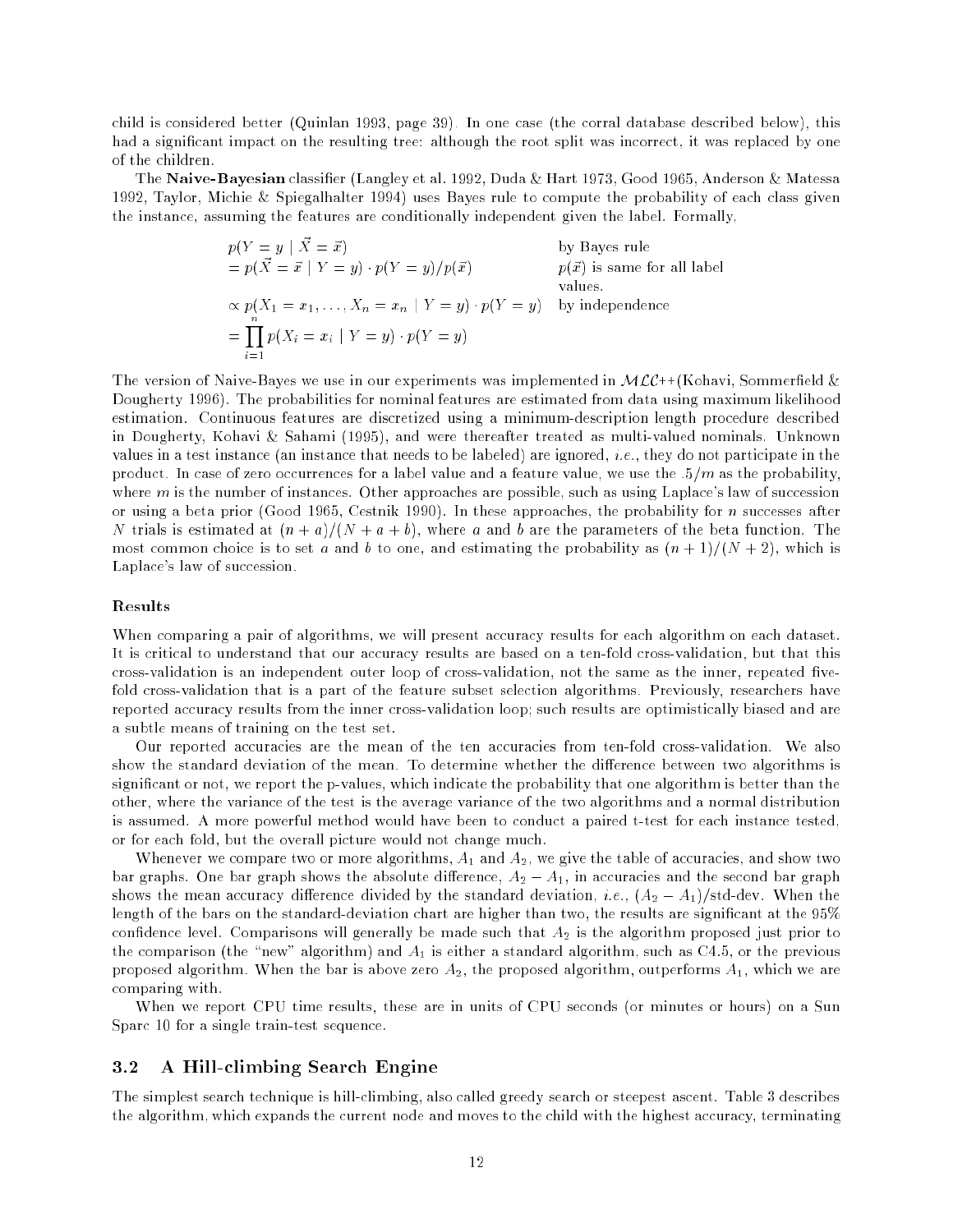child is considered better (Quinlan 1993, page 39). In one case (the corral database described below), this had a significant impact on the resulting tree: although the root split was incorrect, it was replaced by one of the children.

The **Naive-Bayesian** classifier (Langley et al. 1992, Duda & Hart 1973, Good 1965, Anderson & Matessa 1992, Taylor, Michie & Spiegalhalter 1994) uses Bayes rule to compute the probability of each class given the instance, assuming the features are conditionally independent given the label. Formally,

$$
\begin{aligned}
& p(Y = y \mid \vec{X} = \vec{x}) && \text{by Bayes rule} \\
&= p(\vec{X} = \vec{x} \mid Y = y) \cdot p(Y = y) / p(\vec{x}) && p(\vec{x}) \text{ is same for all label values.} \\
&\propto p(X_1 = x_1, \ldots, X_n = x_n \mid Y = y) \cdot p(Y = y) && \text{by independence} \\
&= \prod_{i=1}^{n} p(X_i = x_i \mid Y = y) \cdot p(Y = y)
\end{aligned}
$$

The version of Naive-Bayes we use in our experiments was implemented in $\mathcal{MLC}$++(Kohavi, Sommerfield & Dougherty 1996). The probabilities for nominal features are estimated from data using maximum likelihood estimation. Continuous features are discretized using a minimum-description length procedure described in Dougherty, Kohavi & Sahami (1995), and were thereafter treated as multi-valued nominals. Unknown values in a test instance (an instance that needs to be labeled) are ignored, *i.e.*, they do not participate in the product. In case of zero occurrences for a label value and a feature value, we use the $.5/m$ as the probability, where $m$ is the number of instances. Other approaches are possible, such as using Laplace's law of succession or using a beta prior (Good 1965, Cestnik 1990). In these approaches, the probability for $n$ successes after $N$ trials is estimated at $(n + a)/(N + a + b)$, where $a$ and $b$ are the parameters of the beta function. The most common choice is to set $a$ and $b$ to one, and estimating the probability as $(n + 1)/(N + 2)$, which is Laplace's law of succession.

#### Results

When comparing a pair of algorithms, we will present accuracy results for each algorithm on each dataset. It is critical to understand that our accuracy results are based on a ten-fold cross-validation, but that this cross-validation is an independent outer loop of cross-validation, not the same as the inner, repeated five-fold cross-validation that is a part of the feature subset selection algorithms. Previously, researchers have reported accuracy results from the inner cross-validation loop; such results are optimistically biased and are a subtle means of training on the test set.

Our reported accuracies are the mean of the ten accuracies from ten-fold cross-validation. We also show the standard deviation of the mean. To determine whether the difference between two algorithms is significant or not, we report the p-values, which indicate the probability that one algorithm is better than the other, where the variance of the test is the average variance of the two algorithms and a normal distribution is assumed. A more powerful method would have been to conduct a paired t-test for each instance tested, or for each fold, but the overall picture would not change much.

Whenever we compare two or more algorithms, $A_1$ and $A_2$, we give the table of accuracies, and show two bar graphs. One bar graph shows the absolute difference, $A_2 - A_1$, in accuracies and the second bar graph shows the mean accuracy difference divided by the standard deviation, *i.e.*, $(A_2 - A_1)$/std-dev. When the length of the bars on the standard-deviation chart are higher than two, the results are significant at the 95% confidence level. Comparisons will generally be made such that $A_2$ is the algorithm proposed just prior to the comparison (the "new" algorithm) and $A_1$ is either a standard algorithm, such as C4.5, or the previous proposed algorithm. When the bar is above zero $A_2$, the proposed algorithm, outperforms $A_1$, which we are comparing with.

When we report CPU time results, these are in units of CPU seconds (or minutes or hours) on a Sun Sparc 10 for a single train-test sequence.

## 3.2 A Hill-climbing Search Engine

The simplest search technique is hill-climbing, also called greedy search or steepest ascent. Table 3 describes the algorithm, which expands the current node and moves to the child with the highest accuracy, terminating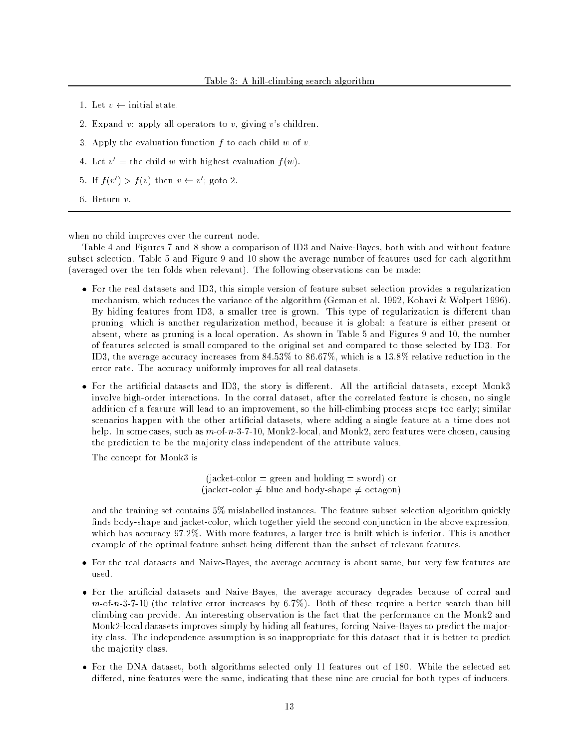Table 3: A hill-climbing search algorithm

1. Let $v \leftarrow$ initial state.
2. Expand $v$: apply all operators to $v$, giving $v$'s children.
3. Apply the evaluation function $f$ to each child $w$ of $v$.
4. Let $v'$ = the child $w$ with highest evaluation $f(w)$.
5. If $f(v') > f(v)$ then $v \leftarrow v'$; goto 2.
6. Return $v$.

when no child improves over the current node.

Table 4 and Figures 7 and 8 show a comparison of ID3 and Naive-Bayes, both with and without feature subset selection. Table 5 and Figure 9 and 10 show the average number of features used for each algorithm (averaged over the ten folds when relevant). The following observations can be made:

- For the real datasets and ID3, this simple version of feature subset selection provides a regularization mechanism, which reduces the variance of the algorithm (Geman et al. 1992, Kohavi & Wolpert 1996). By hiding features from ID3, a smaller tree is grown. This type of regularization is different than pruning, which is another regularization method, because it is global: a feature is either present or absent, where as pruning is a local operation. As shown in Table 5 and Figures 9 and 10, the number of features selected is small compared to the original set and compared to those selected by ID3. For ID3, the average accuracy increases from 84.53% to 86.67%, which is a 13.8% relative reduction in the error rate. The accuracy uniformly improves for all real datasets.
- For the artificial datasets and ID3, the story is different. All the artificial datasets, except Monk3 involve high-order interactions. In the corral dataset, after the correlated feature is chosen, no single addition of a feature will lead to an improvement, so the hill-climbing process stops too early; similar scenarios happen with the other artificial datasets, where adding a single feature at a time does not help. In some cases, such as $m$-of-$n$-3-7-10, Monk2-local, and Monk2, zero features were chosen, causing the prediction to be the majority class independent of the attribute values.

  The concept for Monk3 is

  (jacket-color = green and holding = sword) or
  (jacket-color $\neq$ blue and body-shape $\neq$ octagon)

  and the training set contains 5% mislabelled instances. The feature subset selection algorithm quickly finds body-shape and jacket-color, which together yield the second conjunction in the above expression, which has accuracy 97.2%. With more features, a larger tree is built which is inferior. This is another example of the optimal feature subset being different than the subset of relevant features.
- For the real datasets and Naive-Bayes, the average accuracy is about same, but very few features are used.
- For the artificial datasets and Naive-Bayes, the average accuracy degrades because of corral and $m$-of-$n$-3-7-10 (the relative error increases by 6.7%). Both of these require a better search than hill climbing can provide. An interesting observation is the fact that the performance on the Monk2 and Monk2-local datasets improves simply by hiding all features, forcing Naive-Bayes to predict the majority class. The independence assumption is so inappropriate for this dataset that it is better to predict the majority class.
- For the DNA dataset, both algorithms selected only 11 features out of 180. While the selected set differed, nine features were the same, indicating that these nine are crucial for both types of inducers.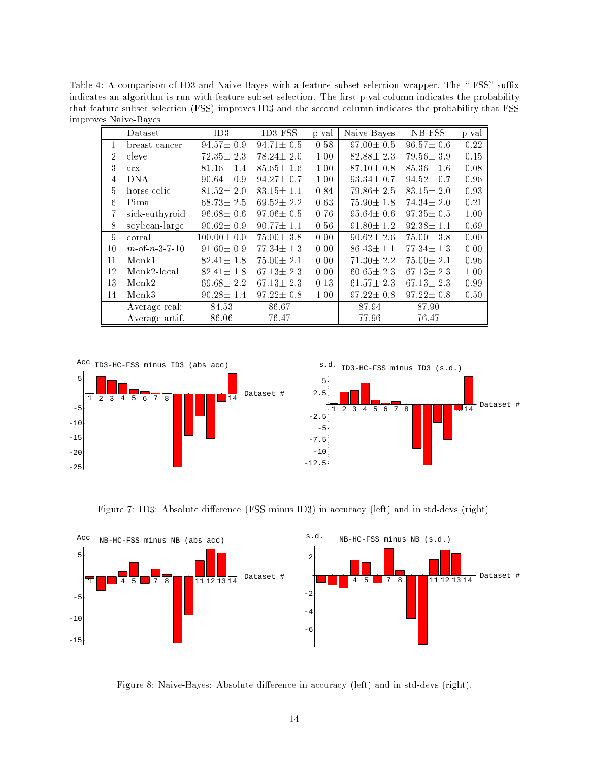Table 4: A comparison of ID3 and Naive-Bayes with a feature subset selection wrapper. The "-FSS" suffix indicates an algorithm is run with feature subset selection. The first p-val column indicates the probability that feature subset selection (FSS) improves ID3 and the second column indicates the probability that FSS improves Naive-Bayes.

| | Dataset | ID3 | ID3-FSS | p-val | Naive-Bayes | NB-FSS | p-val |
|---|---|---|---|---|---|---|---|
| 1 | breast cancer | 94.57± 0.9 | 94.71± 0.5 | 0.58 | 97.00± 0.5 | 96.57± 0.6 | 0.22 |
| 2 | cleve | 72.35± 2.3 | 78.24± 2.0 | 1.00 | 82.88± 2.3 | 79.56± 3.9 | 0.15 |
| 3 | crx | 81.16± 1.4 | 85.65± 1.6 | 1.00 | 87.10± 0.8 | 85.36± 1.6 | 0.08 |
| 4 | DNA | 90.64± 0.9 | 94.27± 0.7 | 1.00 | 93.34± 0.7 | 94.52± 0.7 | 0.96 |
| 5 | horse-colic | 81.52± 2.0 | 83.15± 1.1 | 0.84 | 79.86± 2.5 | 83.15± 2.0 | 0.93 |
| 6 | Pima | 68.73± 2.5 | 69.52± 2.2 | 0.63 | 75.90± 1.8 | 74.34± 2.0 | 0.21 |
| 7 | sick-euthyroid | 96.68± 0.6 | 97.06± 0.5 | 0.76 | 95.64± 0.6 | 97.35± 0.5 | 1.00 |
| 8 | soybean-large | 90.62± 0.9 | 90.77± 1.1 | 0.56 | 91.80± 1.2 | 92.38± 1.1 | 0.69 |
| 9 | corral | 100.00± 0.0 | 75.00± 3.8 | 0.00 | 90.62± 2.6 | 75.00± 3.8 | 0.00 |
| 10 | $m$-of-$n$-3-7-10 | 91.60± 0.9 | 77.34± 1.3 | 0.00 | 86.43± 1.1 | 77.34± 1.3 | 0.00 |
| 11 | Monk1 | 82.41± 1.8 | 75.00± 2.1 | 0.00 | 71.30± 2.2 | 75.00± 2.1 | 0.96 |
| 12 | Monk2-local | 82.41± 1.8 | 67.13± 2.3 | 0.00 | 60.65± 2.3 | 67.13± 2.3 | 1.00 |
| 13 | Monk2 | 69.68± 2.2 | 67.13± 2.3 | 0.13 | 61.57± 2.3 | 67.13± 2.3 | 0.99 |
| 14 | Monk3 | 90.28± 1.4 | 97.22± 0.8 | 1.00 | 97.22± 0.8 | 97.22± 0.8 | 0.50 |
| | Average real: | 84.53 | 86.67 | | 87.94 | 87.90 | |
| | Average artif. | 86.06 | 76.47 | | 77.96 | 76.47 | |

Figure 7: ID3: Absolute difference (FSS minus ID3) in accuracy (left) and in std-devs (right).

Figure 8: Naive-Bayes: Absolute difference in accuracy (left) and in std-devs (right).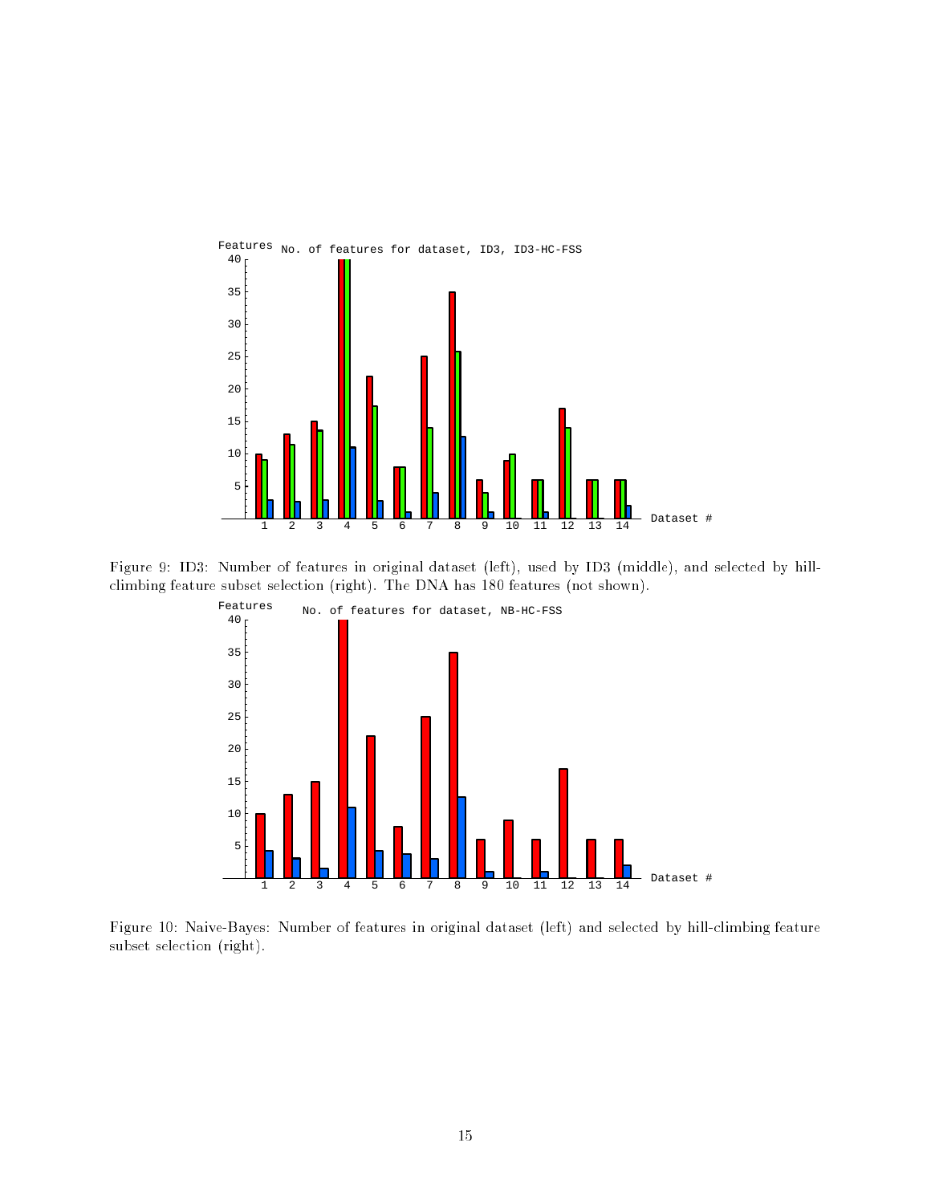Figure 9: ID3: Number of features in original dataset (left), used by ID3 (middle), and selected by hill-climbing feature subset selection (right). The DNA has 180 features (not shown).

Figure 10: Naive-Bayes: Number of features in original dataset (left) and selected by hill-climbing feature subset selection (right).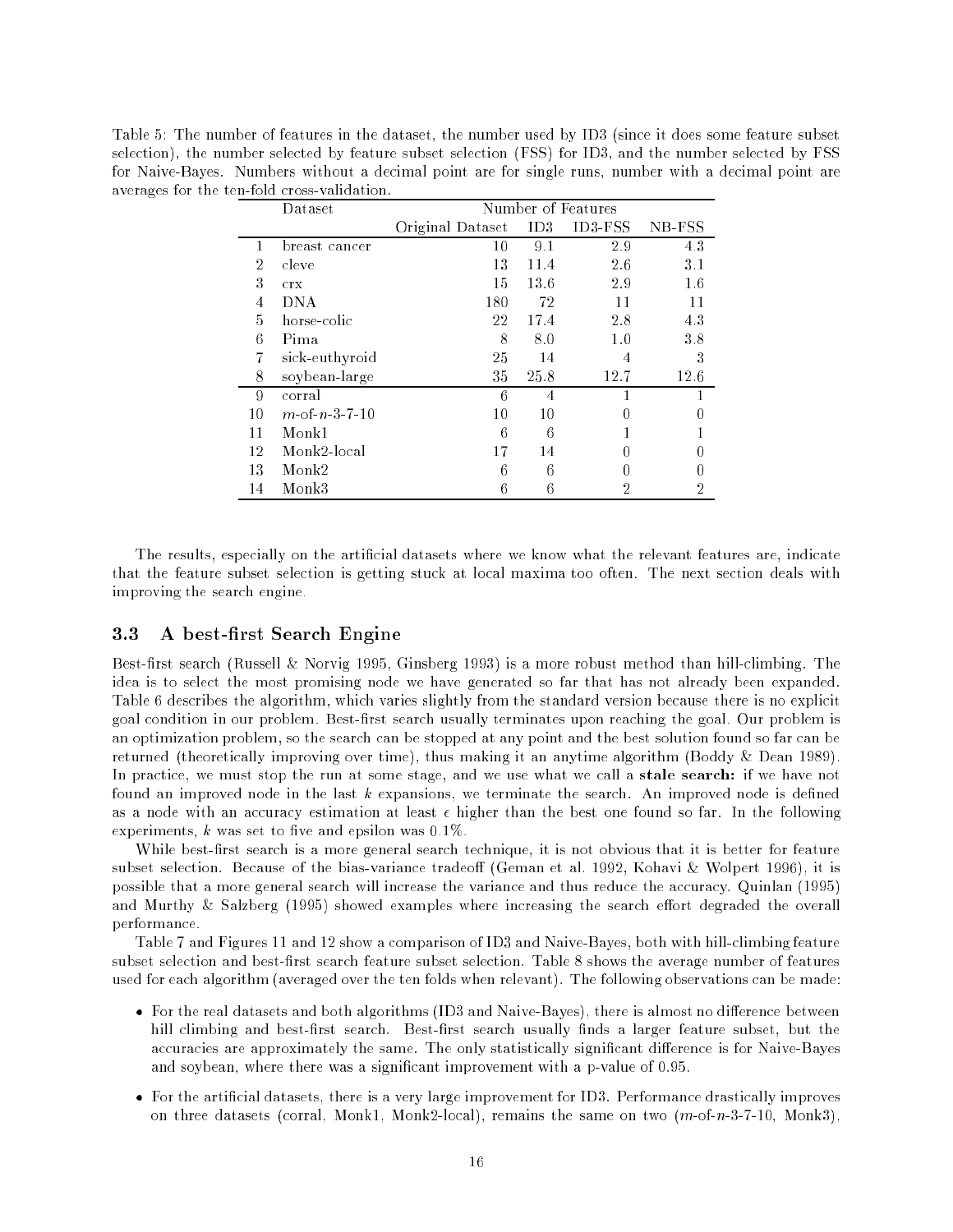Table 5: The number of features in the dataset, the number used by ID3 (since it does some feature subset selection), the number selected by feature subset selection (FSS) for ID3, and the number selected by FSS for Naive-Bayes. Numbers without a decimal point are for single runs, number with a decimal point are averages for the ten-fold cross-validation.

| | Dataset | Number of Features | | | |
|---|---|---|---|---|---|
| | | Original Dataset | ID3 | ID3-FSS | NB-FSS |
| 1 | breast cancer | 10 | 9.1 | 2.9 | 4.3 |
| 2 | cleve | 13 | 11.4 | 2.6 | 3.1 |
| 3 | crx | 15 | 13.6 | 2.9 | 1.6 |
| 4 | DNA | 180 | 72 | 11 | 11 |
| 5 | horse-colic | 22 | 17.4 | 2.8 | 4.3 |
| 6 | Pima | 8 | 8.0 | 1.0 | 3.8 |
| 7 | sick-euthyroid | 25 | 14 | 4 | 3 |
| 8 | soybean-large | 35 | 25.8 | 12.7 | 12.6 |
| 9 | corral | 6 | 4 | 1 | 1 |
| 10 | $m$-of-$n$-3-7-10 | 10 | 10 | 0 | 0 |
| 11 | Monk1 | 6 | 6 | 1 | 1 |
| 12 | Monk2-local | 17 | 14 | 0 | 0 |
| 13 | Monk2 | 6 | 6 | 0 | 0 |
| 14 | Monk3 | 6 | 6 | 2 | 2 |

The results, especially on the artificial datasets where we know what the relevant features are, indicate that the feature subset selection is getting stuck at local maxima too often. The next section deals with improving the search engine.

### 3.3 A best-first Search Engine

Best-first search (Russell & Norvig 1995, Ginsberg 1993) is a more robust method than hill-climbing. The idea is to select the most promising node we have generated so far that has not already been expanded. Table 6 describes the algorithm, which varies slightly from the standard version because there is no explicit goal condition in our problem. Best-first search usually terminates upon reaching the goal. Our problem is an optimization problem, so the search can be stopped at any point and the best solution found so far can be returned (theoretically improving over time), thus making it an anytime algorithm (Boddy & Dean 1989). In practice, we must stop the run at some stage, and we use what we call a **stale search:** if we have not found an improved node in the last $k$ expansions, we terminate the search. An improved node is defined as a node with an accuracy estimation at least $\epsilon$ higher than the best one found so far. In the following experiments, $k$ was set to five and epsilon was 0.1%.

While best-first search is a more general search technique, it is not obvious that it is better for feature subset selection. Because of the bias-variance tradeoff (Geman et al. 1992, Kohavi & Wolpert 1996), it is possible that a more general search will increase the variance and thus reduce the accuracy. Quinlan (1995) and Murthy & Salzberg (1995) showed examples where increasing the search effort degraded the overall performance.

Table 7 and Figures 11 and 12 show a comparison of ID3 and Naive-Bayes, both with hill-climbing feature subset selection and best-first search feature subset selection. Table 8 shows the average number of features used for each algorithm (averaged over the ten folds when relevant). The following observations can be made:

- For the real datasets and both algorithms (ID3 and Naive-Bayes), there is almost no difference between hill climbing and best-first search. Best-first search usually finds a larger feature subset, but the accuracies are approximately the same. The only statistically significant difference is for Naive-Bayes and soybean, where there was a significant improvement with a p-value of 0.95.
- For the artificial datasets, there is a very large improvement for ID3. Performance drastically improves on three datasets (corral, Monk1, Monk2-local), remains the same on two ($m$-of-$n$-3-7-10, Monk3),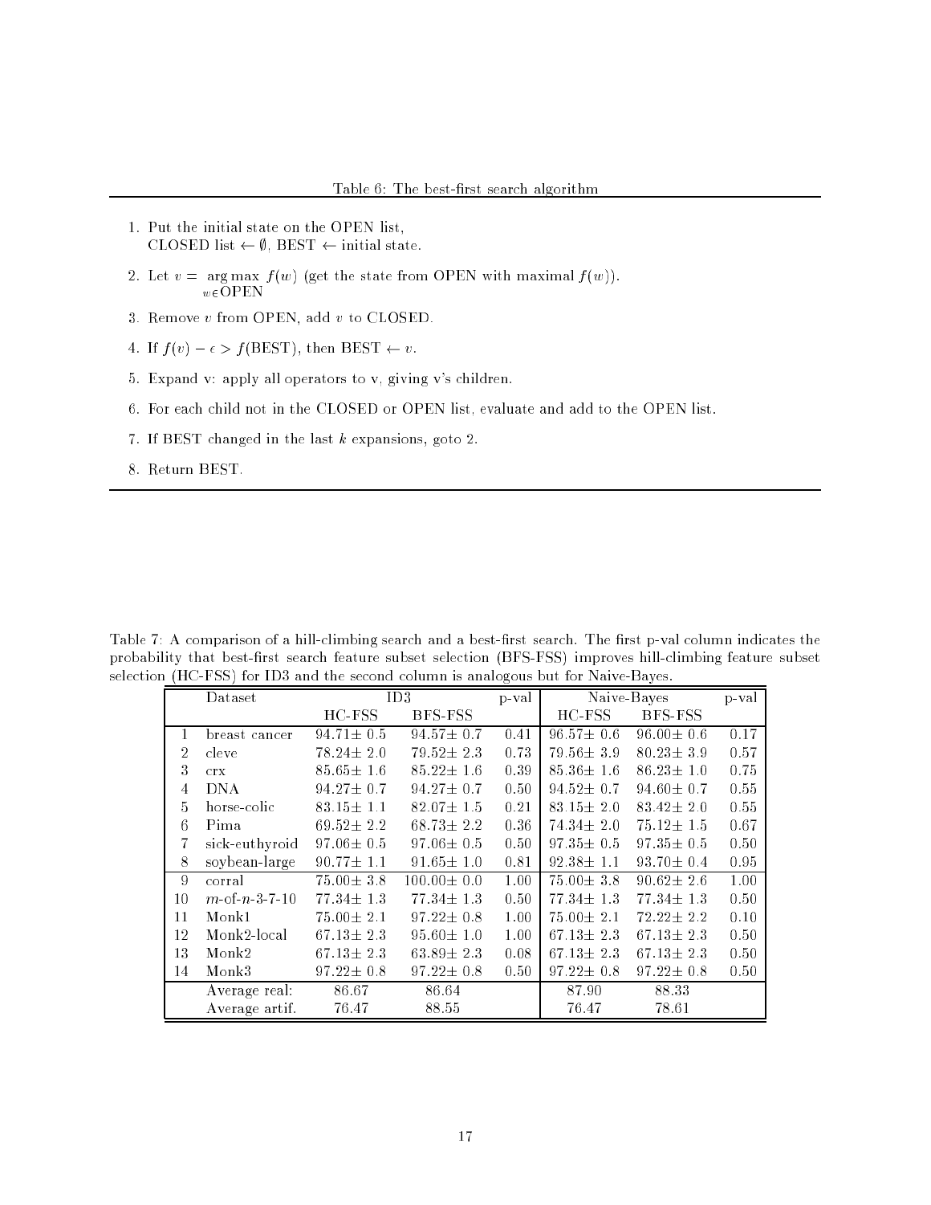Table 6: The best-first search algorithm

1. Put the initial state on the OPEN list,
   CLOSED list $\leftarrow \emptyset$, BEST $\leftarrow$ initial state.
2. Let $v = \arg\max_{w \in \text{OPEN}} f(w)$ (get the state from OPEN with maximal $f(w)$).
3. Remove $v$ from OPEN, add $v$ to CLOSED.
4. If $f(v) - \epsilon > f(\text{BEST})$, then BEST $\leftarrow v$.
5. Expand v: apply all operators to v, giving v's children.
6. For each child not in the CLOSED or OPEN list, evaluate and add to the OPEN list.
7. If BEST changed in the last $k$ expansions, goto 2.
8. Return BEST.

Table 7: A comparison of a hill-climbing search and a best-first search. The first p-val column indicates the probability that best-first search feature subset selection (BFS-FSS) improves hill-climbing feature subset selection (HC-FSS) for ID3 and the second column is analogous but for Naive-Bayes.

| | Dataset | ID3 | | p-val | Naive-Bayes | | p-val |
|---|---|---|---|---|---|---|---|
| | | HC-FSS | BFS-FSS | | HC-FSS | BFS-FSS | |
| 1 | breast cancer | 94.71± 0.5 | 94.57± 0.7 | 0.41 | 96.57± 0.6 | 96.00± 0.6 | 0.17 |
| 2 | cleve | 78.24± 2.0 | 79.52± 2.3 | 0.73 | 79.56± 3.9 | 80.23± 3.9 | 0.57 |
| 3 | crx | 85.65± 1.6 | 85.22± 1.6 | 0.39 | 85.36± 1.6 | 86.23± 1.0 | 0.75 |
| 4 | DNA | 94.27± 0.7 | 94.27± 0.7 | 0.50 | 94.52± 0.7 | 94.60± 0.7 | 0.55 |
| 5 | horse-colic | 83.15± 1.1 | 82.07± 1.5 | 0.21 | 83.15± 2.0 | 83.42± 2.0 | 0.55 |
| 6 | Pima | 69.52± 2.2 | 68.73± 2.2 | 0.36 | 74.34± 2.0 | 75.12± 1.5 | 0.67 |
| 7 | sick-euthyroid | 97.06± 0.5 | 97.06± 0.5 | 0.50 | 97.35± 0.5 | 97.35± 0.5 | 0.50 |
| 8 | soybean-large | 90.77± 1.1 | 91.65± 1.0 | 0.81 | 92.38± 1.1 | 93.70± 0.4 | 0.95 |
| 9 | corral | 75.00± 3.8 | 100.00± 0.0 | 1.00 | 75.00± 3.8 | 90.62± 2.6 | 1.00 |
| 10 | $m$-of-$n$-3-7-10 | 77.34± 1.3 | 77.34± 1.3 | 0.50 | 77.34± 1.3 | 77.34± 1.3 | 0.50 |
| 11 | Monk1 | 75.00± 2.1 | 97.22± 0.8 | 1.00 | 75.00± 2.1 | 72.22± 2.2 | 0.10 |
| 12 | Monk2-local | 67.13± 2.3 | 95.60± 1.0 | 1.00 | 67.13± 2.3 | 67.13± 2.3 | 0.50 |
| 13 | Monk2 | 67.13± 2.3 | 63.89± 2.3 | 0.08 | 67.13± 2.3 | 67.13± 2.3 | 0.50 |
| 14 | Monk3 | 97.22± 0.8 | 97.22± 0.8 | 0.50 | 97.22± 0.8 | 97.22± 0.8 | 0.50 |
| | Average real: | 86.67 | 86.64 | | 87.90 | 88.33 | |
| | Average artif. | 76.47 | 88.55 | | 76.47 | 78.61 | |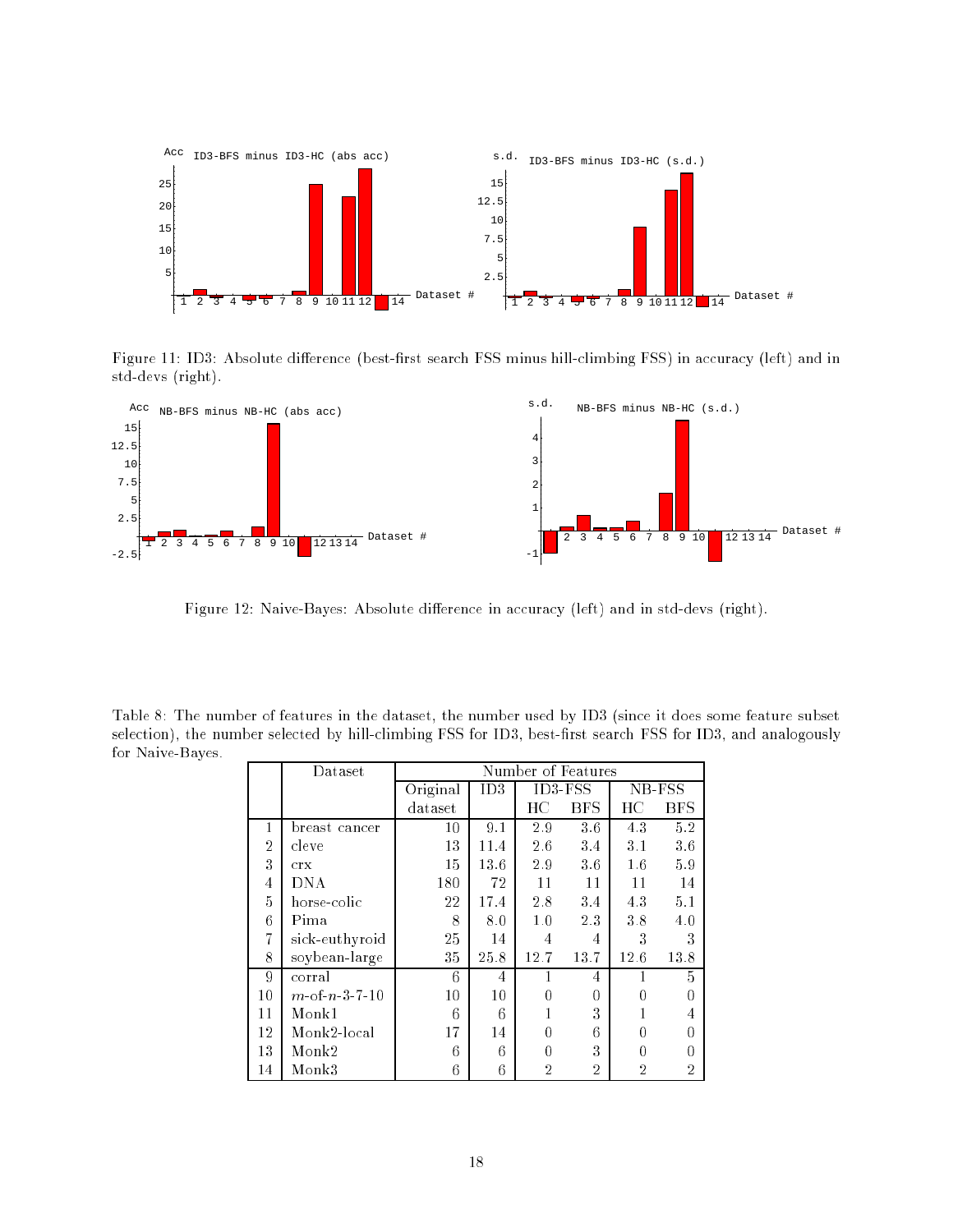Figure 11: ID3: Absolute difference (best-first search FSS minus hill-climbing FSS) in accuracy (left) and in std-devs (right).

Figure 12: Naive-Bayes: Absolute difference in accuracy (left) and in std-devs (right).

Table 8: The number of features in the dataset, the number used by ID3 (since it does some feature subset selection), the number selected by hill-climbing FSS for ID3, best-first search FSS for ID3, and analogously for Naive-Bayes.

| | Dataset | Number of Features | | | | | |
|---|---|---|---|---|---|---|---|
| | | Original dataset | ID3 | ID3-FSS | | NB-FSS | |
| | | | | HC | BFS | HC | BFS |
| 1 | breast cancer | 10 | 9.1 | 2.9 | 3.6 | 4.3 | 5.2 |
| 2 | cleve | 13 | 11.4 | 2.6 | 3.4 | 3.1 | 3.6 |
| 3 | crx | 15 | 13.6 | 2.9 | 3.6 | 1.6 | 5.9 |
| 4 | DNA | 180 | 72 | 11 | 11 | 11 | 14 |
| 5 | horse-colic | 22 | 17.4 | 2.8 | 3.4 | 4.3 | 5.1 |
| 6 | Pima | 8 | 8.0 | 1.0 | 2.3 | 3.8 | 4.0 |
| 7 | sick-euthyroid | 25 | 14 | 4 | 4 | 3 | 3 |
| 8 | soybean-large | 35 | 25.8 | 12.7 | 13.7 | 12.6 | 13.8 |
| 9 | corral | 6 | 4 | 1 | 4 | 1 | 5 |
| 10 | *m*-of-*n*-3-7-10 | 10 | 10 | 0 | 0 | 0 | 0 |
| 11 | Monk1 | 6 | 6 | 1 | 3 | 1 | 4 |
| 12 | Monk2-local | 17 | 14 | 0 | 6 | 0 | 0 |
| 13 | Monk2 | 6 | 6 | 0 | 3 | 0 | 0 |
| 14 | Monk3 | 6 | 6 | 2 | 2 | 2 | 2 |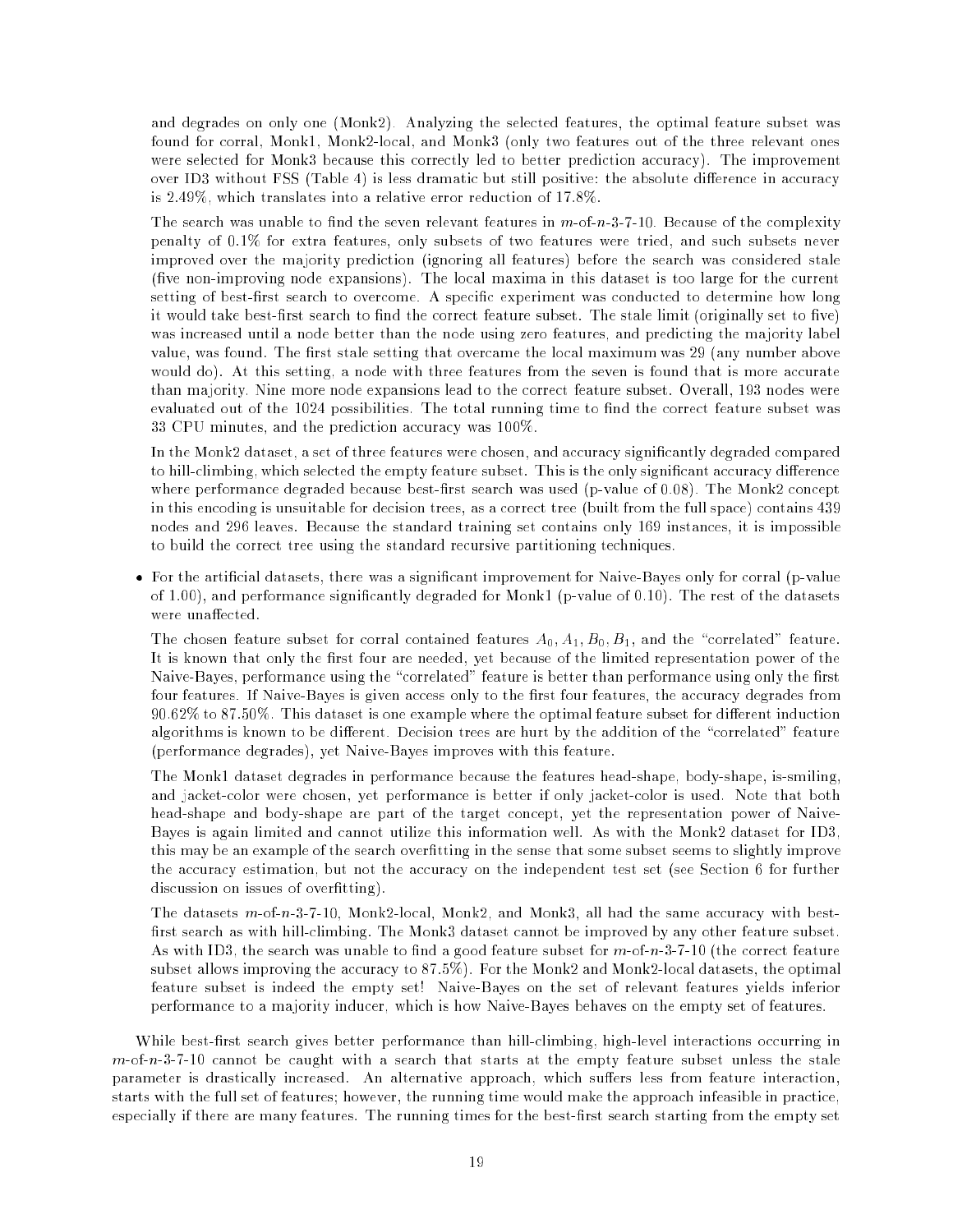and degrades on only one (Monk2). Analyzing the selected features, the optimal feature subset was found for corral, Monk1, Monk2-local, and Monk3 (only two features out of the three relevant ones were selected for Monk3 because this correctly led to better prediction accuracy). The improvement over ID3 without FSS (Table 4) is less dramatic but still positive: the absolute difference in accuracy is 2.49%, which translates into a relative error reduction of 17.8%.

The search was unable to find the seven relevant features in $m$-of-$n$-3-7-10. Because of the complexity penalty of 0.1% for extra features, only subsets of two features were tried, and such subsets never improved over the majority prediction (ignoring all features) before the search was considered stale (five non-improving node expansions). The local maxima in this dataset is too large for the current setting of best-first search to overcome. A specific experiment was conducted to determine how long it would take best-first search to find the correct feature subset. The stale limit (originally set to five) was increased until a node better than the node using zero features, and predicting the majority label value, was found. The first stale setting that overcame the local maximum was 29 (any number above would do). At this setting, a node with three features from the seven is found that is more accurate than majority. Nine more node expansions lead to the correct feature subset. Overall, 193 nodes were evaluated out of the 1024 possibilities. The total running time to find the correct feature subset was 33 CPU minutes, and the prediction accuracy was 100%.

In the Monk2 dataset, a set of three features were chosen, and accuracy significantly degraded compared to hill-climbing, which selected the empty feature subset. This is the only significant accuracy difference where performance degraded because best-first search was used (p-value of 0.08). The Monk2 concept in this encoding is unsuitable for decision trees, as a correct tree (built from the full space) contains 439 nodes and 296 leaves. Because the standard training set contains only 169 instances, it is impossible to build the correct tree using the standard recursive partitioning techniques.

- For the artificial datasets, there was a significant improvement for Naive-Bayes only for corral (p-value of 1.00), and performance significantly degraded for Monk1 (p-value of 0.10). The rest of the datasets were unaffected.

  The chosen feature subset for corral contained features $A_0, A_1, B_0, B_1$, and the "correlated" feature. It is known that only the first four are needed, yet because of the limited representation power of the Naive-Bayes, performance using the "correlated" feature is better than performance using only the first four features. If Naive-Bayes is given access only to the first four features, the accuracy degrades from 90.62% to 87.50%. This dataset is one example where the optimal feature subset for different induction algorithms is known to be different. Decision trees are hurt by the addition of the "correlated" feature (performance degrades), yet Naive-Bayes improves with this feature.

  The Monk1 dataset degrades in performance because the features head-shape, body-shape, is-smiling, and jacket-color were chosen, yet performance is better if only jacket-color is used. Note that both head-shape and body-shape are part of the target concept, yet the representation power of Naive-Bayes is again limited and cannot utilize this information well. As with the Monk2 dataset for ID3, this may be an example of the search overfitting in the sense that some subset seems to slightly improve the accuracy estimation, but not the accuracy on the independent test set (see Section 6 for further discussion on issues of overfitting).

  The datasets $m$-of-$n$-3-7-10, Monk2-local, Monk2, and Monk3, all had the same accuracy with best-first search as with hill-climbing. The Monk3 dataset cannot be improved by any other feature subset. As with ID3, the search was unable to find a good feature subset for $m$-of-$n$-3-7-10 (the correct feature subset allows improving the accuracy to 87.5%). For the Monk2 and Monk2-local datasets, the optimal feature subset is indeed the empty set! Naive-Bayes on the set of relevant features yields inferior performance to a majority inducer, which is how Naive-Bayes behaves on the empty set of features.

While best-first search gives better performance than hill-climbing, high-level interactions occurring in $m$-of-$n$-3-7-10 cannot be caught with a search that starts at the empty feature subset unless the stale parameter is drastically increased. An alternative approach, which suffers less from feature interaction, starts with the full set of features; however, the running time would make the approach infeasible in practice, especially if there are many features. The running times for the best-first search starting from the empty set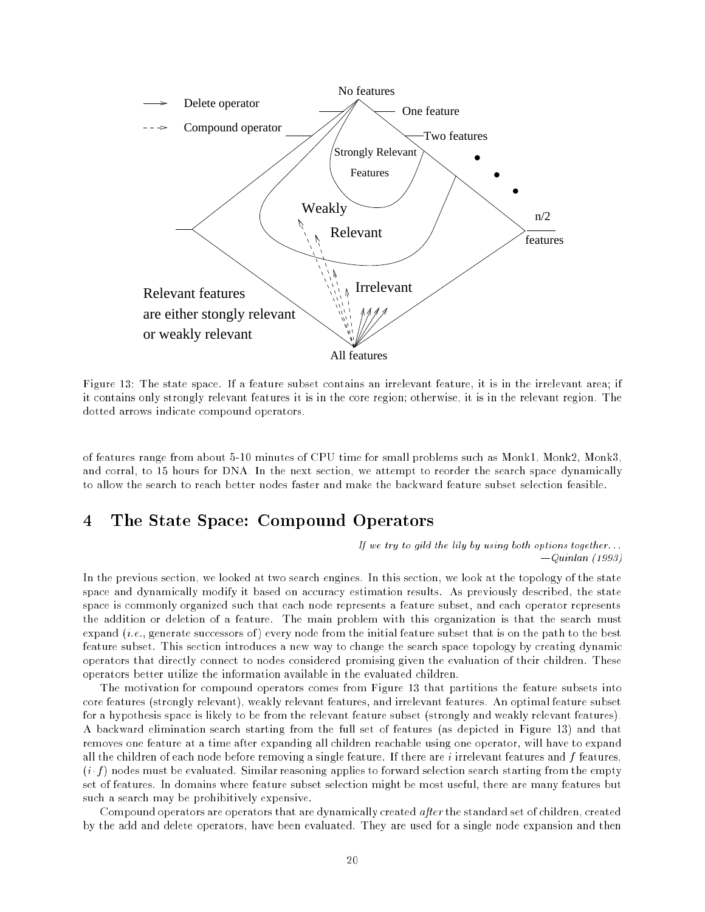Figure 13: The state space. If a feature subset contains an irrelevant feature, it is in the irrelevant area; if it contains only strongly relevant features it is in the core region; otherwise, it is in the relevant region. The dotted arrows indicate compound operators.

of features range from about 5-10 minutes of CPU time for small problems such as Monk1, Monk2, Monk3, and corral, to 15 hours for DNA. In the next section, we attempt to reorder the search space dynamically to allow the search to reach better nodes faster and make the backward feature subset selection feasible.

## 4 The State Space: Compound Operators

*If we try to gild the lily by using both options together...*
*—Quinlan (1993)*

In the previous section, we looked at two search engines. In this section, we look at the topology of the state space and dynamically modify it based on accuracy estimation results. As previously described, the state space is commonly organized such that each node represents a feature subset, and each operator represents the addition or deletion of a feature. The main problem with this organization is that the search must expand (*i.e.*, generate successors of) every node from the initial feature subset that is on the path to the best feature subset. This section introduces a new way to change the search space topology by creating dynamic operators that directly connect to nodes considered promising given the evaluation of their children. These operators better utilize the information available in the evaluated children.

The motivation for compound operators comes from Figure 13 that partitions the feature subsets into core features (strongly relevant), weakly relevant features, and irrelevant features. An optimal feature subset for a hypothesis space is likely to be from the relevant feature subset (strongly and weakly relevant features). A backward elimination search starting from the full set of features (as depicted in Figure 13) and that removes one feature at a time after expanding all children reachable using one operator, will have to expand all the children of each node before removing a single feature. If there are $i$ irrelevant features and $f$ features, $(i \cdot f)$ nodes must be evaluated. Similar reasoning applies to forward selection search starting from the empty set of features. In domains where feature subset selection might be most useful, there are many features but such a search may be prohibitively expensive.

Compound operators are operators that are dynamically created *after* the standard set of children, created by the add and delete operators, have been evaluated. They are used for a single node expansion and then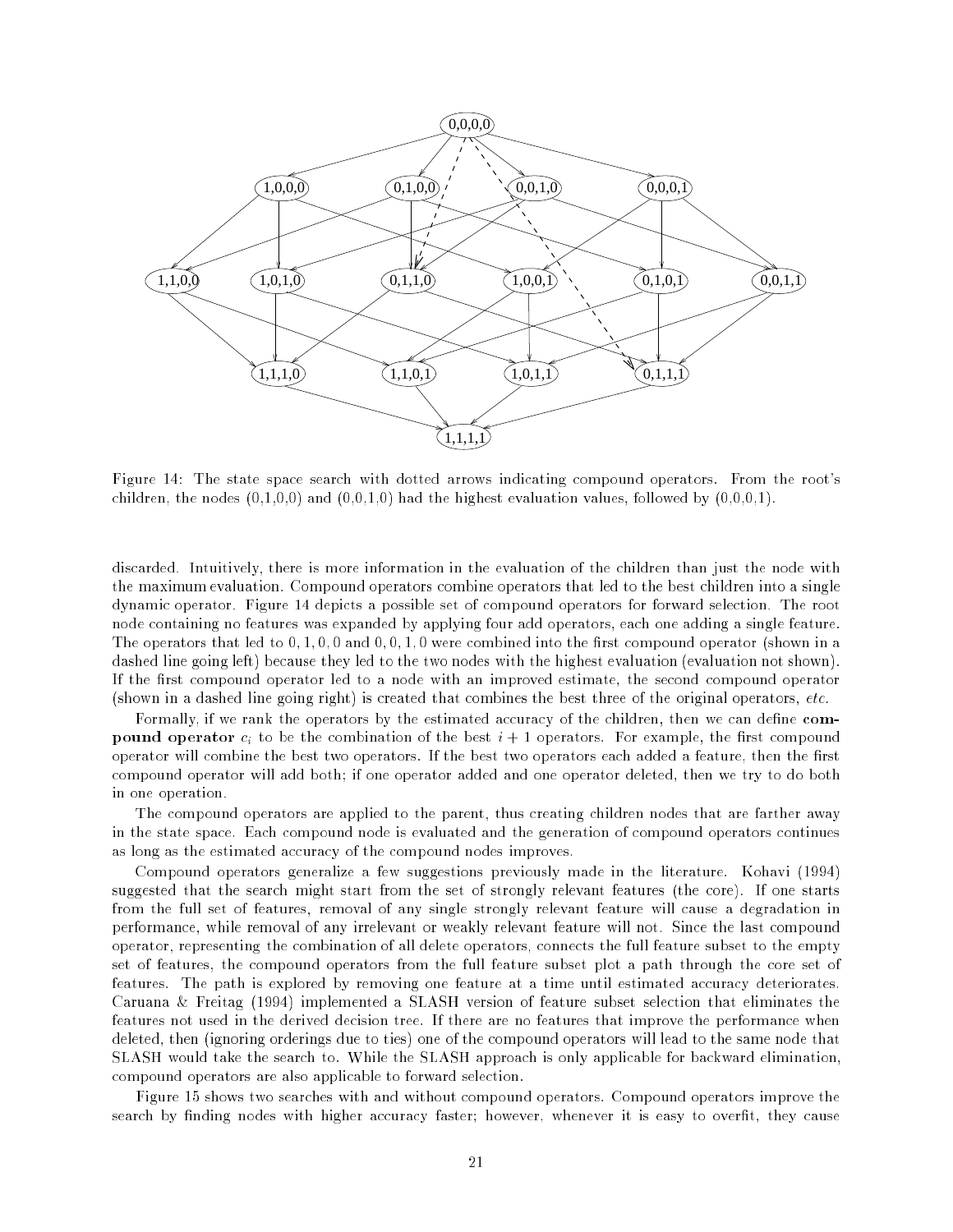Figure 14: The state space search with dotted arrows indicating compound operators. From the root's children, the nodes (0,1,0,0) and (0,0,1,0) had the highest evaluation values, followed by (0,0,0,1).

discarded. Intuitively, there is more information in the evaluation of the children than just the node with the maximum evaluation. Compound operators combine operators that led to the best children into a single dynamic operator. Figure 14 depicts a possible set of compound operators for forward selection. The root node containing no features was expanded by applying four add operators, each one adding a single feature. The operators that led to $0, 1, 0, 0$ and $0, 0, 1, 0$ were combined into the first compound operator (shown in a dashed line going left) because they led to the two nodes with the highest evaluation (evaluation not shown). If the first compound operator led to a node with an improved estimate, the second compound operator (shown in a dashed line going right) is created that combines the best three of the original operators, *etc.*

Formally, if we rank the operators by the estimated accuracy of the children, then we can define **compound operator** $c_i$ to be the combination of the best $i + 1$ operators. For example, the first compound operator will combine the best two operators. If the best two operators each added a feature, then the first compound operator will add both; if one operator added and one operator deleted, then we try to do both in one operation.

The compound operators are applied to the parent, thus creating children nodes that are farther away in the state space. Each compound node is evaluated and the generation of compound operators continues as long as the estimated accuracy of the compound nodes improves.

Compound operators generalize a few suggestions previously made in the literature. Kohavi (1994) suggested that the search might start from the set of strongly relevant features (the core). If one starts from the full set of features, removal of any single strongly relevant feature will cause a degradation in performance, while removal of any irrelevant or weakly relevant feature will not. Since the last compound operator, representing the combination of all delete operators, connects the full feature subset to the empty set of features, the compound operators from the full feature subset plot a path through the core set of features. The path is explored by removing one feature at a time until estimated accuracy deteriorates. Caruana & Freitag (1994) implemented a SLASH version of feature subset selection that eliminates the features not used in the derived decision tree. If there are no features that improve the performance when deleted, then (ignoring orderings due to ties) one of the compound operators will lead to the same node that SLASH would take the search to. While the SLASH approach is only applicable for backward elimination, compound operators are also applicable to forward selection.

Figure 15 shows two searches with and without compound operators. Compound operators improve the search by finding nodes with higher accuracy faster; however, whenever it is easy to overfit, they cause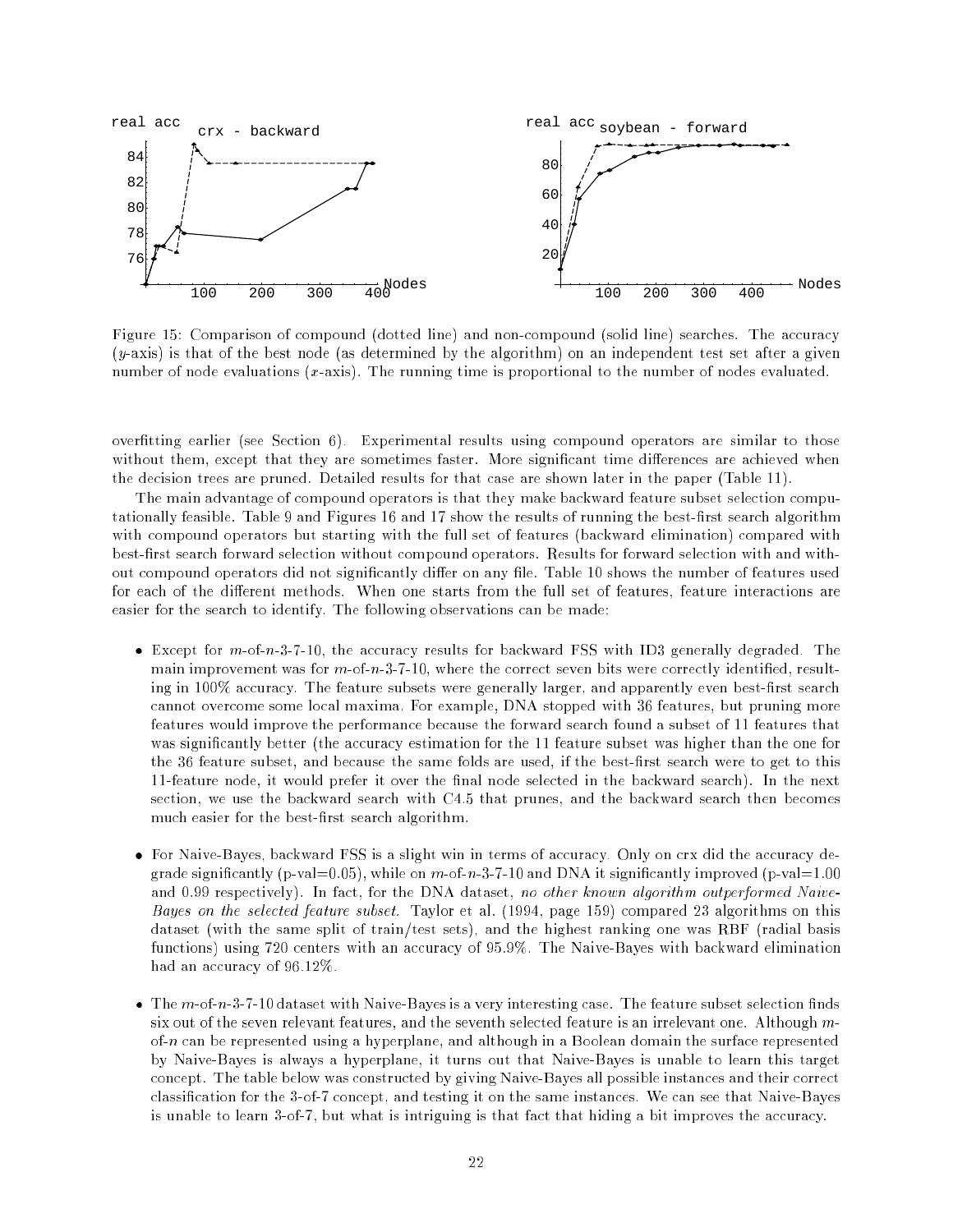Figure 15: Comparison of compound (dotted line) and non-compound (solid line) searches. The accuracy ($y$-axis) is that of the best node (as determined by the algorithm) on an independent test set after a given number of node evaluations ($x$-axis). The running time is proportional to the number of nodes evaluated.

overfitting earlier (see Section 6). Experimental results using compound operators are similar to those without them, except that they are sometimes faster. More significant time differences are achieved when the decision trees are pruned. Detailed results for that case are shown later in the paper (Table 11).

The main advantage of compound operators is that they make backward feature subset selection computationally feasible. Table 9 and Figures 16 and 17 show the results of running the best-first search algorithm with compound operators but starting with the full set of features (backward elimination) compared with best-first search forward selection without compound operators. Results for forward selection with and without compound operators did not significantly differ on any file. Table 10 shows the number of features used for each of the different methods. When one starts from the full set of features, feature interactions are easier for the search to identify. The following observations can be made:

- Except for $m$-of-$n$-3-7-10, the accuracy results for backward FSS with ID3 generally degraded. The main improvement was for $m$-of-$n$-3-7-10, where the correct seven bits were correctly identified, resulting in 100% accuracy. The feature subsets were generally larger, and apparently even best-first search cannot overcome some local maxima. For example, DNA stopped with 36 features, but pruning more features would improve the performance because the forward search found a subset of 11 features that was significantly better (the accuracy estimation for the 11 feature subset was higher than the one for the 36 feature subset, and because the same folds are used, if the best-first search were to get to this 11-feature node, it would prefer it over the final node selected in the backward search). In the next section, we use the backward search with C4.5 that prunes, and the backward search then becomes much easier for the best-first search algorithm.

- For Naive-Bayes, backward FSS is a slight win in terms of accuracy. Only on crx did the accuracy degrade significantly (p-val=0.05), while on $m$-of-$n$-3-7-10 and DNA it significantly improved (p-val=1.00 and 0.99 respectively). In fact, for the DNA dataset, *no other known algorithm outperformed Naive-Bayes on the selected feature subset.* Taylor et al. (1994, page 159) compared 23 algorithms on this dataset (with the same split of train/test sets), and the highest ranking one was RBF (radial basis functions) using 720 centers with an accuracy of 95.9%. The Naive-Bayes with backward elimination had an accuracy of 96.12%.

- The $m$-of-$n$-3-7-10 dataset with Naive-Bayes is a very interesting case. The feature subset selection finds six out of the seven relevant features, and the seventh selected feature is an irrelevant one. Although $m$-of-$n$ can be represented using a hyperplane, and although in a Boolean domain the surface represented by Naive-Bayes is always a hyperplane, it turns out that Naive-Bayes is unable to learn this target concept. The table below was constructed by giving Naive-Bayes all possible instances and their correct classification for the 3-of-7 concept, and testing it on the same instances. We can see that Naive-Bayes is unable to learn 3-of-7, but what is intriguing is that fact that hiding a bit improves the accuracy.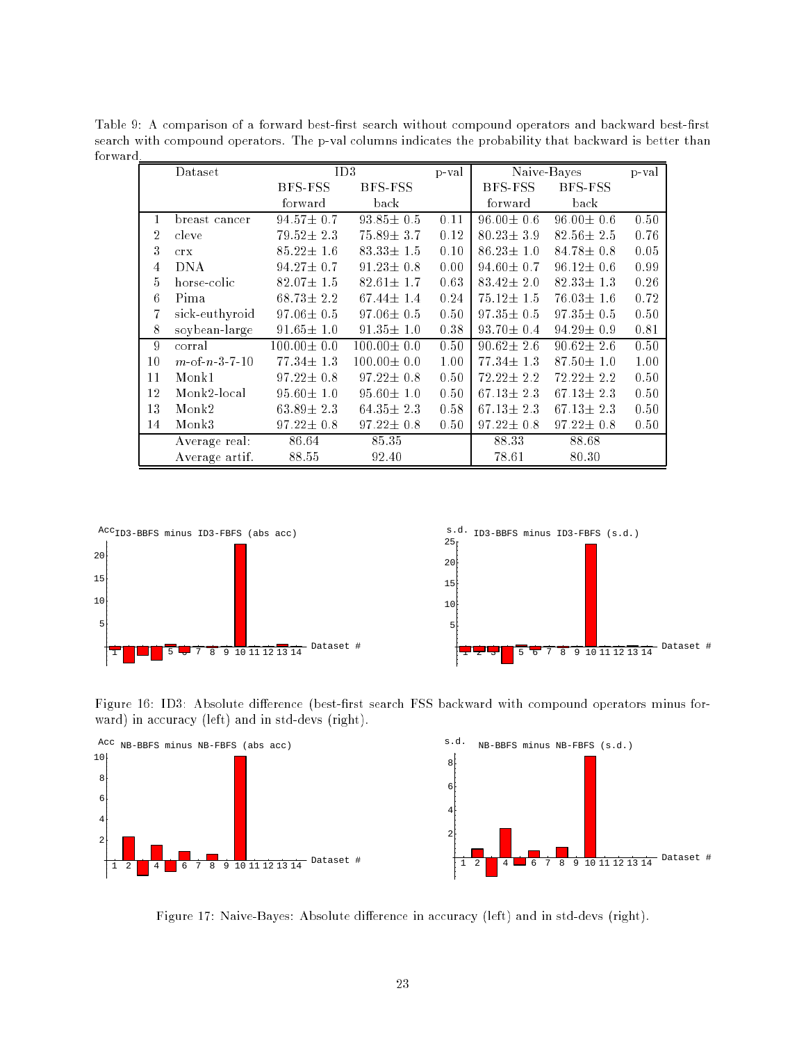Table 9: A comparison of a forward best-first search without compound operators and backward best-first search with compound operators. The p-val columns indicates the probability that backward is better than forward.

| | Dataset | ID3 | | p-val | Naive-Bayes | | p-val |
|---|---|---|---|---|---|---|---|
| | | BFS-FSS forward | BFS-FSS back | | BFS-FSS forward | BFS-FSS back | |
| 1 | breast cancer | 94.57± 0.7 | 93.85± 0.5 | 0.11 | 96.00± 0.6 | 96.00± 0.6 | 0.50 |
| 2 | cleve | 79.52± 2.3 | 75.89± 3.7 | 0.12 | 80.23± 3.9 | 82.56± 2.5 | 0.76 |
| 3 | crx | 85.22± 1.6 | 83.33± 1.5 | 0.10 | 86.23± 1.0 | 84.78± 0.8 | 0.05 |
| 4 | DNA | 94.27± 0.7 | 91.23± 0.8 | 0.00 | 94.60± 0.7 | 96.12± 0.6 | 0.99 |
| 5 | horse-colic | 82.07± 1.5 | 82.61± 1.7 | 0.63 | 83.42± 2.0 | 82.33± 1.3 | 0.26 |
| 6 | Pima | 68.73± 2.2 | 67.44± 1.4 | 0.24 | 75.12± 1.5 | 76.03± 1.6 | 0.72 |
| 7 | sick-euthyroid | 97.06± 0.5 | 97.06± 0.5 | 0.50 | 97.35± 0.5 | 97.35± 0.5 | 0.50 |
| 8 | soybean-large | 91.65± 1.0 | 91.35± 1.0 | 0.38 | 93.70± 0.4 | 94.29± 0.9 | 0.81 |
| 9 | corral | 100.00± 0.0 | 100.00± 0.0 | 0.50 | 90.62± 2.6 | 90.62± 2.6 | 0.50 |
| 10 | $m$-of-$n$-3-7-10 | 77.34± 1.3 | 100.00± 0.0 | 1.00 | 77.34± 1.3 | 87.50± 1.0 | 1.00 |
| 11 | Monk1 | 97.22± 0.8 | 97.22± 0.8 | 0.50 | 72.22± 2.2 | 72.22± 2.2 | 0.50 |
| 12 | Monk2-local | 95.60± 1.0 | 95.60± 1.0 | 0.50 | 67.13± 2.3 | 67.13± 2.3 | 0.50 |
| 13 | Monk2 | 63.89± 2.3 | 64.35± 2.3 | 0.58 | 67.13± 2.3 | 67.13± 2.3 | 0.50 |
| 14 | Monk3 | 97.22± 0.8 | 97.22± 0.8 | 0.50 | 97.22± 0.8 | 97.22± 0.8 | 0.50 |
| | Average real: | 86.64 | 85.35 | | 88.33 | 88.68 | |
| | Average artif. | 88.55 | 92.40 | | 78.61 | 80.30 | |

Figure 16: ID3: Absolute difference (best-first search FSS backward with compound operators minus forward) in accuracy (left) and in std-devs (right).

Figure 17: Naive-Bayes: Absolute difference in accuracy (left) and in std-devs (right).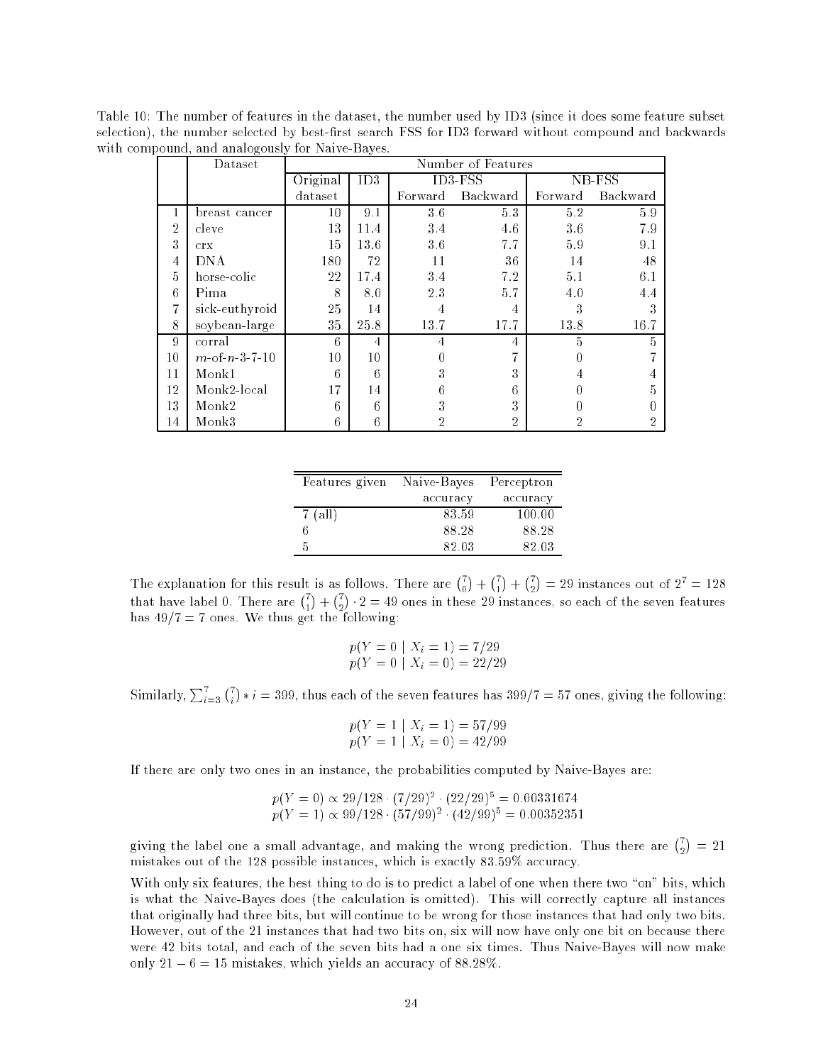Table 10: The number of features in the dataset, the number used by ID3 (since it does some feature subset selection), the number selected by best-first search FSS for ID3 forward without compound and backwards with compound, and analogously for Naive-Bayes.

| | Dataset | Number of Features | | | | | |
|---|---|---|---|---|---|---|---|
| | | Original dataset | ID3 | ID3-FSS | | NB-FSS | |
| | | | | Forward | Backward | Forward | Backward |
| 1 | breast cancer | 10 | 9.1 | 3.6 | 5.3 | 5.2 | 5.9 |
| 2 | cleve | 13 | 11.4 | 3.4 | 4.6 | 3.6 | 7.9 |
| 3 | crx | 15 | 13.6 | 3.6 | 7.7 | 5.9 | 9.1 |
| 4 | DNA | 180 | 72 | 11 | 36 | 14 | 48 |
| 5 | horse-colic | 22 | 17.4 | 3.4 | 7.2 | 5.1 | 6.1 |
| 6 | Pima | 8 | 8.0 | 2.3 | 5.7 | 4.0 | 4.4 |
| 7 | sick-euthyroid | 25 | 14 | 4 | 4 | 3 | 3 |
| 8 | soybean-large | 35 | 25.8 | 13.7 | 17.7 | 13.8 | 16.7 |
| 9 | corral | 6 | 4 | 4 | 4 | 5 | 5 |
| 10 | $m$-of-$n$-3-7-10 | 10 | 10 | 0 | 7 | 0 | 7 |
| 11 | Monk1 | 6 | 6 | 3 | 3 | 4 | 4 |
| 12 | Monk2-local | 17 | 14 | 6 | 6 | 0 | 5 |
| 13 | Monk2 | 6 | 6 | 3 | 3 | 0 | 0 |
| 14 | Monk3 | 6 | 6 | 2 | 2 | 2 | 2 |

| Features given | Naive-Bayes accuracy | Perceptron accuracy |
|---|---|---|
| 7 (all) | 83.59 | 100.00 |
| 6 | 88.28 | 88.28 |
| 5 | 82.03 | 82.03 |

The explanation for this result is as follows. There are $\binom{7}{0} + \binom{7}{1} + \binom{7}{2} = 29$ instances out of $2^7 = 128$ that have label 0. There are $\binom{7}{1} + \binom{7}{2} \cdot 2 = 49$ ones in these 29 instances, so each of the seven features has $49/7 = 7$ ones. We thus get the following:

$$p(Y = 0 \mid X_i = 1) = 7/29$$
$$p(Y = 0 \mid X_i = 0) = 22/29$$

Similarly, $\sum_{i=3}^{7} \binom{7}{i} * i = 399$, thus each of the seven features has $399/7 = 57$ ones, giving the following:

$$p(Y = 1 \mid X_i = 1) = 57/99$$
$$p(Y = 1 \mid X_i = 0) = 42/99$$

If there are only two ones in an instance, the probabilities computed by Naive-Bayes are:

$$p(Y = 0) \propto 29/128 \cdot (7/29)^2 \cdot (22/29)^5 = 0.00331674$$
$$p(Y = 1) \propto 99/128 \cdot (57/99)^2 \cdot (42/99)^5 = 0.00352351$$

giving the label one a small advantage, and making the wrong prediction. Thus there are $\binom{7}{2} = 21$ mistakes out of the 128 possible instances, which is exactly 83.59% accuracy.

With only six features, the best thing to do is to predict a label of one when there two "on" bits, which is what the Naive-Bayes does (the calculation is omitted). This will correctly capture all instances that originally had three bits, but will continue to be wrong for those instances that had only two bits. However, out of the 21 instances that had two bits on, six will now have only one bit on because there were 42 bits total, and each of the seven bits had a one six times. Thus Naive-Bayes will now make only $21 - 6 = 15$ mistakes, which yields an accuracy of 88.28%.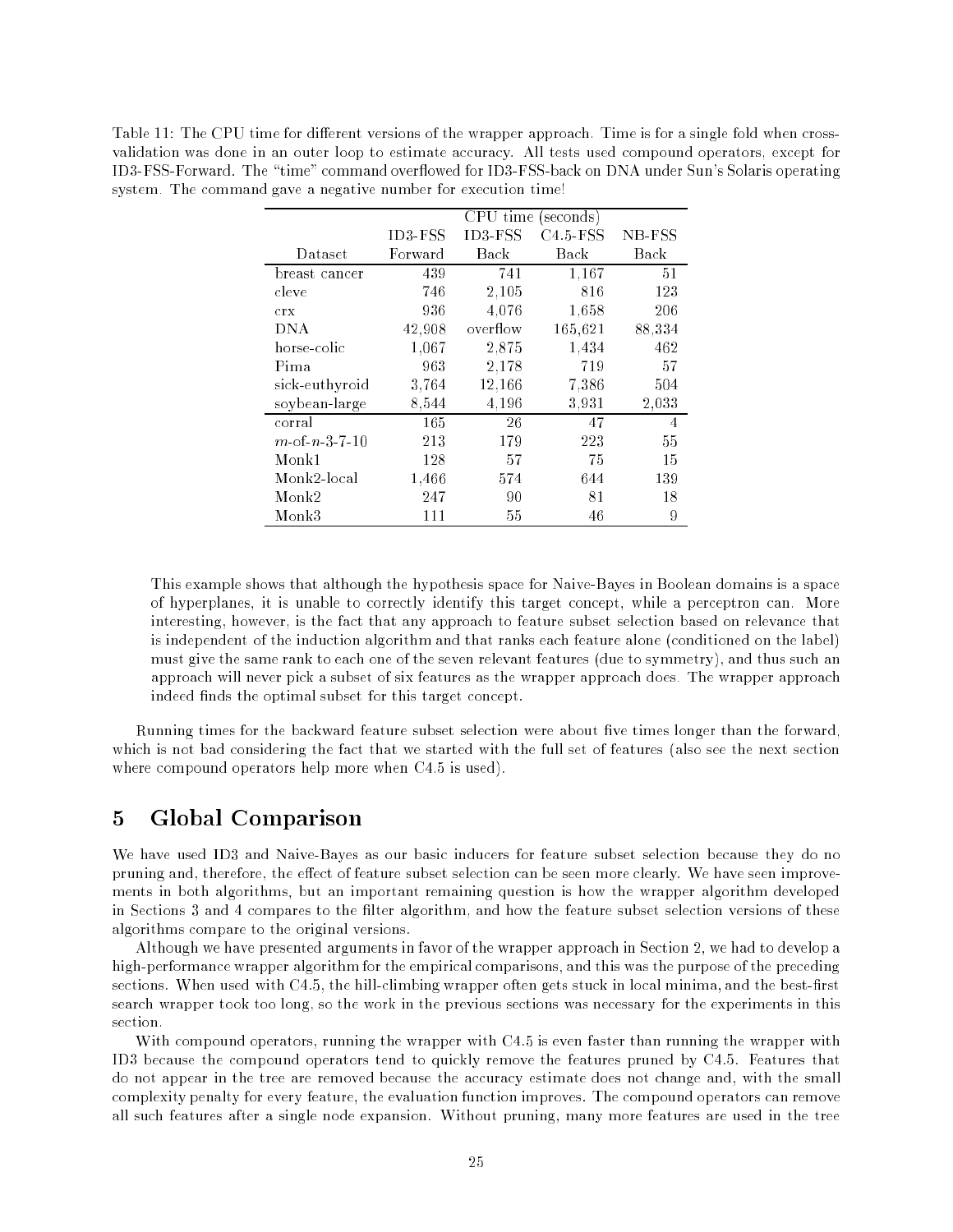Table 11: The CPU time for different versions of the wrapper approach. Time is for a single fold when cross-validation was done in an outer loop to estimate accuracy. All tests used compound operators, except for ID3-FSS-Forward. The "time" command overflowed for ID3-FSS-back on DNA under Sun's Solaris operating system. The command gave a negative number for execution time!

| | CPU time (seconds) | | | |
|---|---|---|---|---|
| Dataset | ID3-FSS Forward | ID3-FSS Back | C4.5-FSS Back | NB-FSS Back |
| breast cancer | 439 | 741 | 1,167 | 51 |
| cleve | 746 | 2,105 | 816 | 123 |
| crx | 936 | 4,076 | 1,658 | 206 |
| DNA | 42,908 | overflow | 165,621 | 88,334 |
| horse-colic | 1,067 | 2,875 | 1,434 | 462 |
| Pima | 963 | 2,178 | 719 | 57 |
| sick-euthyroid | 3,764 | 12,166 | 7,386 | 504 |
| soybean-large | 8,544 | 4,196 | 3,931 | 2,033 |
| corral | 165 | 26 | 47 | 4 |
| $m$-of-$n$-3-7-10 | 213 | 179 | 223 | 55 |
| Monk1 | 128 | 57 | 75 | 15 |
| Monk2-local | 1,466 | 574 | 644 | 139 |
| Monk2 | 247 | 90 | 81 | 18 |
| Monk3 | 111 | 55 | 46 | 9 |

This example shows that although the hypothesis space for Naive-Bayes in Boolean domains is a space of hyperplanes, it is unable to correctly identify this target concept, while a perceptron can. More interesting, however, is the fact that any approach to feature subset selection based on relevance that is independent of the induction algorithm and that ranks each feature alone (conditioned on the label) must give the same rank to each one of the seven relevant features (due to symmetry), and thus such an approach will never pick a subset of six features as the wrapper approach does. The wrapper approach indeed finds the optimal subset for this target concept.

Running times for the backward feature subset selection were about five times longer than the forward, which is not bad considering the fact that we started with the full set of features (also see the next section where compound operators help more when C4.5 is used).

# 5 Global Comparison

We have used ID3 and Naive-Bayes as our basic inducers for feature subset selection because they do no pruning and, therefore, the effect of feature subset selection can be seen more clearly. We have seen improvements in both algorithms, but an important remaining question is how the wrapper algorithm developed in Sections 3 and 4 compares to the filter algorithm, and how the feature subset selection versions of these algorithms compare to the original versions.

Although we have presented arguments in favor of the wrapper approach in Section 2, we had to develop a high-performance wrapper algorithm for the empirical comparisons, and this was the purpose of the preceding sections. When used with C4.5, the hill-climbing wrapper often gets stuck in local minima, and the best-first search wrapper took too long, so the work in the previous sections was necessary for the experiments in this section.

With compound operators, running the wrapper with C4.5 is even faster than running the wrapper with ID3 because the compound operators tend to quickly remove the features pruned by C4.5. Features that do not appear in the tree are removed because the accuracy estimate does not change and, with the small complexity penalty for every feature, the evaluation function improves. The compound operators can remove all such features after a single node expansion. Without pruning, many more features are used in the tree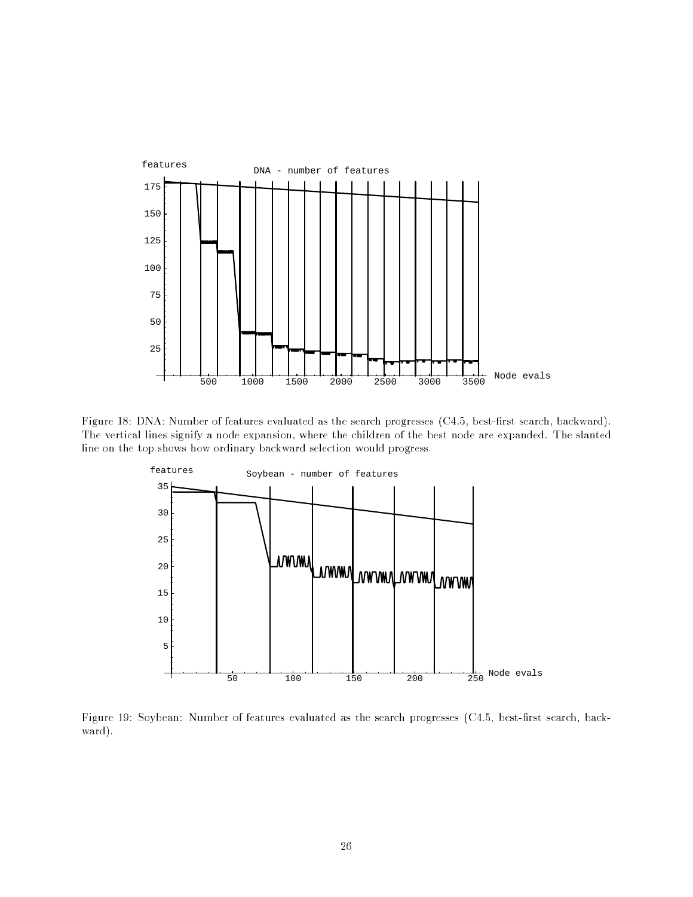Figure 18: DNA: Number of features evaluated as the search progresses (C4.5, best-first search, backward). The vertical lines signify a node expansion, where the children of the best node are expanded. The slanted line on the top shows how ordinary backward selection would progress.

Figure 19: Soybean: Number of features evaluated as the search progresses (C4.5, best-first search, backward).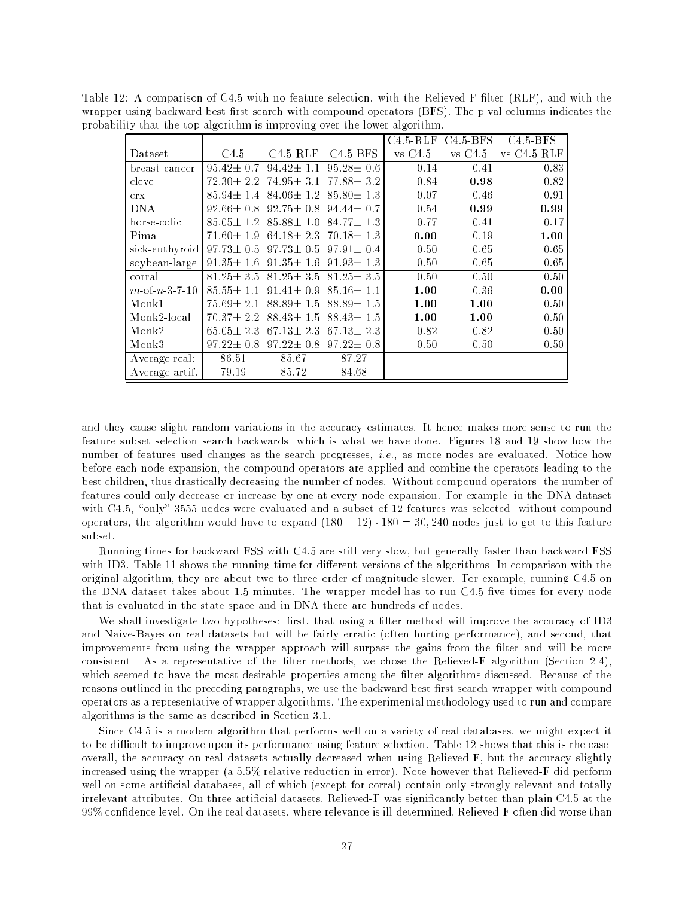Table 12: A comparison of C4.5 with no feature selection, with the Relieved-F filter (RLF), and with the wrapper using backward best-first search with compound operators (BFS). The p-val columns indicates the probability that the top algorithm is improving over the lower algorithm.

| Dataset | C4.5 | C4.5-RLF | C4.5-BFS | C4.5-RLF vs C4.5 | C4.5-BFS vs C4.5 | C4.5-BFS vs C4.5-RLF |
|---|---|---|---|---|---|---|
| breast cancer | 95.42± 0.7 | 94.42± 1.1 | 95.28± 0.6 | 0.14 | 0.41 | 0.83 |
| cleve | 72.30± 2.2 | 74.95± 3.1 | 77.88± 3.2 | 0.84 | **0.98** | 0.82 |
| crx | 85.94± 1.4 | 84.06± 1.2 | 85.80± 1.3 | 0.07 | 0.46 | 0.91 |
| DNA | 92.66± 0.8 | 92.75± 0.8 | 94.44± 0.7 | 0.54 | **0.99** | **0.99** |
| horse-colic | 85.05± 1.2 | 85.88± 1.0 | 84.77± 1.3 | 0.77 | 0.41 | 0.17 |
| Pima | 71.60± 1.9 | 64.18± 2.3 | 70.18± 1.3 | **0.00** | 0.19 | **1.00** |
| sick-euthyroid | 97.73± 0.5 | 97.73± 0.5 | 97.91± 0.4 | 0.50 | 0.65 | 0.65 |
| soybean-large | 91.35± 1.6 | 91.35± 1.6 | 91.93± 1.3 | 0.50 | 0.65 | 0.65 |
| corral | 81.25± 3.5 | 81.25± 3.5 | 81.25± 3.5 | 0.50 | 0.50 | 0.50 |
| $m$-of-$n$-3-7-10 | 85.55± 1.1 | 91.41± 0.9 | 85.16± 1.1 | **1.00** | 0.36 | **0.00** |
| Monk1 | 75.69± 2.1 | 88.89± 1.5 | 88.89± 1.5 | **1.00** | **1.00** | 0.50 |
| Monk2-local | 70.37± 2.2 | 88.43± 1.5 | 88.43± 1.5 | **1.00** | **1.00** | 0.50 |
| Monk2 | 65.05± 2.3 | 67.13± 2.3 | 67.13± 2.3 | 0.82 | 0.82 | 0.50 |
| Monk3 | 97.22± 0.8 | 97.22± 0.8 | 97.22± 0.8 | 0.50 | 0.50 | 0.50 |
| Average real: | 86.51 | 85.67 | 87.27 | | | |
| Average artif. | 79.19 | 85.72 | 84.68 | | | |

and they cause slight random variations in the accuracy estimates. It hence makes more sense to run the feature subset selection search backwards, which is what we have done. Figures 18 and 19 show how the number of features used changes as the search progresses, *i.e.*, as more nodes are evaluated. Notice how before each node expansion, the compound operators are applied and combine the operators leading to the best children, thus drastically decreasing the number of nodes. Without compound operators, the number of features could only decrease or increase by one at every node expansion. For example, in the DNA dataset with C4.5, "only" 3555 nodes were evaluated and a subset of 12 features was selected; without compound operators, the algorithm would have to expand $(180 - 12) \cdot 180 = 30,240$ nodes just to get to this feature subset.

Running times for backward FSS with C4.5 are still very slow, but generally faster than backward FSS with ID3. Table 11 shows the running time for different versions of the algorithms. In comparison with the original algorithm, they are about two to three order of magnitude slower. For example, running C4.5 on the DNA dataset takes about 1.5 minutes. The wrapper model has to run C4.5 five times for every node that is evaluated in the state space and in DNA there are hundreds of nodes.

We shall investigate two hypotheses: first, that using a filter method will improve the accuracy of ID3 and Naive-Bayes on real datasets but will be fairly erratic (often hurting performance), and second, that improvements from using the wrapper approach will surpass the gains from the filter and will be more consistent. As a representative of the filter methods, we chose the Relieved-F algorithm (Section 2.4), which seemed to have the most desirable properties among the filter algorithms discussed. Because of the reasons outlined in the preceding paragraphs, we use the backward best-first-search wrapper with compound operators as a representative of wrapper algorithms. The experimental methodology used to run and compare algorithms is the same as described in Section 3.1.

Since C4.5 is a modern algorithm that performs well on a variety of real databases, we might expect it to be difficult to improve upon its performance using feature selection. Table 12 shows that this is the case: overall, the accuracy on real datasets actually decreased when using Relieved-F, but the accuracy slightly increased using the wrapper (a 5.5% relative reduction in error). Note however that Relieved-F did perform well on some artificial databases, all of which (except for corral) contain only strongly relevant and totally irrelevant attributes. On three artificial datasets, Relieved-F was significantly better than plain C4.5 at the 99% confidence level. On the real datasets, where relevance is ill-determined, Relieved-F often did worse than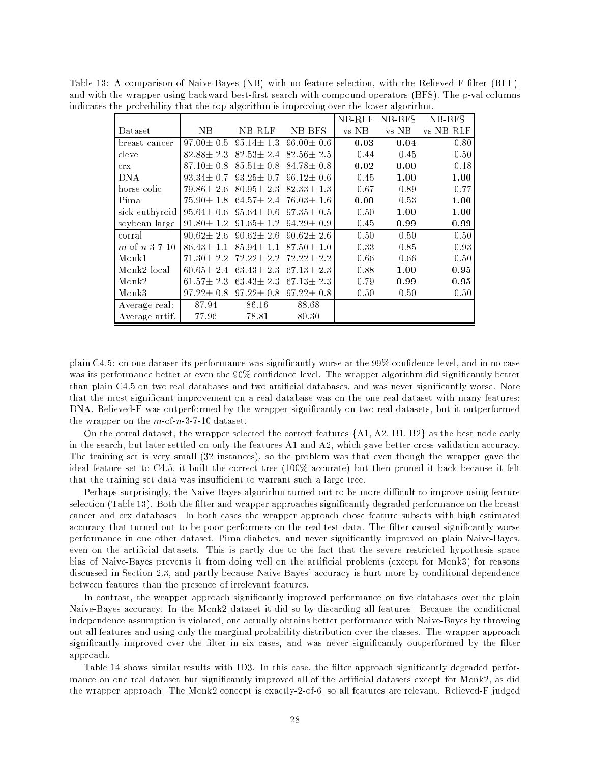Table 13: A comparison of Naive-Bayes (NB) with no feature selection, with the Relieved-F filter (RLF), and with the wrapper using backward best-first search with compound operators (BFS). The p-val columns indicates the probability that the top algorithm is improving over the lower algorithm.

| Dataset | NB | NB-RLF | NB-BFS | NB-RLF vs NB | NB-BFS vs NB | NB-BFS vs NB-RLF |
|---|---|---|---|---|---|---|
| breast cancer | 97.00± 0.5 | 95.14± 1.3 | 96.00± 0.6 | **0.03** | **0.04** | 0.80 |
| cleve | 82.88± 2.3 | 82.53± 2.4 | 82.56± 2.5 | 0.44 | 0.45 | 0.50 |
| crx | 87.10± 0.8 | 85.51± 0.8 | 84.78± 0.8 | **0.02** | **0.00** | 0.18 |
| DNA | 93.34± 0.7 | 93.25± 0.7 | 96.12± 0.6 | 0.45 | **1.00** | **1.00** |
| horse-colic | 79.86± 2.6 | 80.95± 2.3 | 82.33± 1.3 | 0.67 | 0.89 | 0.77 |
| Pima | 75.90± 1.8 | 64.57± 2.4 | 76.03± 1.6 | **0.00** | 0.53 | **1.00** |
| sick-euthyroid | 95.64± 0.6 | 95.64± 0.6 | 97.35± 0.5 | 0.50 | **1.00** | **1.00** |
| soybean-large | 91.80± 1.2 | 91.65± 1.2 | 94.29± 0.9 | 0.45 | **0.99** | **0.99** |
| corral | 90.62± 2.6 | 90.62± 2.6 | 90.62± 2.6 | 0.50 | 0.50 | 0.50 |
| *m*-of-*n*-3-7-10 | 86.43± 1.1 | 85.94± 1.1 | 87.50± 1.0 | 0.33 | 0.85 | 0.93 |
| Monk1 | 71.30± 2.2 | 72.22± 2.2 | 72.22± 2.2 | 0.66 | 0.66 | 0.50 |
| Monk2-local | 60.65± 2.4 | 63.43± 2.3 | 67.13± 2.3 | 0.88 | **1.00** | **0.95** |
| Monk2 | 61.57± 2.3 | 63.43± 2.3 | 67.13± 2.3 | 0.79 | **0.99** | **0.95** |
| Monk3 | 97.22± 0.8 | 97.22± 0.8 | 97.22± 0.8 | 0.50 | 0.50 | 0.50 |
| Average real: | 87.94 | 86.16 | 88.68 | | | |
| Average artif. | 77.96 | 78.81 | 80.30 | | | |

plain C4.5: on one dataset its performance was significantly worse at the 99% confidence level, and in no case was its performance better at even the 90% confidence level. The wrapper algorithm did significantly better than plain C4.5 on two real databases and two artificial databases, and was never significantly worse. Note that the most significant improvement on a real database was on the one real dataset with many features: DNA. Relieved-F was outperformed by the wrapper significantly on two real datasets, but it outperformed the wrapper on the *m*-of-*n*-3-7-10 dataset.

On the corral dataset, the wrapper selected the correct features {A1, A2, B1, B2} as the best node early in the search, but later settled on only the features A1 and A2, which gave better cross-validation accuracy. The training set is very small (32 instances), so the problem was that even though the wrapper gave the ideal feature set to C4.5, it built the correct tree (100% accurate) but then pruned it back because it felt that the training set data was insufficient to warrant such a large tree.

Perhaps surprisingly, the Naive-Bayes algorithm turned out to be more difficult to improve using feature selection (Table 13). Both the filter and wrapper approaches significantly degraded performance on the breast cancer and crx databases. In both cases the wrapper approach chose feature subsets with high estimated accuracy that turned out to be poor performers on the real test data. The filter caused significantly worse performance in one other dataset, Pima diabetes, and never significantly improved on plain Naive-Bayes, even on the artificial datasets. This is partly due to the fact that the severe restricted hypothesis space bias of Naive-Bayes prevents it from doing well on the artificial problems (except for Monk3) for reasons discussed in Section 2.3, and partly because Naive-Bayes' accuracy is hurt more by conditional dependence between features than the presence of irrelevant features.

In contrast, the wrapper approach significantly improved performance on five databases over the plain Naive-Bayes accuracy. In the Monk2 dataset it did so by discarding all features! Because the conditional independence assumption is violated, one actually obtains better performance with Naive-Bayes by throwing out all features and using only the marginal probability distribution over the classes. The wrapper approach significantly improved over the filter in six cases, and was never significantly outperformed by the filter approach.

Table 14 shows similar results with ID3. In this case, the filter approach significantly degraded performance on one real dataset but significantly improved all of the artificial datasets except for Monk2, as did the wrapper approach. The Monk2 concept is exactly-2-of-6, so all features are relevant. Relieved-F judged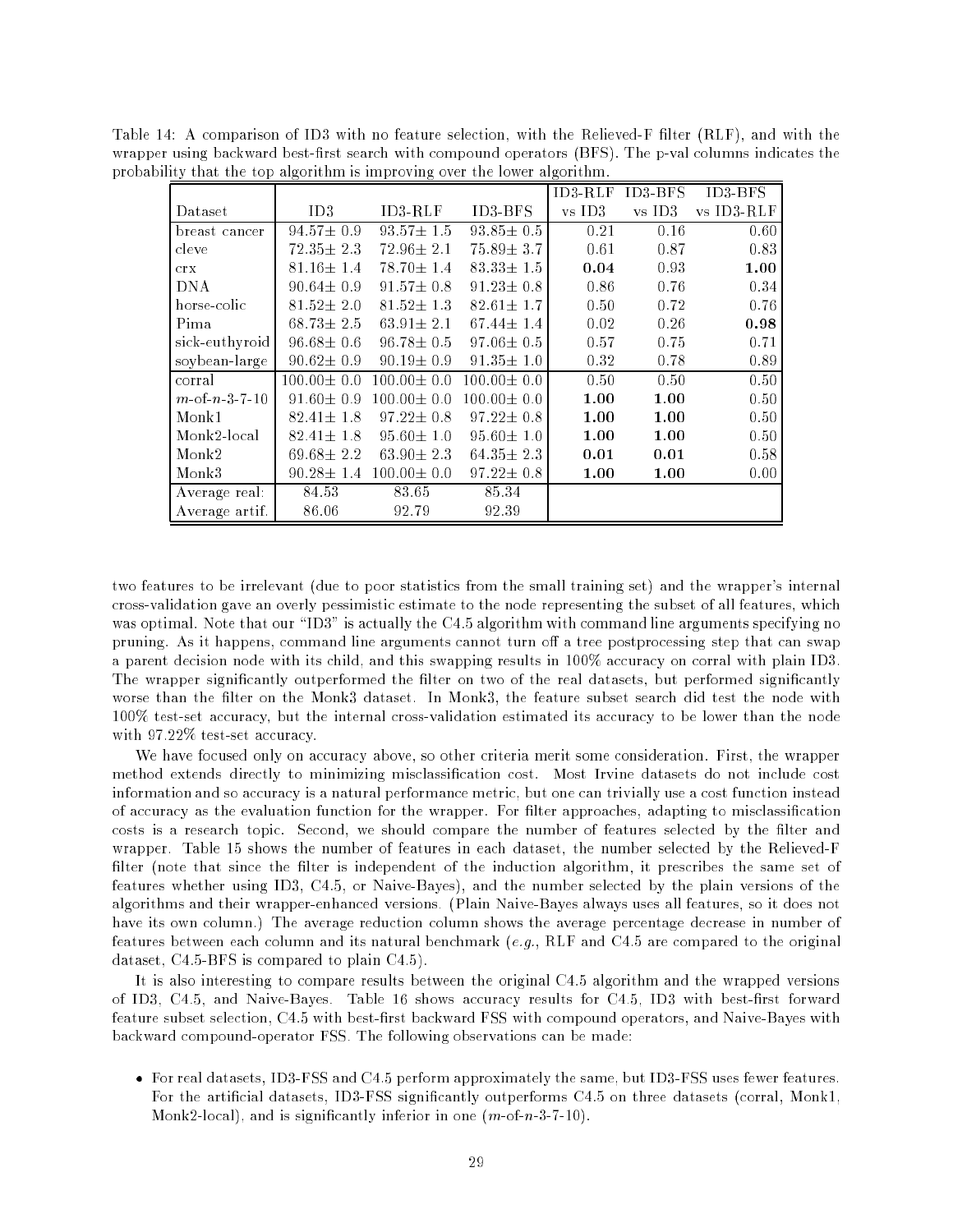Table 14: A comparison of ID3 with no feature selection, with the Relieved-F filter (RLF), and with the wrapper using backward best-first search with compound operators (BFS). The p-val columns indicates the probability that the top algorithm is improving over the lower algorithm.

| Dataset | ID3 | ID3-RLF | ID3-BFS | ID3-RLF vs ID3 | ID3-BFS vs ID3 | ID3-BFS vs ID3-RLF |
|---|---|---|---|---|---|---|
| breast cancer | 94.57± 0.9 | 93.57± 1.5 | 93.85± 0.5 | 0.21 | 0.16 | 0.60 |
| cleve | 72.35± 2.3 | 72.96± 2.1 | 75.89± 3.7 | 0.61 | 0.87 | 0.83 |
| crx | 81.16± 1.4 | 78.70± 1.4 | 83.33± 1.5 | **0.04** | 0.93 | **1.00** |
| DNA | 90.64± 0.9 | 91.57± 0.8 | 91.23± 0.8 | 0.86 | 0.76 | 0.34 |
| horse-colic | 81.52± 2.0 | 81.52± 1.3 | 82.61± 1.7 | 0.50 | 0.72 | 0.76 |
| Pima | 68.73± 2.5 | 63.91± 2.1 | 67.44± 1.4 | 0.02 | 0.26 | **0.98** |
| sick-euthyroid | 96.68± 0.6 | 96.78± 0.5 | 97.06± 0.5 | 0.57 | 0.75 | 0.71 |
| soybean-large | 90.62± 0.9 | 90.19± 0.9 | 91.35± 1.0 | 0.32 | 0.78 | 0.89 |
| corral | 100.00± 0.0 | 100.00± 0.0 | 100.00± 0.0 | 0.50 | 0.50 | 0.50 |
| *m*-of-*n*-3-7-10 | 91.60± 0.9 | 100.00± 0.0 | 100.00± 0.0 | **1.00** | **1.00** | 0.50 |
| Monk1 | 82.41± 1.8 | 97.22± 0.8 | 97.22± 0.8 | **1.00** | **1.00** | 0.50 |
| Monk2-local | 82.41± 1.8 | 95.60± 1.0 | 95.60± 1.0 | **1.00** | **1.00** | 0.50 |
| Monk2 | 69.68± 2.2 | 63.90± 2.3 | 64.35± 2.3 | **0.01** | **0.01** | 0.58 |
| Monk3 | 90.28± 1.4 | 100.00± 0.0 | 97.22± 0.8 | **1.00** | **1.00** | 0.00 |
| Average real: | 84.53 | 83.65 | 85.34 | | | |
| Average artif. | 86.06 | 92.79 | 92.39 | | | |

two features to be irrelevant (due to poor statistics from the small training set) and the wrapper's internal cross-validation gave an overly pessimistic estimate to the node representing the subset of all features, which was optimal. Note that our "ID3" is actually the C4.5 algorithm with command line arguments specifying no pruning. As it happens, command line arguments cannot turn off a tree postprocessing step that can swap a parent decision node with its child, and this swapping results in 100% accuracy on corral with plain ID3. The wrapper significantly outperformed the filter on two of the real datasets, but performed significantly worse than the filter on the Monk3 dataset. In Monk3, the feature subset search did test the node with 100% test-set accuracy, but the internal cross-validation estimated its accuracy to be lower than the node with 97.22% test-set accuracy.

We have focused only on accuracy above, so other criteria merit some consideration. First, the wrapper method extends directly to minimizing misclassification cost. Most Irvine datasets do not include cost information and so accuracy is a natural performance metric, but one can trivially use a cost function instead of accuracy as the evaluation function for the wrapper. For filter approaches, adapting to misclassification costs is a research topic. Second, we should compare the number of features selected by the filter and wrapper. Table 15 shows the number of features in each dataset, the number selected by the Relieved-F filter (note that since the filter is independent of the induction algorithm, it prescribes the same set of features whether using ID3, C4.5, or Naive-Bayes), and the number selected by the plain versions of the algorithms and their wrapper-enhanced versions. (Plain Naive-Bayes always uses all features, so it does not have its own column.) The average reduction column shows the average percentage decrease in number of features between each column and its natural benchmark (*e.g.*, RLF and C4.5 are compared to the original dataset, C4.5-BFS is compared to plain C4.5).

It is also interesting to compare results between the original C4.5 algorithm and the wrapped versions of ID3, C4.5, and Naive-Bayes. Table 16 shows accuracy results for C4.5, ID3 with best-first forward feature subset selection, C4.5 with best-first backward FSS with compound operators, and Naive-Bayes with backward compound-operator FSS. The following observations can be made:

- For real datasets, ID3-FSS and C4.5 perform approximately the same, but ID3-FSS uses fewer features. For the artificial datasets, ID3-FSS significantly outperforms C4.5 on three datasets (corral, Monk1, Monk2-local), and is significantly inferior in one (*m*-of-*n*-3-7-10).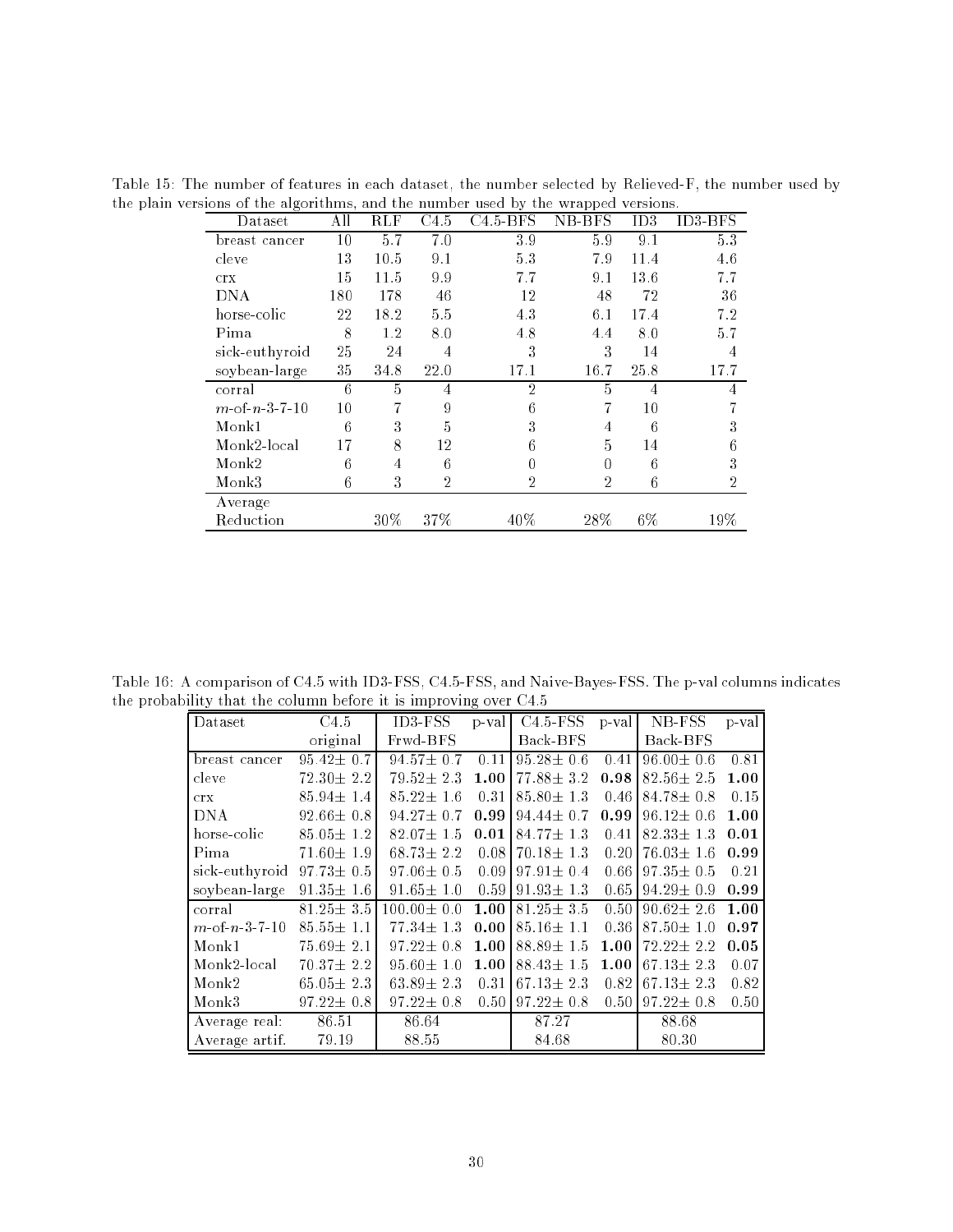Table 15: The number of features in each dataset, the number selected by Relieved-F, the number used by the plain versions of the algorithms, and the number used by the wrapped versions.

| Dataset | All | RLF | C4.5 | C4.5-BFS | NB-BFS | ID3 | ID3-BFS |
|---|---|---|---|---|---|---|---|
| breast cancer | 10 | 5.7 | 7.0 | 3.9 | 5.9 | 9.1 | 5.3 |
| cleve | 13 | 10.5 | 9.1 | 5.3 | 7.9 | 11.4 | 4.6 |
| crx | 15 | 11.5 | 9.9 | 7.7 | 9.1 | 13.6 | 7.7 |
| DNA | 180 | 178 | 46 | 12 | 48 | 72 | 36 |
| horse-colic | 22 | 18.2 | 5.5 | 4.3 | 6.1 | 17.4 | 7.2 |
| Pima | 8 | 1.2 | 8.0 | 4.8 | 4.4 | 8.0 | 5.7 |
| sick-euthyroid | 25 | 24 | 4 | 3 | 3 | 14 | 4 |
| soybean-large | 35 | 34.8 | 22.0 | 17.1 | 16.7 | 25.8 | 17.7 |
| corral | 6 | 5 | 4 | 2 | 5 | 4 | 4 |
| *m*-of-*n*-3-7-10 | 10 | 7 | 9 | 6 | 7 | 10 | 7 |
| Monk1 | 6 | 3 | 5 | 3 | 4 | 6 | 3 |
| Monk2-local | 17 | 8 | 12 | 6 | 5 | 14 | 6 |
| Monk2 | 6 | 4 | 6 | 0 | 0 | 6 | 3 |
| Monk3 | 6 | 3 | 2 | 2 | 2 | 6 | 2 |
| Average Reduction | | 30% | 37% | 40% | 28% | 6% | 19% |

Table 16: A comparison of C4.5 with ID3-FSS, C4.5-FSS, and Naive-Bayes-FSS. The p-val columns indicates the probability that the column before it is improving over C4.5

| Dataset | C4.5 | ID3-FSS | p-val | C4.5-FSS | p-val | NB-FSS | p-val |
|---|---|---|---|---|---|---|---|
| | original | Frwd-BFS | | Back-BFS | | Back-BFS | |
| breast cancer | 95.42± 0.7 | 94.57± 0.7 | 0.11 | 95.28± 0.6 | 0.41 | 96.00± 0.6 | 0.81 |
| cleve | 72.30± 2.2 | 79.52± 2.3 | **1.00** | 77.88± 3.2 | **0.98** | 82.56± 2.5 | **1.00** |
| crx | 85.94± 1.4 | 85.22± 1.6 | 0.31 | 85.80± 1.3 | 0.46 | 84.78± 0.8 | 0.15 |
| DNA | 92.66± 0.8 | 94.27± 0.7 | **0.99** | 94.44± 0.7 | **0.99** | 96.12± 0.6 | **1.00** |
| horse-colic | 85.05± 1.2 | 82.07± 1.5 | **0.01** | 84.77± 1.3 | 0.41 | 82.33± 1.3 | **0.01** |
| Pima | 71.60± 1.9 | 68.73± 2.2 | 0.08 | 70.18± 1.3 | 0.20 | 76.03± 1.6 | **0.99** |
| sick-euthyroid | 97.73± 0.5 | 97.06± 0.5 | 0.09 | 97.91± 0.4 | 0.66 | 97.35± 0.5 | 0.21 |
| soybean-large | 91.35± 1.6 | 91.65± 1.0 | 0.59 | 91.93± 1.3 | 0.65 | 94.29± 0.9 | **0.99** |
| corral | 81.25± 3.5 | 100.00± 0.0 | **1.00** | 81.25± 3.5 | 0.50 | 90.62± 2.6 | **1.00** |
| *m*-of-*n*-3-7-10 | 85.55± 1.1 | 77.34± 1.3 | **0.00** | 85.16± 1.1 | 0.36 | 87.50± 1.0 | **0.97** |
| Monk1 | 75.69± 2.1 | 97.22± 0.8 | **1.00** | 88.89± 1.5 | **1.00** | 72.22± 2.2 | **0.05** |
| Monk2-local | 70.37± 2.2 | 95.60± 1.0 | **1.00** | 88.43± 1.5 | **1.00** | 67.13± 2.3 | 0.07 |
| Monk2 | 65.05± 2.3 | 63.89± 2.3 | 0.31 | 67.13± 2.3 | 0.82 | 67.13± 2.3 | 0.82 |
| Monk3 | 97.22± 0.8 | 97.22± 0.8 | 0.50 | 97.22± 0.8 | 0.50 | 97.22± 0.8 | 0.50 |
| Average real: | 86.51 | 86.64 | | 87.27 | | 88.68 | |
| Average artif. | 79.19 | 88.55 | | 84.68 | | 80.30 | |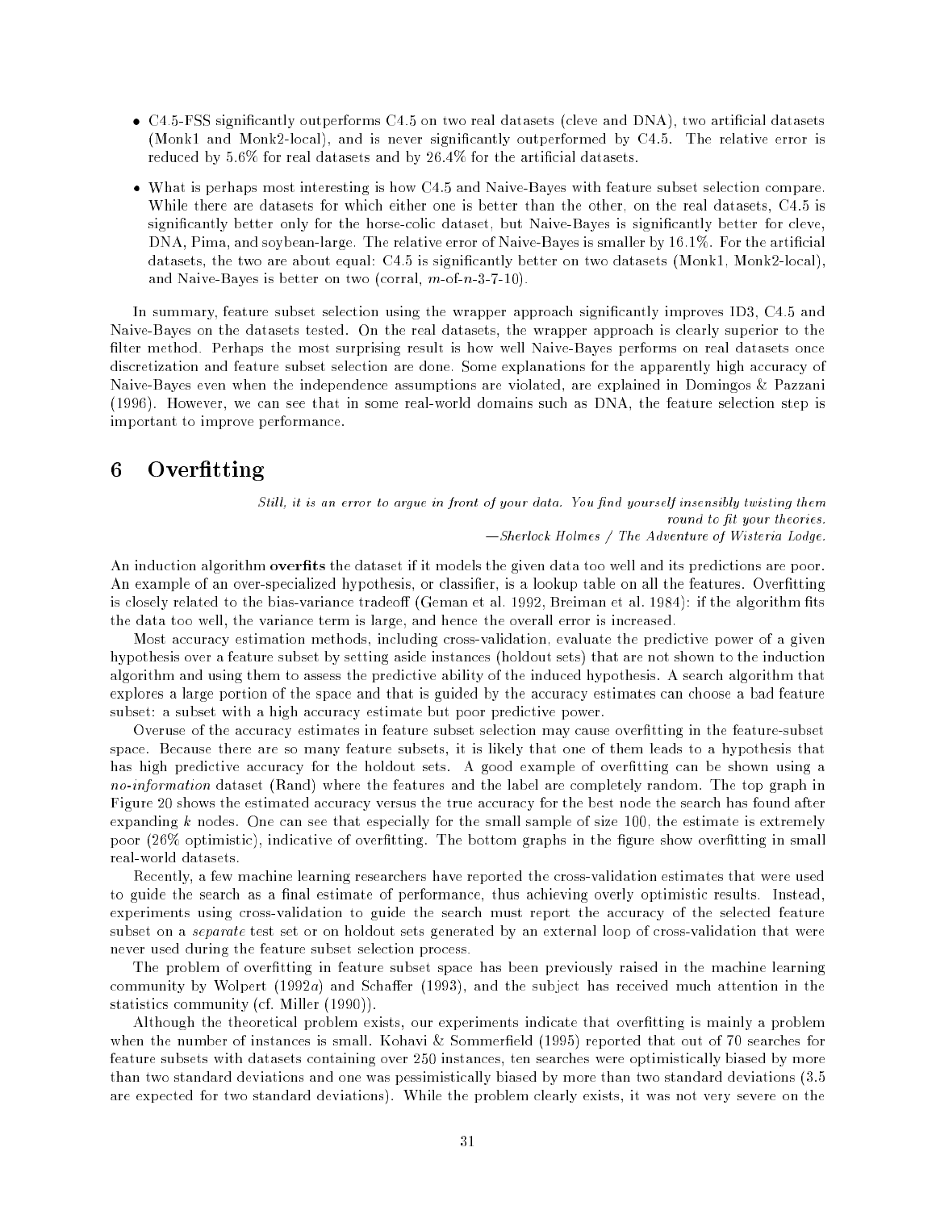- C4.5-FSS significantly outperforms C4.5 on two real datasets (cleve and DNA), two artificial datasets (Monk1 and Monk2-local), and is never significantly outperformed by C4.5. The relative error is reduced by 5.6% for real datasets and by 26.4% for the artificial datasets.

- What is perhaps most interesting is how C4.5 and Naive-Bayes with feature subset selection compare. While there are datasets for which either one is better than the other, on the real datasets, C4.5 is significantly better only for the horse-colic dataset, but Naive-Bayes is significantly better for cleve, DNA, Pima, and soybean-large. The relative error of Naive-Bayes is smaller by 16.1%. For the artificial datasets, the two are about equal: C4.5 is significantly better on two datasets (Monk1, Monk2-local), and Naive-Bayes is better on two (corral, $m$-of-$n$-3-7-10).

In summary, feature subset selection using the wrapper approach significantly improves ID3, C4.5 and Naive-Bayes on the datasets tested. On the real datasets, the wrapper approach is clearly superior to the filter method. Perhaps the most surprising result is how well Naive-Bayes performs on real datasets once discretization and feature subset selection are done. Some explanations for the apparently high accuracy of Naive-Bayes even when the independence assumptions are violated, are explained in Domingos & Pazzani (1996). However, we can see that in some real-world domains such as DNA, the feature selection step is important to improve performance.

# 6 Overfitting

*Still, it is an error to argue in front of your data. You find yourself insensibly twisting them round to fit your theories.*
*—Sherlock Holmes / The Adventure of Wisteria Lodge.*

An induction algorithm **overfits** the dataset if it models the given data too well and its predictions are poor. An example of an over-specialized hypothesis, or classifier, is a lookup table on all the features. Overfitting is closely related to the bias-variance tradeoff (Geman et al. 1992, Breiman et al. 1984): if the algorithm fits the data too well, the variance term is large, and hence the overall error is increased.

Most accuracy estimation methods, including cross-validation, evaluate the predictive power of a given hypothesis over a feature subset by setting aside instances (holdout sets) that are not shown to the induction algorithm and using them to assess the predictive ability of the induced hypothesis. A search algorithm that explores a large portion of the space and that is guided by the accuracy estimates can choose a bad feature subset: a subset with a high accuracy estimate but poor predictive power.

Overuse of the accuracy estimates in feature subset selection may cause overfitting in the feature-subset space. Because there are so many feature subsets, it is likely that one of them leads to a hypothesis that has high predictive accuracy for the holdout sets. A good example of overfitting can be shown using a *no-information* dataset (Rand) where the features and the label are completely random. The top graph in Figure 20 shows the estimated accuracy versus the true accuracy for the best node the search has found after expanding $k$ nodes. One can see that especially for the small sample of size 100, the estimate is extremely poor (26% optimistic), indicative of overfitting. The bottom graphs in the figure show overfitting in small real-world datasets.

Recently, a few machine learning researchers have reported the cross-validation estimates that were used to guide the search as a final estimate of performance, thus achieving overly optimistic results. Instead, experiments using cross-validation to guide the search must report the accuracy of the selected feature subset on a *separate* test set or on holdout sets generated by an external loop of cross-validation that were never used during the feature subset selection process.

The problem of overfitting in feature subset space has been previously raised in the machine learning community by Wolpert (1992*a*) and Schaffer (1993), and the subject has received much attention in the statistics community (cf. Miller (1990)).

Although the theoretical problem exists, our experiments indicate that overfitting is mainly a problem when the number of instances is small. Kohavi & Sommerfield (1995) reported that out of 70 searches for feature subsets with datasets containing over 250 instances, ten searches were optimistically biased by more than two standard deviations and one was pessimistically biased by more than two standard deviations (3.5 are expected for two standard deviations). While the problem clearly exists, it was not very severe on the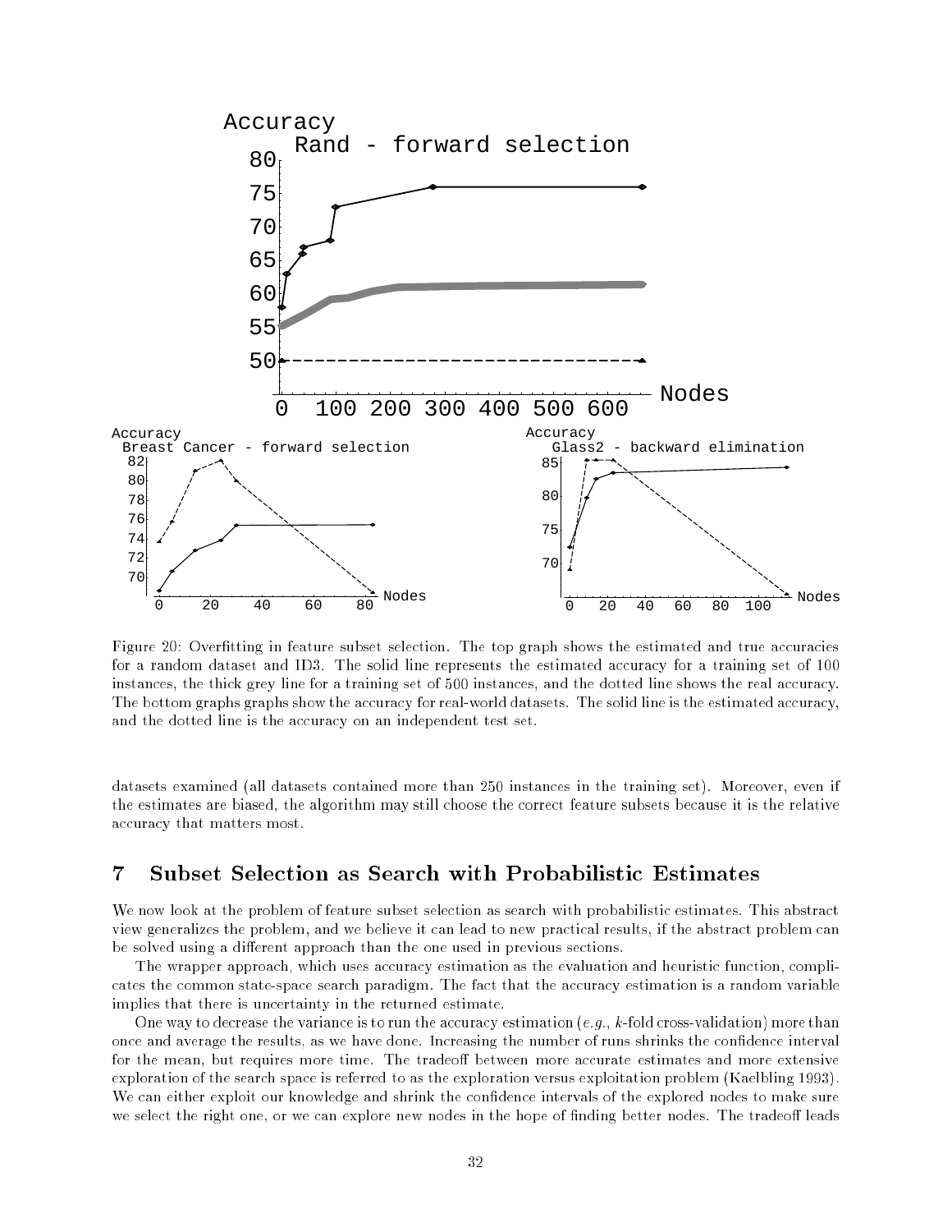Figure 20: Overfitting in feature subset selection. The top graph shows the estimated and true accuracies for a random dataset and ID3. The solid line represents the estimated accuracy for a training set of 100 instances, the thick grey line for a training set of 500 instances, and the dotted line shows the real accuracy. The bottom graphs graphs show the accuracy for real-world datasets. The solid line is the estimated accuracy, and the dotted line is the accuracy on an independent test set.

datasets examined (all datasets contained more than 250 instances in the training set). Moreover, even if the estimates are biased, the algorithm may still choose the correct feature subsets because it is the relative accuracy that matters most.

# 7 Subset Selection as Search with Probabilistic Estimates

We now look at the problem of feature subset selection as search with probabilistic estimates. This abstract view generalizes the problem, and we believe it can lead to new practical results, if the abstract problem can be solved using a different approach than the one used in previous sections.

The wrapper approach, which uses accuracy estimation as the evaluation and heuristic function, complicates the common state-space search paradigm. The fact that the accuracy estimation is a random variable implies that there is uncertainty in the returned estimate.

One way to decrease the variance is to run the accuracy estimation (*e.g.*, $k$-fold cross-validation) more than once and average the results, as we have done. Increasing the number of runs shrinks the confidence interval for the mean, but requires more time. The tradeoff between more accurate estimates and more extensive exploration of the search space is referred to as the exploration versus exploitation problem (Kaelbling 1993). We can either exploit our knowledge and shrink the confidence intervals of the explored nodes to make sure we select the right one, or we can explore new nodes in the hope of finding better nodes. The tradeoff leads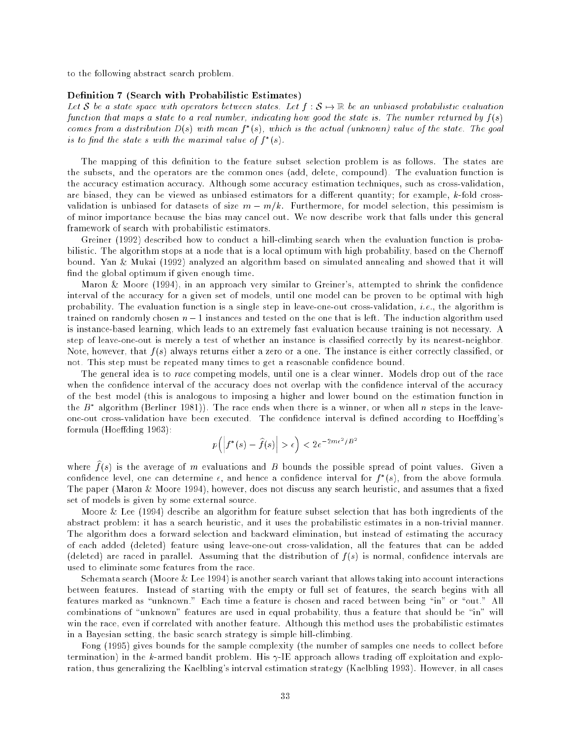to the following abstract search problem.

**Definition 7 (Search with Probabilistic Estimates)**
*Let $\mathcal{S}$ be a state space with operators between states. Let $f : \mathcal{S} \mapsto \mathbb{R}$ be an unbiased probabilistic evaluation function that maps a state to a real number, indicating how good the state is. The number returned by $f(s)$ comes from a distribution $D(s)$ with mean $f^*(s)$, which is the actual (unknown) value of the state. The goal is to find the state $s$ with the maximal value of $f^*(s)$.*

The mapping of this definition to the feature subset selection problem is as follows. The states are the subsets, and the operators are the common ones (add, delete, compound). The evaluation function is the accuracy estimation accuracy. Although some accuracy estimation techniques, such as cross-validation, are biased, they can be viewed as unbiased estimators for a different quantity; for example, $k$-fold cross-validation is unbiased for datasets of size $m - m/k$. Furthermore, for model selection, this pessimism is of minor importance because the bias may cancel out. We now describe work that falls under this general framework of search with probabilistic estimators.

Greiner (1992) described how to conduct a hill-climbing search when the evaluation function is probabilistic. The algorithm stops at a node that is a local optimum with high probability, based on the Chernoff bound. Yan & Mukai (1992) analyzed an algorithm based on simulated annealing and showed that it will find the global optimum if given enough time.

Maron & Moore (1994), in an approach very similar to Greiner's, attempted to shrink the confidence interval of the accuracy for a given set of models, until one model can be proven to be optimal with high probability. The evaluation function is a single step in leave-one-out cross-validation, *i.e.*, the algorithm is trained on randomly chosen $n - 1$ instances and tested on the one that is left. The induction algorithm used is instance-based learning, which leads to an extremely fast evaluation because training is not necessary. A step of leave-one-out is merely a test of whether an instance is classified correctly by its nearest-neighbor. Note, however, that $f(s)$ always returns either a zero or a one. The instance is either correctly classified, or not. This step must be repeated many times to get a reasonable confidence bound.

The general idea is to *race* competing models, until one is a clear winner. Models drop out of the race when the confidence interval of the accuracy does not overlap with the confidence interval of the accuracy of the best model (this is analogous to imposing a higher and lower bound on the estimation function in the $B^*$ algorithm (Berliner 1981)). The race ends when there is a winner, or when all $n$ steps in the leave-one-out cross-validation have been executed. The confidence interval is defined according to Hoeffding's formula (Hoeffding 1963):

$$p\left(\left|f^*(s) - \widehat{f}(s)\right| > \epsilon\right) < 2e^{-2m\epsilon^2/B^2}$$

where $\widehat{f}(s)$ is the average of $m$ evaluations and $B$ bounds the possible spread of point values. Given a confidence level, one can determine $\epsilon$, and hence a confidence interval for $f^*(s)$, from the above formula. The paper (Maron & Moore 1994), however, does not discuss any search heuristic, and assumes that a fixed set of models is given by some external source.

Moore & Lee (1994) describe an algorithm for feature subset selection that has both ingredients of the abstract problem: it has a search heuristic, and it uses the probabilistic estimates in a non-trivial manner. The algorithm does a forward selection and backward elimination, but instead of estimating the accuracy of each added (deleted) feature using leave-one-out cross-validation, all the features that can be added (deleted) are raced in parallel. Assuming that the distribution of $f(s)$ is normal, confidence intervals are used to eliminate some features from the race.

Schemata search (Moore & Lee 1994) is another search variant that allows taking into account interactions between features. Instead of starting with the empty or full set of features, the search begins with all features marked as "unknown." Each time a feature is chosen and raced between being "in" or "out." All combinations of "unknown" features are used in equal probability, thus a feature that should be "in" will win the race, even if correlated with another feature. Although this method uses the probabilistic estimates in a Bayesian setting, the basic search strategy is simple hill-climbing.

Fong (1995) gives bounds for the sample complexity (the number of samples one needs to collect before termination) in the $k$-armed bandit problem. His $\gamma$-IE approach allows trading off exploitation and exploration, thus generalizing the Kaelbling's interval estimation strategy (Kaelbling 1993). However, in all cases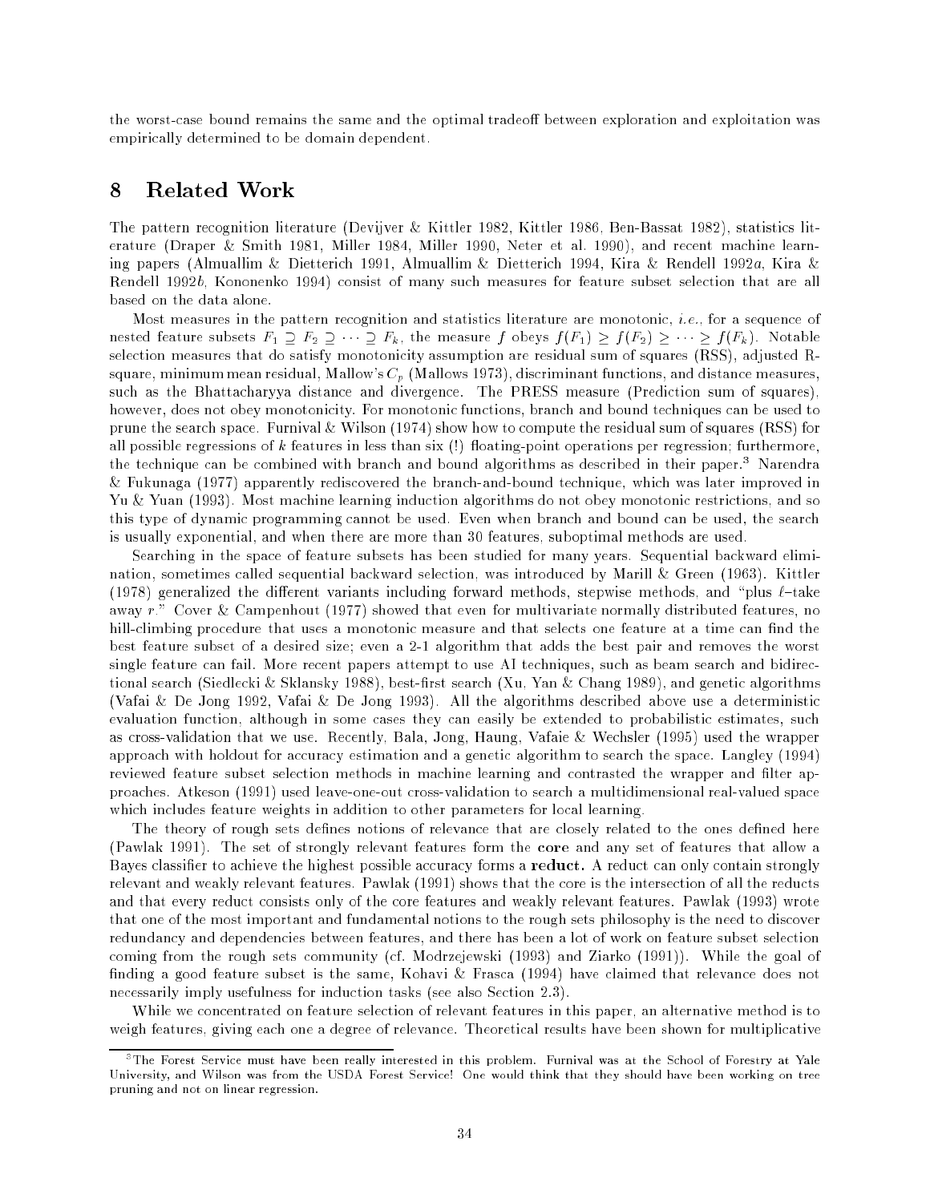the worst-case bound remains the same and the optimal tradeoff between exploration and exploitation was empirically determined to be domain dependent.

# 8 Related Work

The pattern recognition literature (Devijver & Kittler 1982, Kittler 1986, Ben-Bassat 1982), statistics literature (Draper & Smith 1981, Miller 1984, Miller 1990, Neter et al. 1990), and recent machine learning papers (Almuallim & Dietterich 1991, Almuallim & Dietterich 1994, Kira & Rendell 1992*a*, Kira & Rendell 1992*b*, Kononenko 1994) consist of many such measures for feature subset selection that are all based on the data alone.

Most measures in the pattern recognition and statistics literature are monotonic, *i.e.*, for a sequence of nested feature subsets $F_1 \supseteq F_2 \supseteq \cdots \supseteq F_k$, the measure $f$ obeys $f(F_1) \geq f(F_2) \geq \cdots \geq f(F_k)$. Notable selection measures that do satisfy monotonicity assumption are residual sum of squares (RSS), adjusted R-square, minimum mean residual, Mallow's $C_p$ (Mallows 1973), discriminant functions, and distance measures, such as the Bhattacharyya distance and divergence. The PRESS measure (Prediction sum of squares), however, does not obey monotonicity. For monotonic functions, branch and bound techniques can be used to prune the search space. Furnival & Wilson (1974) show how to compute the residual sum of squares (RSS) for all possible regressions of $k$ features in less than six (!) floating-point operations per regression; furthermore, the technique can be combined with branch and bound algorithms as described in their paper.[3] Narendra & Fukunaga (1977) apparently rediscovered the branch-and-bound technique, which was later improved in Yu & Yuan (1993). Most machine learning induction algorithms do not obey monotonic restrictions, and so this type of dynamic programming cannot be used. Even when branch and bound can be used, the search is usually exponential, and when there are more than 30 features, suboptimal methods are used.

Searching in the space of feature subsets has been studied for many years. Sequential backward elimination, sometimes called sequential backward selection, was introduced by Marill & Green (1963). Kittler (1978) generalized the different variants including forward methods, stepwise methods, and "plus $\ell$–take away $r$." Cover & Campenhout (1977) showed that even for multivariate normally distributed features, no hill-climbing procedure that uses a monotonic measure and that selects one feature at a time can find the best feature subset of a desired size; even a 2-1 algorithm that adds the best pair and removes the worst single feature can fail. More recent papers attempt to use AI techniques, such as beam search and bidirectional search (Siedlecki & Sklansky 1988), best-first search (Xu, Yan & Chang 1989), and genetic algorithms (Vafai & De Jong 1992, Vafai & De Jong 1993). All the algorithms described above use a deterministic evaluation function, although in some cases they can easily be extended to probabilistic estimates, such as cross-validation that we use. Recently, Bala, Jong, Haung, Vafaie & Wechsler (1995) used the wrapper approach with holdout for accuracy estimation and a genetic algorithm to search the space. Langley (1994) reviewed feature subset selection methods in machine learning and contrasted the wrapper and filter approaches. Atkeson (1991) used leave-one-out cross-validation to search a multidimensional real-valued space which includes feature weights in addition to other parameters for local learning.

The theory of rough sets defines notions of relevance that are closely related to the ones defined here (Pawlak 1991). The set of strongly relevant features form the **core** and any set of features that allow a Bayes classifier to achieve the highest possible accuracy forms a **reduct.** A reduct can only contain strongly relevant and weakly relevant features. Pawlak (1991) shows that the core is the intersection of all the reducts and that every reduct consists only of the core features and weakly relevant features. Pawlak (1993) wrote that one of the most important and fundamental notions to the rough sets philosophy is the need to discover redundancy and dependencies between features, and there has been a lot of work on feature subset selection coming from the rough sets community (cf. Modrzejewski (1993) and Ziarko (1991)). While the goal of finding a good feature subset is the same, Kohavi & Frasca (1994) have claimed that relevance does not necessarily imply usefulness for induction tasks (see also Section 2.3).

While we concentrated on feature selection of relevant features in this paper, an alternative method is to weigh features, giving each one a degree of relevance. Theoretical results have been shown for multiplicative

[3] The Forest Service must have been really interested in this problem. Furnival was at the School of Forestry at Yale University, and Wilson was from the USDA Forest Service! One would think that they should have been working on tree pruning and not on linear regression.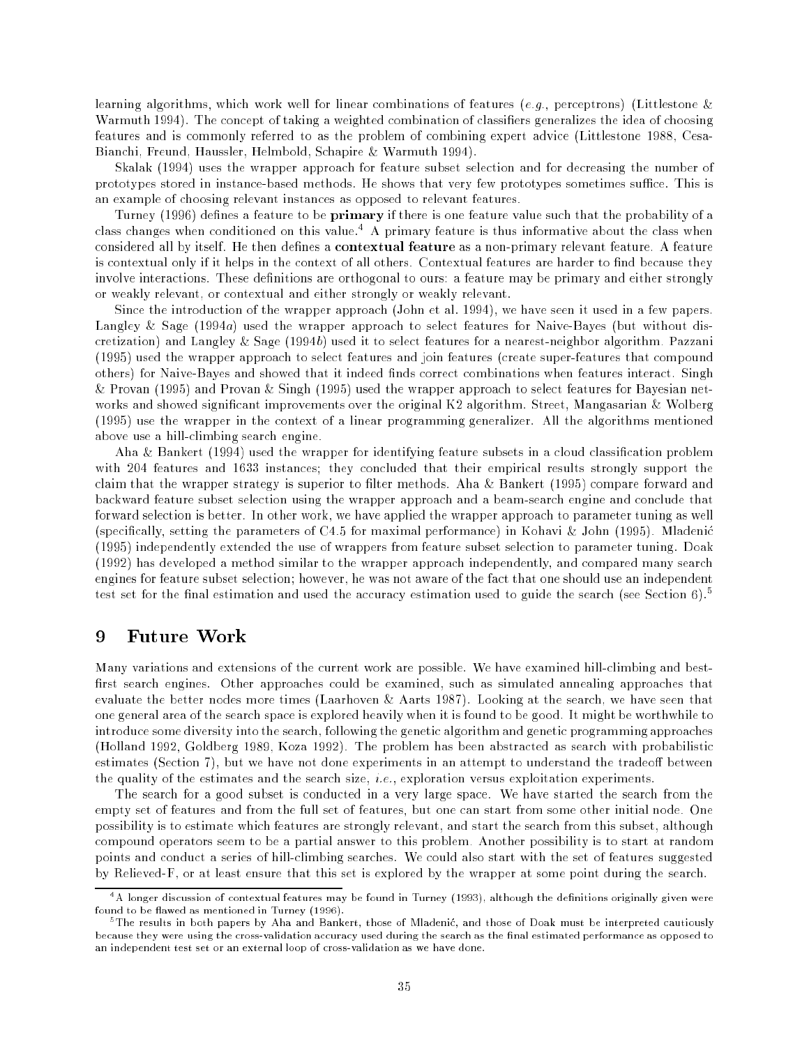learning algorithms, which work well for linear combinations of features (*e.g.*, perceptrons) (Littlestone & Warmuth 1994). The concept of taking a weighted combination of classifiers generalizes the idea of choosing features and is commonly referred to as the problem of combining expert advice (Littlestone 1988, Cesa-Bianchi, Freund, Haussler, Helmbold, Schapire & Warmuth 1994).

Skalak (1994) uses the wrapper approach for feature subset selection and for decreasing the number of prototypes stored in instance-based methods. He shows that very few prototypes sometimes suffice. This is an example of choosing relevant instances as opposed to relevant features.

Turney (1996) defines a feature to be **primary** if there is one feature value such that the probability of a class changes when conditioned on this value.[4] A primary feature is thus informative about the class when considered all by itself. He then defines a **contextual feature** as a non-primary relevant feature. A feature is contextual only if it helps in the context of all others. Contextual features are harder to find because they involve interactions. These definitions are orthogonal to ours: a feature may be primary and either strongly or weakly relevant, or contextual and either strongly or weakly relevant.

Since the introduction of the wrapper approach (John et al. 1994), we have seen it used in a few papers. Langley & Sage (1994*a*) used the wrapper approach to select features for Naive-Bayes (but without discretization) and Langley & Sage (1994*b*) used it to select features for a nearest-neighbor algorithm. Pazzani (1995) used the wrapper approach to select features and join features (create super-features that compound others) for Naive-Bayes and showed that it indeed finds correct combinations when features interact. Singh & Provan (1995) and Provan & Singh (1995) used the wrapper approach to select features for Bayesian networks and showed significant improvements over the original K2 algorithm. Street, Mangasarian & Wolberg (1995) use the wrapper in the context of a linear programming generalizer. All the algorithms mentioned above use a hill-climbing search engine.

Aha & Bankert (1994) used the wrapper for identifying feature subsets in a cloud classification problem with 204 features and 1633 instances; they concluded that their empirical results strongly support the claim that the wrapper strategy is superior to filter methods. Aha & Bankert (1995) compare forward and backward feature subset selection using the wrapper approach and a beam-search engine and conclude that forward selection is better. In other work, we have applied the wrapper approach to parameter tuning as well (specifically, setting the parameters of C4.5 for maximal performance) in Kohavi & John (1995). Mladenić (1995) independently extended the use of wrappers from feature subset selection to parameter tuning. Doak (1992) has developed a method similar to the wrapper approach independently, and compared many search engines for feature subset selection; however, he was not aware of the fact that one should use an independent test set for the final estimation and used the accuracy estimation used to guide the search (see Section 6).[5]

# 9 Future Work

Many variations and extensions of the current work are possible. We have examined hill-climbing and best-first search engines. Other approaches could be examined, such as simulated annealing approaches that evaluate the better nodes more times (Laarhoven & Aarts 1987). Looking at the search, we have seen that one general area of the search space is explored heavily when it is found to be good. It might be worthwhile to introduce some diversity into the search, following the genetic algorithm and genetic programming approaches (Holland 1992, Goldberg 1989, Koza 1992). The problem has been abstracted as search with probabilistic estimates (Section 7), but we have not done experiments in an attempt to understand the tradeoff between the quality of the estimates and the search size, *i.e.*, exploration versus exploitation experiments.

The search for a good subset is conducted in a very large space. We have started the search from the empty set of features and from the full set of features, but one can start from some other initial node. One possibility is to estimate which features are strongly relevant, and start the search from this subset, although compound operators seem to be a partial answer to this problem. Another possibility is to start at random points and conduct a series of hill-climbing searches. We could also start with the set of features suggested by Relieved-F, or at least ensure that this set is explored by the wrapper at some point during the search.

---

[4] A longer discussion of contextual features may be found in Turney (1993), although the definitions originally given were found to be flawed as mentioned in Turney (1996).

[5] The results in both papers by Aha and Bankert, those of Mladenić, and those of Doak must be interpreted cautiously because they were using the cross-validation accuracy used during the search as the final estimated performance as opposed to an independent test set or an external loop of cross-validation as we have done.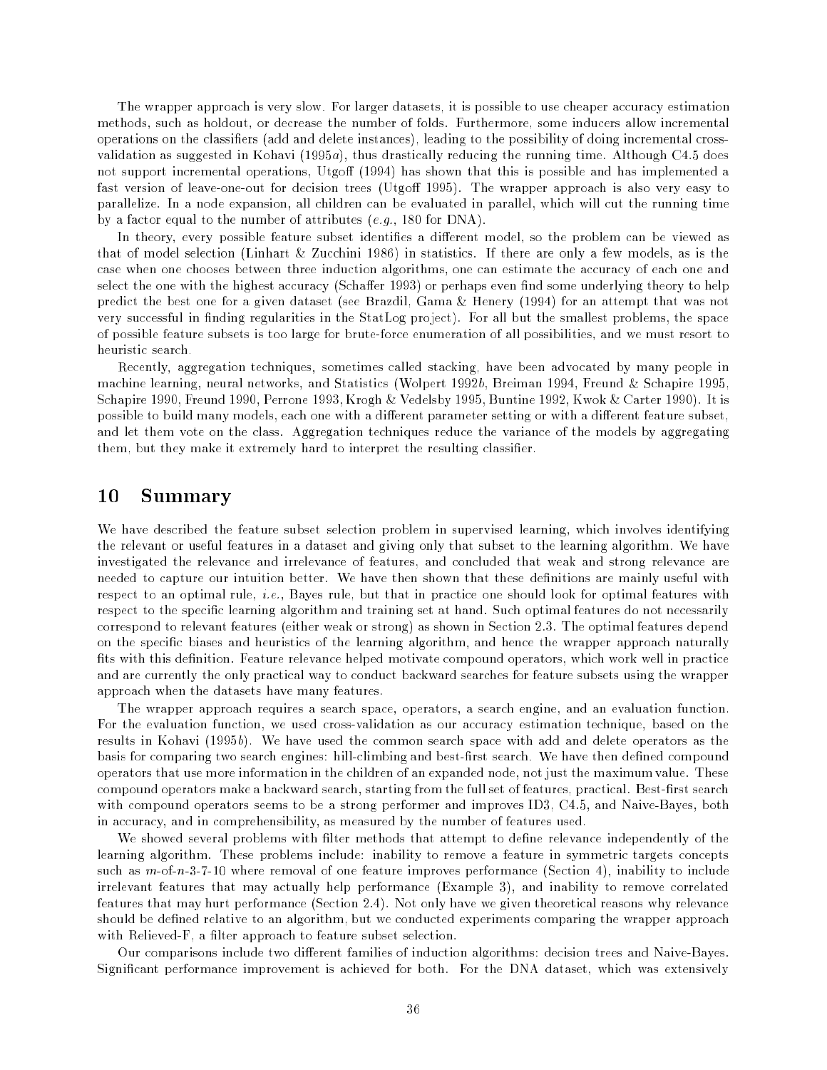The wrapper approach is very slow. For larger datasets, it is possible to use cheaper accuracy estimation methods, such as holdout, or decrease the number of folds. Furthermore, some inducers allow incremental operations on the classifiers (add and delete instances), leading to the possibility of doing incremental cross-validation as suggested in Kohavi (1995*a*), thus drastically reducing the running time. Although C4.5 does not support incremental operations, Utgoff (1994) has shown that this is possible and has implemented a fast version of leave-one-out for decision trees (Utgoff 1995). The wrapper approach is also very easy to parallelize. In a node expansion, all children can be evaluated in parallel, which will cut the running time by a factor equal to the number of attributes (*e.g.*, 180 for DNA).

In theory, every possible feature subset identifies a different model, so the problem can be viewed as that of model selection (Linhart & Zucchini 1986) in statistics. If there are only a few models, as is the case when one chooses between three induction algorithms, one can estimate the accuracy of each one and select the one with the highest accuracy (Schaffer 1993) or perhaps even find some underlying theory to help predict the best one for a given dataset (see Brazdil, Gama & Henery (1994) for an attempt that was not very successful in finding regularities in the StatLog project). For all but the smallest problems, the space of possible feature subsets is too large for brute-force enumeration of all possibilities, and we must resort to heuristic search.

Recently, aggregation techniques, sometimes called stacking, have been advocated by many people in machine learning, neural networks, and Statistics (Wolpert 1992*b*, Breiman 1994, Freund & Schapire 1995, Schapire 1990, Freund 1990, Perrone 1993, Krogh & Vedelsby 1995, Buntine 1992, Kwok & Carter 1990). It is possible to build many models, each one with a different parameter setting or with a different feature subset, and let them vote on the class. Aggregation techniques reduce the variance of the models by aggregating them, but they make it extremely hard to interpret the resulting classifier.

# 10 Summary

We have described the feature subset selection problem in supervised learning, which involves identifying the relevant or useful features in a dataset and giving only that subset to the learning algorithm. We have investigated the relevance and irrelevance of features, and concluded that weak and strong relevance are needed to capture our intuition better. We have then shown that these definitions are mainly useful with respect to an optimal rule, *i.e.*, Bayes rule, but that in practice one should look for optimal features with respect to the specific learning algorithm and training set at hand. Such optimal features do not necessarily correspond to relevant features (either weak or strong) as shown in Section 2.3. The optimal features depend on the specific biases and heuristics of the learning algorithm, and hence the wrapper approach naturally fits with this definition. Feature relevance helped motivate compound operators, which work well in practice and are currently the only practical way to conduct backward searches for feature subsets using the wrapper approach when the datasets have many features.

The wrapper approach requires a search space, operators, a search engine, and an evaluation function. For the evaluation function, we used cross-validation as our accuracy estimation technique, based on the results in Kohavi (1995*b*). We have used the common search space with add and delete operators as the basis for comparing two search engines: hill-climbing and best-first search. We have then defined compound operators that use more information in the children of an expanded node, not just the maximum value. These compound operators make a backward search, starting from the full set of features, practical. Best-first search with compound operators seems to be a strong performer and improves ID3, C4.5, and Naive-Bayes, both in accuracy, and in comprehensibility, as measured by the number of features used.

We showed several problems with filter methods that attempt to define relevance independently of the learning algorithm. These problems include: inability to remove a feature in symmetric targets concepts such as *m*-of-*n*-3-7-10 where removal of one feature improves performance (Section 4), inability to include irrelevant features that may actually help performance (Example 3), and inability to remove correlated features that may hurt performance (Section 2.4). Not only have we given theoretical reasons why relevance should be defined relative to an algorithm, but we conducted experiments comparing the wrapper approach with Relieved-F, a filter approach to feature subset selection.

Our comparisons include two different families of induction algorithms: decision trees and Naive-Bayes. Significant performance improvement is achieved for both. For the DNA dataset, which was extensively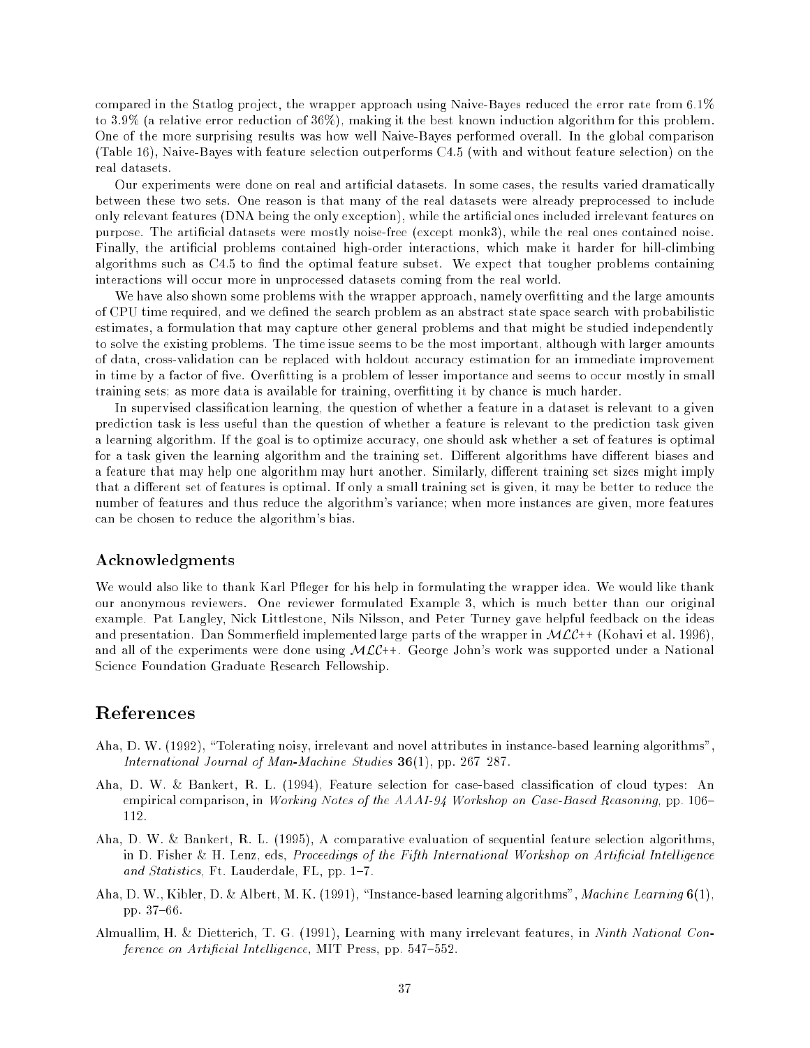compared in the Statlog project, the wrapper approach using Naive-Bayes reduced the error rate from 6.1% to 3.9% (a relative error reduction of 36%), making it the best known induction algorithm for this problem. One of the more surprising results was how well Naive-Bayes performed overall. In the global comparison (Table 16), Naive-Bayes with feature selection outperforms C4.5 (with and without feature selection) on the real datasets.

Our experiments were done on real and artificial datasets. In some cases, the results varied dramatically between these two sets. One reason is that many of the real datasets were already preprocessed to include only relevant features (DNA being the only exception), while the artificial ones included irrelevant features on purpose. The artificial datasets were mostly noise-free (except monk3), while the real ones contained noise. Finally, the artificial problems contained high-order interactions, which make it harder for hill-climbing algorithms such as C4.5 to find the optimal feature subset. We expect that tougher problems containing interactions will occur more in unprocessed datasets coming from the real world.

We have also shown some problems with the wrapper approach, namely overfitting and the large amounts of CPU time required, and we defined the search problem as an abstract state space search with probabilistic estimates, a formulation that may capture other general problems and that might be studied independently to solve the existing problems. The time issue seems to be the most important, although with larger amounts of data, cross-validation can be replaced with holdout accuracy estimation for an immediate improvement in time by a factor of five. Overfitting is a problem of lesser importance and seems to occur mostly in small training sets; as more data is available for training, overfitting it by chance is much harder.

In supervised classification learning, the question of whether a feature in a dataset is relevant to a given prediction task is less useful than the question of whether a feature is relevant to the prediction task given a learning algorithm. If the goal is to optimize accuracy, one should ask whether a set of features is optimal for a task given the learning algorithm and the training set. Different algorithms have different biases and a feature that may help one algorithm may hurt another. Similarly, different training set sizes might imply that a different set of features is optimal. If only a small training set is given, it may be better to reduce the number of features and thus reduce the algorithm's variance; when more instances are given, more features can be chosen to reduce the algorithm's bias.

### Acknowledgments

We would also like to thank Karl Pfleger for his help in formulating the wrapper idea. We would like thank our anonymous reviewers. One reviewer formulated Example 3, which is much better than our original example. Pat Langley, Nick Littlestone, Nils Nilsson, and Peter Turney gave helpful feedback on the ideas and presentation. Dan Sommerfield implemented large parts of the wrapper in $\mathcal{MLC}$++ (Kohavi et al. 1996), and all of the experiments were done using $\mathcal{MLC}$++. George John's work was supported under a National Science Foundation Graduate Research Fellowship.

## References

Aha, D. W. (1992), "Tolerating noisy, irrelevant and novel attributes in instance-based learning algorithms", *International Journal of Man-Machine Studies* **36**(1), pp. 267 287.

Aha, D. W. & Bankert, R. L. (1994), Feature selection for case-based classification of cloud types: An empirical comparison, in *Working Notes of the AAAI-94 Workshop on Case-Based Reasoning*, pp. 106–112.

Aha, D. W. & Bankert, R. L. (1995), A comparative evaluation of sequential feature selection algorithms, in D. Fisher & H. Lenz, eds, *Proceedings of the Fifth International Workshop on Artificial Intelligence and Statistics*, Ft. Lauderdale, FL, pp. 1–7.

Aha, D. W., Kibler, D. & Albert, M. K. (1991), "Instance-based learning algorithms", *Machine Learning* **6**(1), pp. 37–66.

Almuallim, H. & Dietterich, T. G. (1991), Learning with many irrelevant features, in *Ninth National Conference on Artificial Intelligence*, MIT Press, pp. 547–552.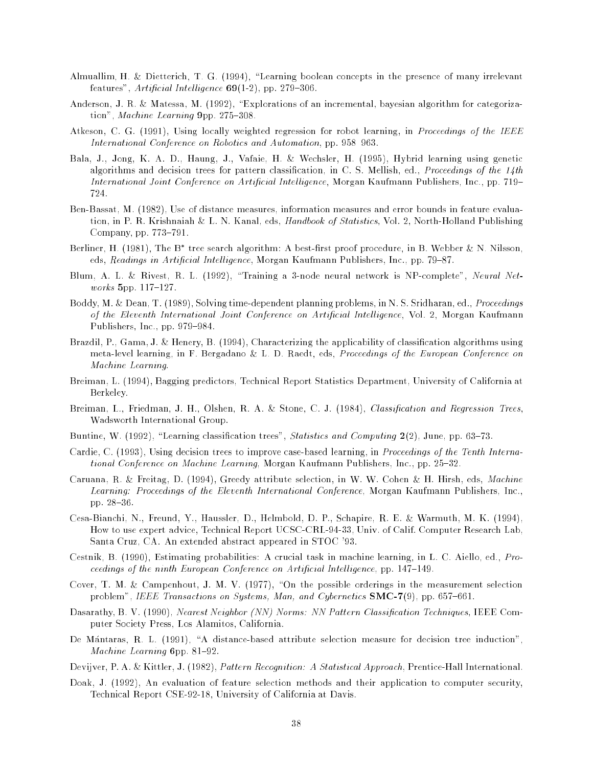Almuallim, H. & Dietterich, T. G. (1994), "Learning boolean concepts in the presence of many irrelevant features", *Artificial Intelligence* **69**(1-2), pp. 279–306.

Anderson, J. R. & Matessa, M. (1992), "Explorations of an incremental, bayesian algorithm for categorization", *Machine Learning* **9**pp. 275–308.

Atkeson, C. G. (1991), Using locally weighted regression for robot learning, in *Proceedings of the IEEE International Conference on Robotics and Automation*, pp. 958 963.

Bala, J., Jong, K. A. D., Haung, J., Vafaie, H. & Wechsler, H. (1995), Hybrid learning using genetic algorithms and decision trees for pattern classification, in C. S. Mellish, ed., *Proceedings of the 14th International Joint Conference on Artificial Intelligence*, Morgan Kaufmann Publishers, Inc., pp. 719–724.

Ben-Bassat, M. (1982), Use of distance measures, information measures and error bounds in feature evaluation, in P. R. Krishnaiah & L. N. Kanal, eds, *Handbook of Statistics*, Vol. 2, North-Holland Publishing Company, pp. 773–791.

Berliner, H. (1981), The B* tree search algorithm: A best-first proof procedure, in B. Webber & N. Nilsson, eds, *Readings in Artificial Intelligence*, Morgan Kaufmann Publishers, Inc., pp. 79–87.

Blum, A. L. & Rivest, R. L. (1992), "Training a 3-node neural network is NP-complete", *Neural Networks* **5**pp. 117–127.

Boddy, M. & Dean, T. (1989), Solving time-dependent planning problems, in N. S. Sridharan, ed., *Proceedings of the Eleventh International Joint Conference on Artificial Intelligence*, Vol. 2, Morgan Kaufmann Publishers, Inc., pp. 979–984.

Brazdil, P., Gama, J. & Henery, B. (1994), Characterizing the applicability of classification algorithms using meta-level learning, in F. Bergadano & L. D. Raedt, eds, *Proceedings of the European Conference on Machine Learning*.

Breiman, L. (1994), Bagging predictors, Technical Report Statistics Department, University of California at Berkeley.

Breiman, L., Friedman, J. H., Olshen, R. A. & Stone, C. J. (1984), *Classification and Regression Trees*, Wadsworth International Group.

Buntine, W. (1992), "Learning classification trees", *Statistics and Computing* **2**(2), June, pp. 63–73.

Cardie, C. (1993), Using decision trees to improve case-based learning, in *Proceedings of the Tenth International Conference on Machine Learning*, Morgan Kaufmann Publishers, Inc., pp. 25–32.

Caruana, R. & Freitag, D. (1994), Greedy attribute selection, in W. W. Cohen & H. Hirsh, eds, *Machine Learning: Proceedings of the Eleventh International Conference*, Morgan Kaufmann Publishers, Inc., pp. 28–36.

Cesa-Bianchi, N., Freund, Y., Haussler, D., Helmbold, D. P., Schapire, R. E. & Warmuth, M. K. (1994), How to use expert advice, Technical Report UCSC-CRL-94-33, Univ. of Calif. Computer Research Lab, Santa Cruz, CA. An extended abstract appeared in STOC '93.

Cestnik, B. (1990), Estimating probabilities: A crucial task in machine learning, in L. C. Aiello, ed., *Proceedings of the ninth European Conference on Artificial Intelligence*, pp. 147–149.

Cover, T. M. & Campenhout, J. M. V. (1977), "On the possible orderings in the measurement selection problem", *IEEE Transactions on Systems, Man, and Cybernetics* **SMC-7**(9), pp. 657–661.

Dasarathy, B. V. (1990), *Nearest Neighbor (NN) Norms: NN Pattern Classification Techniques*, IEEE Computer Society Press, Los Alamitos, California.

De Mántaras, R. L. (1991), "A distance-based attribute selection measure for decision tree induction", *Machine Learning* **6**pp. 81–92.

Devijver, P. A. & Kittler, J. (1982), *Pattern Recognition: A Statistical Approach*, Prentice-Hall International.

Doak, J. (1992), An evaluation of feature selection methods and their application to computer security, Technical Report CSE-92-18, University of California at Davis.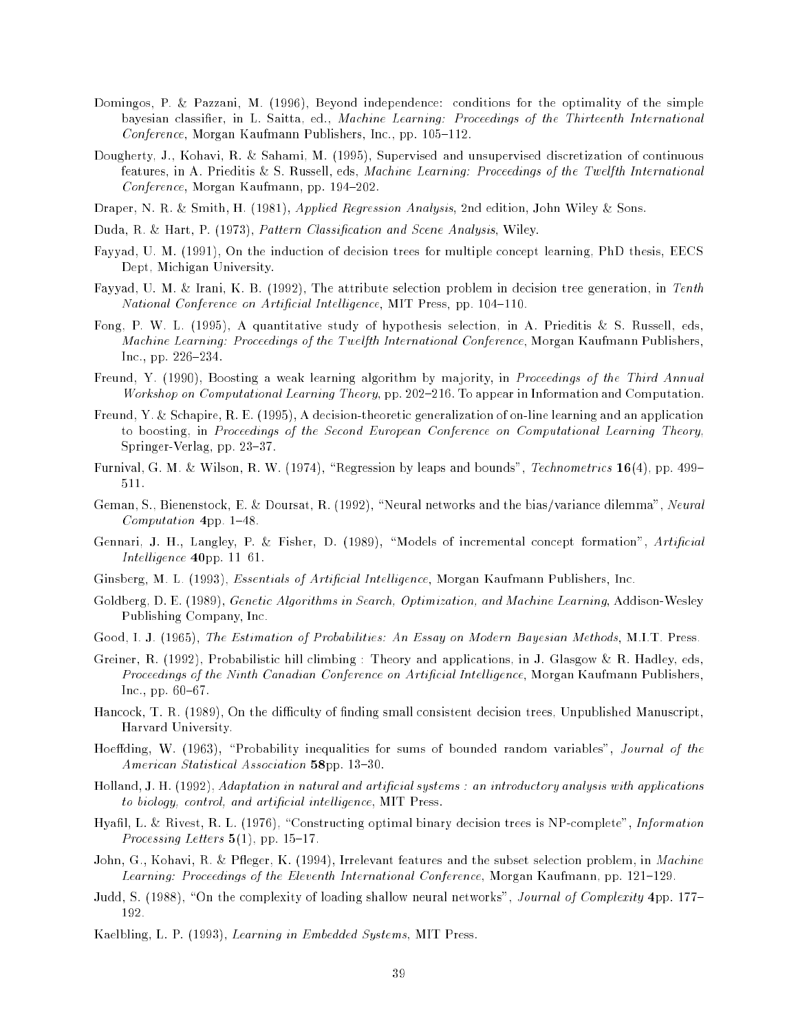Domingos, P. & Pazzani, M. (1996), Beyond independence: conditions for the optimality of the simple bayesian classifier, in L. Saitta, ed., *Machine Learning: Proceedings of the Thirteenth International Conference*, Morgan Kaufmann Publishers, Inc., pp. 105–112.

Dougherty, J., Kohavi, R. & Sahami, M. (1995), Supervised and unsupervised discretization of continuous features, in A. Prieditis & S. Russell, eds, *Machine Learning: Proceedings of the Twelfth International Conference*, Morgan Kaufmann, pp. 194–202.

Draper, N. R. & Smith, H. (1981), *Applied Regression Analysis*, 2nd edition, John Wiley & Sons.

Duda, R. & Hart, P. (1973), *Pattern Classification and Scene Analysis*, Wiley.

Fayyad, U. M. (1991), On the induction of decision trees for multiple concept learning, PhD thesis, EECS Dept, Michigan University.

Fayyad, U. M. & Irani, K. B. (1992), The attribute selection problem in decision tree generation, in *Tenth National Conference on Artificial Intelligence*, MIT Press, pp. 104–110.

Fong, P. W. L. (1995), A quantitative study of hypothesis selection, in A. Prieditis & S. Russell, eds, *Machine Learning: Proceedings of the Twelfth International Conference*, Morgan Kaufmann Publishers, Inc., pp. 226–234.

Freund, Y. (1990), Boosting a weak learning algorithm by majority, in *Proceedings of the Third Annual Workshop on Computational Learning Theory*, pp. 202–216. To appear in Information and Computation.

Freund, Y. & Schapire, R. E. (1995), A decision-theoretic generalization of on-line learning and an application to boosting, in *Proceedings of the Second European Conference on Computational Learning Theory*, Springer-Verlag, pp. 23–37.

Furnival, G. M. & Wilson, R. W. (1974), "Regression by leaps and bounds", *Technometrics* **16**(4), pp. 499–511.

Geman, S., Bienenstock, E. & Doursat, R. (1992), "Neural networks and the bias/variance dilemma", *Neural Computation* **4**pp. 1–48.

Gennari, J. H., Langley, P. & Fisher, D. (1989), "Models of incremental concept formation", *Artificial Intelligence* **40**pp. 11 61.

Ginsberg, M. L. (1993), *Essentials of Artificial Intelligence*, Morgan Kaufmann Publishers, Inc.

Goldberg, D. E. (1989), *Genetic Algorithms in Search, Optimization, and Machine Learning*, Addison-Wesley Publishing Company, Inc.

Good, I. J. (1965), *The Estimation of Probabilities: An Essay on Modern Bayesian Methods*, M.I.T. Press.

Greiner, R. (1992), Probabilistic hill climbing : Theory and applications, in J. Glasgow & R. Hadley, eds, *Proceedings of the Ninth Canadian Conference on Artificial Intelligence*, Morgan Kaufmann Publishers, Inc., pp. 60–67.

Hancock, T. R. (1989), On the difficulty of finding small consistent decision trees, Unpublished Manuscript, Harvard University.

Hoeffding, W. (1963), "Probability inequalities for sums of bounded random variables", *Journal of the American Statistical Association* **58**pp. 13–30.

Holland, J. H. (1992), *Adaptation in natural and artificial systems : an introductory analysis with applications to biology, control, and artificial intelligence*, MIT Press.

Hyafil, L. & Rivest, R. L. (1976), "Constructing optimal binary decision trees is NP-complete", *Information Processing Letters* **5**(1), pp. 15–17.

John, G., Kohavi, R. & Pfleger, K. (1994), Irrelevant features and the subset selection problem, in *Machine Learning: Proceedings of the Eleventh International Conference*, Morgan Kaufmann, pp. 121–129.

Judd, S. (1988), "On the complexity of loading shallow neural networks", *Journal of Complexity* **4**pp. 177–192.

Kaelbling, L. P. (1993), *Learning in Embedded Systems*, MIT Press.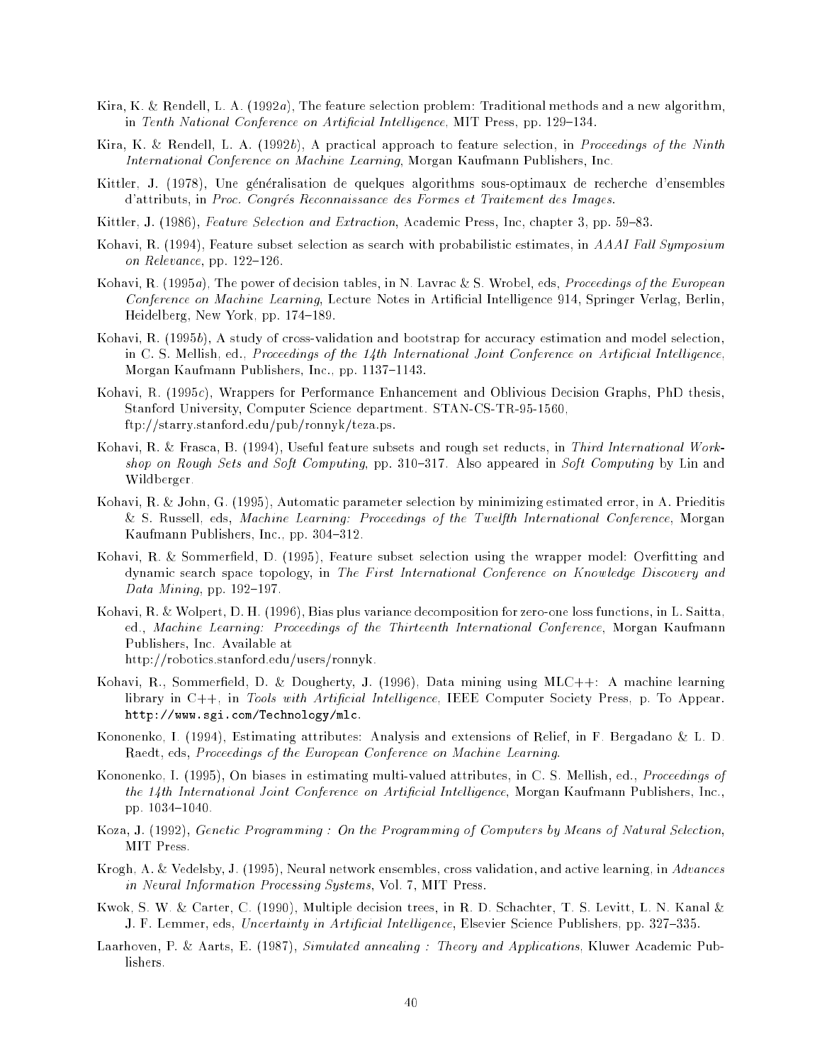Kira, K. & Rendell, L. A. (1992*a*), The feature selection problem: Traditional methods and a new algorithm, in *Tenth National Conference on Artificial Intelligence*, MIT Press, pp. 129–134.

Kira, K. & Rendell, L. A. (1992*b*), A practical approach to feature selection, in *Proceedings of the Ninth International Conference on Machine Learning*, Morgan Kaufmann Publishers, Inc.

Kittler, J. (1978), Une généralisation de quelques algorithms sous-optimaux de recherche d'ensembles d'attributs, in *Proc. Congrés Reconnaissance des Formes et Traitement des Images*.

Kittler, J. (1986), *Feature Selection and Extraction*, Academic Press, Inc, chapter 3, pp. 59–83.

Kohavi, R. (1994), Feature subset selection as search with probabilistic estimates, in *AAAI Fall Symposium on Relevance*, pp. 122–126.

Kohavi, R. (1995*a*), The power of decision tables, in N. Lavrac & S. Wrobel, eds, *Proceedings of the European Conference on Machine Learning*, Lecture Notes in Artificial Intelligence 914, Springer Verlag, Berlin, Heidelberg, New York, pp. 174–189.

Kohavi, R. (1995*b*), A study of cross-validation and bootstrap for accuracy estimation and model selection, in C. S. Mellish, ed., *Proceedings of the 14th International Joint Conference on Artificial Intelligence*, Morgan Kaufmann Publishers, Inc., pp. 1137–1143.

Kohavi, R. (1995*c*), Wrappers for Performance Enhancement and Oblivious Decision Graphs, PhD thesis, Stanford University, Computer Science department. STAN-CS-TR-95-1560, ftp://starry.stanford.edu/pub/ronnyk/teza.ps.

Kohavi, R. & Frasca, B. (1994), Useful feature subsets and rough set reducts, in *Third International Workshop on Rough Sets and Soft Computing*, pp. 310–317. Also appeared in *Soft Computing* by Lin and Wildberger.

Kohavi, R. & John, G. (1995), Automatic parameter selection by minimizing estimated error, in A. Prieditis & S. Russell, eds, *Machine Learning: Proceedings of the Twelfth International Conference*, Morgan Kaufmann Publishers, Inc., pp. 304–312.

Kohavi, R. & Sommerfield, D. (1995), Feature subset selection using the wrapper model: Overfitting and dynamic search space topology, in *The First International Conference on Knowledge Discovery and Data Mining*, pp. 192–197.

Kohavi, R. & Wolpert, D. H. (1996), Bias plus variance decomposition for zero-one loss functions, in L. Saitta, ed., *Machine Learning: Proceedings of the Thirteenth International Conference*, Morgan Kaufmann Publishers, Inc. Available at http://robotics.stanford.edu/users/ronnyk.

Kohavi, R., Sommerfield, D. & Dougherty, J. (1996), Data mining using MLC++: A machine learning library in C++, in *Tools with Artificial Intelligence*, IEEE Computer Society Press, p. To Appear. `http://www.sgi.com/Technology/mlc`.

Kononenko, I. (1994), Estimating attributes: Analysis and extensions of Relief, in F. Bergadano & L. D. Raedt, eds, *Proceedings of the European Conference on Machine Learning*.

Kononenko, I. (1995), On biases in estimating multi-valued attributes, in C. S. Mellish, ed., *Proceedings of the 14th International Joint Conference on Artificial Intelligence*, Morgan Kaufmann Publishers, Inc., pp. 1034–1040.

Koza, J. (1992), *Genetic Programming : On the Programming of Computers by Means of Natural Selection*, MIT Press.

Krogh, A. & Vedelsby, J. (1995), Neural network ensembles, cross validation, and active learning, in *Advances in Neural Information Processing Systems*, Vol. 7, MIT Press.

Kwok, S. W. & Carter, C. (1990), Multiple decision trees, in R. D. Schachter, T. S. Levitt, L. N. Kanal & J. F. Lemmer, eds, *Uncertainty in Artificial Intelligence*, Elsevier Science Publishers, pp. 327–335.

Laarhoven, P. & Aarts, E. (1987), *Simulated annealing : Theory and Applications*, Kluwer Academic Publishers.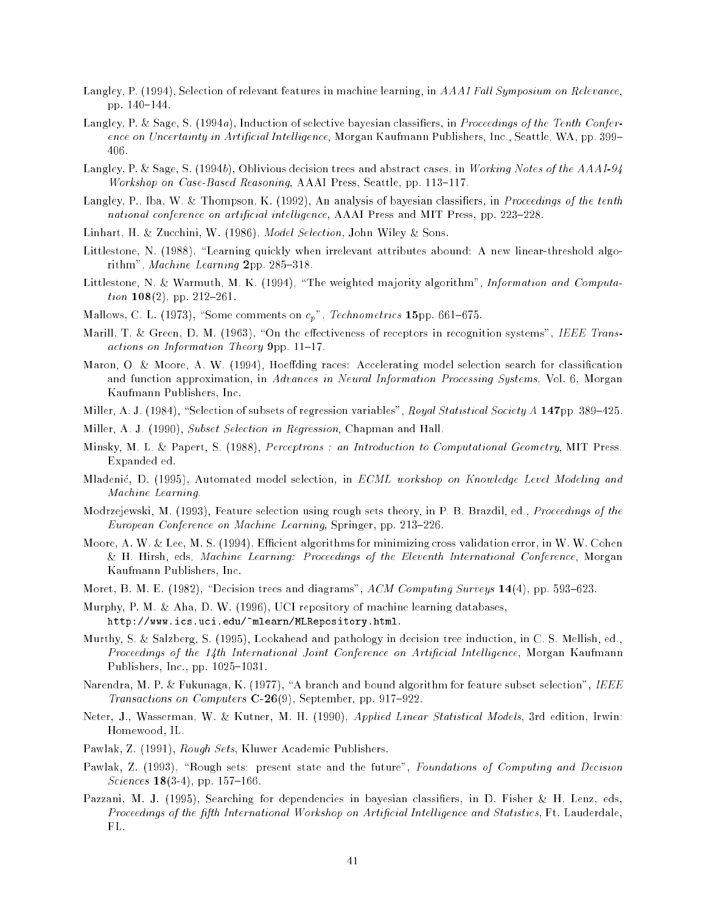Langley, P. (1994), Selection of relevant features in machine learning, in *AAAI Fall Symposium on Relevance*, pp. 140–144.

Langley, P. & Sage, S. (1994*a*), Induction of selective bayesian classifiers, in *Proceedings of the Tenth Conference on Uncertainty in Artificial Intelligence*, Morgan Kaufmann Publishers, Inc., Seattle, WA, pp. 399–406.

Langley, P. & Sage, S. (1994*b*), Oblivious decision trees and abstract cases, in *Working Notes of the AAAI-94 Workshop on Case-Based Reasoning*, AAAI Press, Seattle, pp. 113–117.

Langley, P., Iba, W. & Thompson, K. (1992), An analysis of bayesian classifiers, in *Proceedings of the tenth national conference on artificial intelligence*, AAAI Press and MIT Press, pp. 223–228.

Linhart, H. & Zucchini, W. (1986), *Model Selection*, John Wiley & Sons.

Littlestone, N. (1988), "Learning quickly when irrelevant attributes abound: A new linear-threshold algorithm", *Machine Learning* **2**pp. 285–318.

Littlestone, N. & Warmuth, M. K. (1994), "The weighted majority algorithm", *Information and Computation* **108**(2), pp. 212–261.

Mallows, C. L. (1973), "Some comments on $c_p$", *Technometrics* **15**pp. 661–675.

Marill, T. & Green, D. M. (1963), "On the effectiveness of receptors in recognition systems", *IEEE Transactions on Information Theory* **9**pp. 11–17.

Maron, O. & Moore, A. W. (1994), Hoeffding races: Accelerating model selection search for classification and function approximation, in *Advances in Neural Information Processing Systems*, Vol. 6, Morgan Kaufmann Publishers, Inc.

Miller, A. J. (1984), "Selection of subsets of regression variables", *Royal Statistical Society A* **147**pp. 389–425.

Miller, A. J. (1990), *Subset Selection in Regression*, Chapman and Hall.

Minsky, M. L. & Papert, S. (1988), *Perceptrons : an Introduction to Computational Geometry*, MIT Press. Expanded ed.

Mladenić, D. (1995), Automated model selection, in *ECML workshop on Knowledge Level Modeling and Machine Learning*.

Modrzejewski, M. (1993), Feature selection using rough sets theory, in P. B. Brazdil, ed., *Proceedings of the European Conference on Machine Learning*, Springer, pp. 213–226.

Moore, A. W. & Lee, M. S. (1994), Efficient algorithms for minimizing cross validation error, in W. W. Cohen & H. Hirsh, eds, *Machine Learning: Proceedings of the Eleventh International Conference*, Morgan Kaufmann Publishers, Inc.

Moret, B. M. E. (1982), "Decision trees and diagrams", *ACM Computing Surveys* **14**(4), pp. 593–623.

Murphy, P. M. & Aha, D. W. (1996), UCI repository of machine learning databases, `http://www.ics.uci.edu/~mlearn/MLRepository.html`.

Murthy, S. & Salzberg, S. (1995), Lookahead and pathology in decision tree induction, in C. S. Mellish, ed., *Proceedings of the 14th International Joint Conference on Artificial Intelligence*, Morgan Kaufmann Publishers, Inc., pp. 1025–1031.

Narendra, M. P. & Fukunaga, K. (1977), "A branch and bound algorithm for feature subset selection", *IEEE Transactions on Computers* **C-26**(9), September, pp. 917–922.

Neter, J., Wasserman, W. & Kutner, M. H. (1990), *Applied Linear Statistical Models*, 3rd edition, Irwin: Homewood, IL.

Pawlak, Z. (1991), *Rough Sets*, Kluwer Academic Publishers.

Pawlak, Z. (1993), "Rough sets: present state and the future", *Foundations of Computing and Decision Sciences* **18**(3-4), pp. 157–166.

Pazzani, M. J. (1995), Searching for dependencies in bayesian classifiers, in D. Fisher & H. Lenz, eds, *Proceedings of the fifth International Workshop on Artificial Intelligence and Statistics*, Ft. Lauderdale, FL.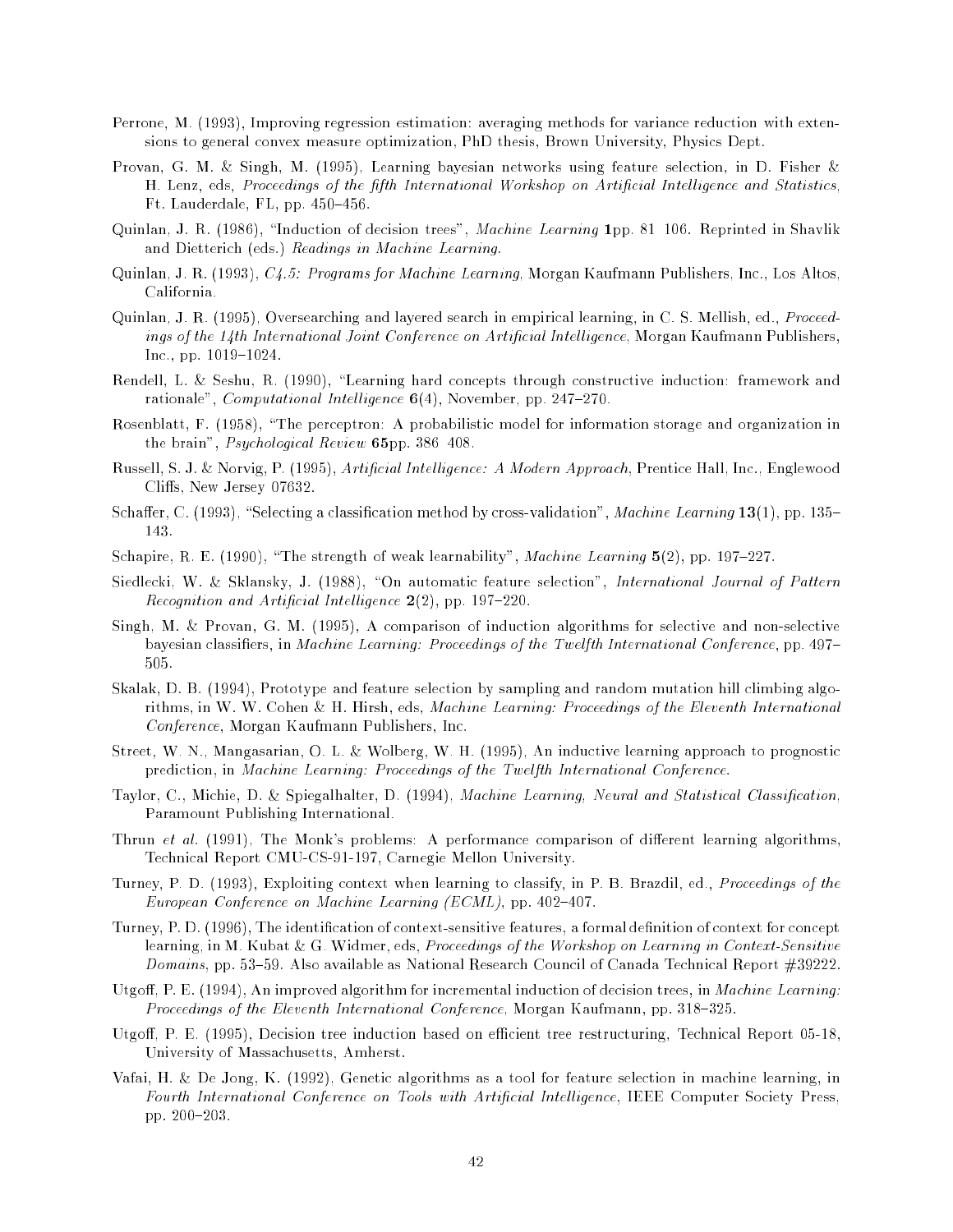Perrone, M. (1993), Improving regression estimation: averaging methods for variance reduction with extensions to general convex measure optimization, PhD thesis, Brown University, Physics Dept.

Provan, G. M. & Singh, M. (1995), Learning bayesian networks using feature selection, in D. Fisher & H. Lenz, eds, *Proceedings of the fifth International Workshop on Artificial Intelligence and Statistics*, Ft. Lauderdale, FL, pp. 450–456.

Quinlan, J. R. (1986), "Induction of decision trees", *Machine Learning* **1**pp. 81–106. Reprinted in Shavlik and Dietterich (eds.) *Readings in Machine Learning*.

Quinlan, J. R. (1993), *C4.5: Programs for Machine Learning*, Morgan Kaufmann Publishers, Inc., Los Altos, California.

Quinlan, J. R. (1995), Oversearching and layered search in empirical learning, in C. S. Mellish, ed., *Proceedings of the 14th International Joint Conference on Artificial Intelligence*, Morgan Kaufmann Publishers, Inc., pp. 1019–1024.

Rendell, L. & Seshu, R. (1990), "Learning hard concepts through constructive induction: framework and rationale", *Computational Intelligence* **6**(4), November, pp. 247–270.

Rosenblatt, F. (1958), "The perceptron: A probabilistic model for information storage and organization in the brain", *Psychological Review* **65**pp. 386–408.

Russell, S. J. & Norvig, P. (1995), *Artificial Intelligence: A Modern Approach*, Prentice Hall, Inc., Englewood Cliffs, New Jersey 07632.

Schaffer, C. (1993), "Selecting a classification method by cross-validation", *Machine Learning* **13**(1), pp. 135–143.

Schapire, R. E. (1990), "The strength of weak learnability", *Machine Learning* **5**(2), pp. 197–227.

Siedlecki, W. & Sklansky, J. (1988), "On automatic feature selection", *International Journal of Pattern Recognition and Artificial Intelligence* **2**(2), pp. 197–220.

Singh, M. & Provan, G. M. (1995), A comparison of induction algorithms for selective and non-selective bayesian classifiers, in *Machine Learning: Proceedings of the Twelfth International Conference*, pp. 497–505.

Skalak, D. B. (1994), Prototype and feature selection by sampling and random mutation hill climbing algorithms, in W. W. Cohen & H. Hirsh, eds, *Machine Learning: Proceedings of the Eleventh International Conference*, Morgan Kaufmann Publishers, Inc.

Street, W. N., Mangasarian, O. L. & Wolberg, W. H. (1995), An inductive learning approach to prognostic prediction, in *Machine Learning: Proceedings of the Twelfth International Conference*.

Taylor, C., Michie, D. & Spiegalhalter, D. (1994), *Machine Learning, Neural and Statistical Classification*, Paramount Publishing International.

Thrun *et al.* (1991), The Monk's problems: A performance comparison of different learning algorithms, Technical Report CMU-CS-91-197, Carnegie Mellon University.

Turney, P. D. (1993), Exploiting context when learning to classify, in P. B. Brazdil, ed., *Proceedings of the European Conference on Machine Learning (ECML)*, pp. 402–407.

Turney, P. D. (1996), The identification of context-sensitive features, a formal definition of context for concept learning, in M. Kubat & G. Widmer, eds, *Proceedings of the Workshop on Learning in Context-Sensitive Domains*, pp. 53–59. Also available as National Research Council of Canada Technical Report #39222.

Utgoff, P. E. (1994), An improved algorithm for incremental induction of decision trees, in *Machine Learning: Proceedings of the Eleventh International Conference*, Morgan Kaufmann, pp. 318–325.

Utgoff, P. E. (1995), Decision tree induction based on efficient tree restructuring, Technical Report 05-18, University of Massachusetts, Amherst.

Vafai, H. & De Jong, K. (1992), Genetic algorithms as a tool for feature selection in machine learning, in *Fourth International Conference on Tools with Artificial Intelligence*, IEEE Computer Society Press, pp. 200–203.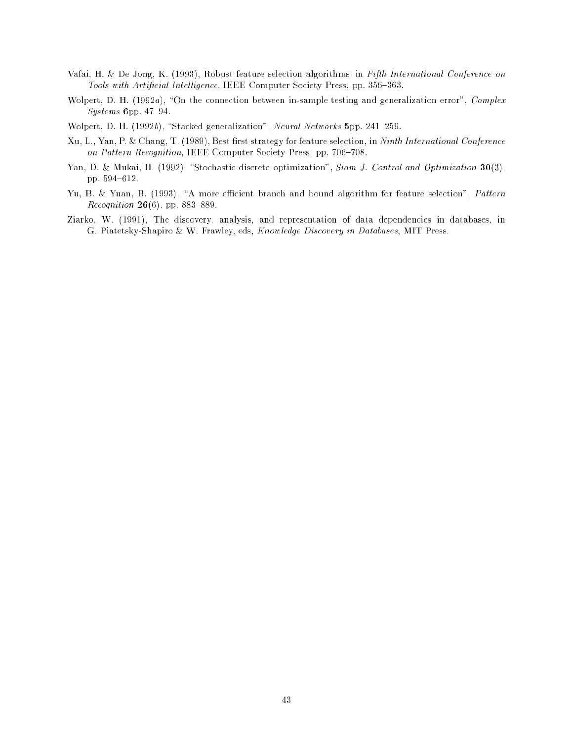Vafai, H. & De Jong, K. (1993), Robust feature selection algorithms, in *Fifth International Conference on Tools with Artificial Intelligence*, IEEE Computer Society Press, pp. 356–363.

Wolpert, D. H. (1992*a*), "On the connection between in-sample testing and generalization error", *Complex Systems* **6**pp. 47 94.

Wolpert, D. H. (1992*b*), "Stacked generalization", *Neural Networks* **5**pp. 241 259.

Xu, L., Yan, P. & Chang, T. (1989), Best first strategy for feature selection, in *Ninth International Conference on Pattern Recognition*, IEEE Computer Society Press, pp. 706–708.

Yan, D. & Mukai, H. (1992), "Stochastic discrete optimization", *Siam J. Control and Optimization* **30**(3), pp. 594–612.

Yu, B. & Yuan, B. (1993), "A more efficient branch and bound algorithm for feature selection", *Pattern Recognition* **26**(6), pp. 883–889.

Ziarko, W. (1991), The discovery, analysis, and representation of data dependencies in databases, in G. Piatetsky-Shapiro & W. Frawley, eds, *Knowledge Discovery in Databases*, MIT Press.